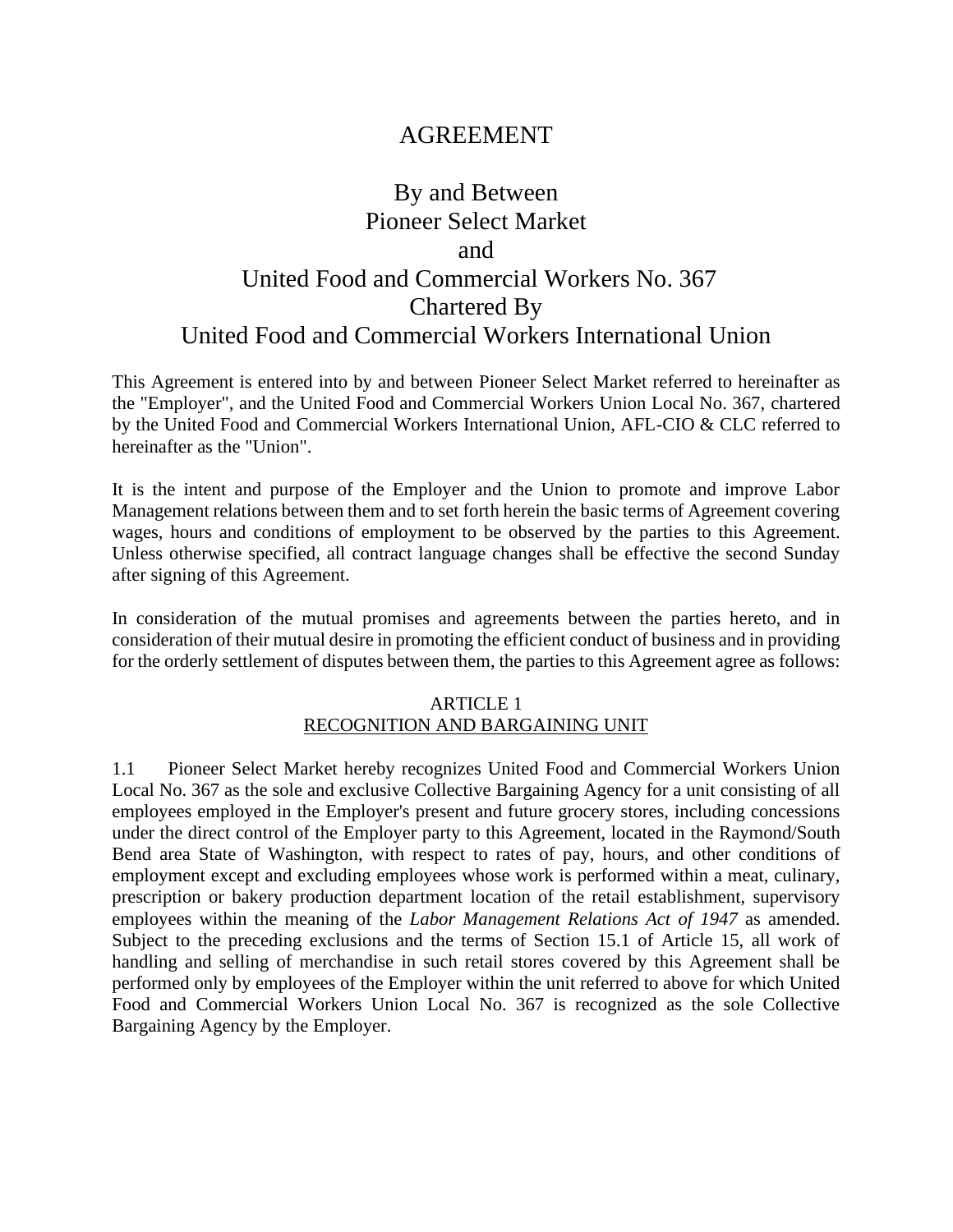# AGREEMENT

## By and Between
## Pioneer Select Market
## and
## United Food and Commercial Workers No. 367
## Chartered By
## United Food and Commercial Workers International Union

This Agreement is entered into by and between Pioneer Select Market referred to hereinafter as the "Employer", and the United Food and Commercial Workers Union Local No. 367, chartered by the United Food and Commercial Workers International Union, AFL-CIO & CLC referred to hereinafter as the "Union".

It is the intent and purpose of the Employer and the Union to promote and improve Labor Management relations between them and to set forth herein the basic terms of Agreement covering wages, hours and conditions of employment to be observed by the parties to this Agreement. Unless otherwise specified, all contract language changes shall be effective the second Sunday after signing of this Agreement.

In consideration of the mutual promises and agreements between the parties hereto, and in consideration of their mutual desire in promoting the efficient conduct of business and in providing for the orderly settlement of disputes between them, the parties to this Agreement agree as follows:

### ARTICLE 1
### RECOGNITION AND BARGAINING UNIT

1.1 Pioneer Select Market hereby recognizes United Food and Commercial Workers Union Local No. 367 as the sole and exclusive Collective Bargaining Agency for a unit consisting of all employees employed in the Employer's present and future grocery stores, including concessions under the direct control of the Employer party to this Agreement, located in the Raymond/South Bend area State of Washington, with respect to rates of pay, hours, and other conditions of employment except and excluding employees whose work is performed within a meat, culinary, prescription or bakery production department location of the retail establishment, supervisory employees within the meaning of the *Labor Management Relations Act of 1947* as amended. Subject to the preceding exclusions and the terms of Section 15.1 of Article 15, all work of handling and selling of merchandise in such retail stores covered by this Agreement shall be performed only by employees of the Employer within the unit referred to above for which United Food and Commercial Workers Union Local No. 367 is recognized as the sole Collective Bargaining Agency by the Employer.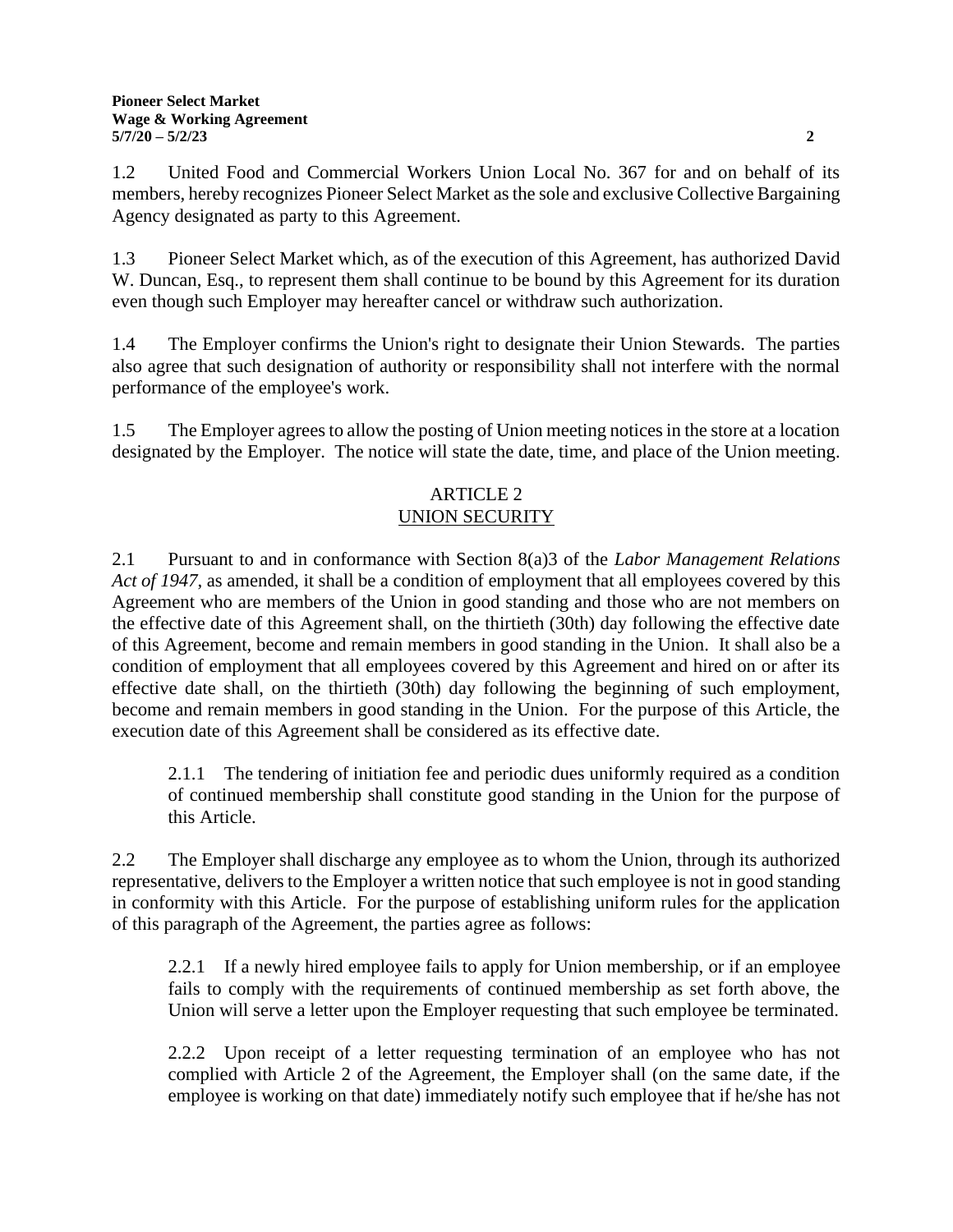1.2 United Food and Commercial Workers Union Local No. 367 for and on behalf of its members, hereby recognizes Pioneer Select Market as the sole and exclusive Collective Bargaining Agency designated as party to this Agreement.

1.3 Pioneer Select Market which, as of the execution of this Agreement, has authorized David W. Duncan, Esq., to represent them shall continue to be bound by this Agreement for its duration even though such Employer may hereafter cancel or withdraw such authorization.

1.4 The Employer confirms the Union's right to designate their Union Stewards. The parties also agree that such designation of authority or responsibility shall not interfere with the normal performance of the employee's work.

1.5 The Employer agrees to allow the posting of Union meeting notices in the store at a location designated by the Employer. The notice will state the date, time, and place of the Union meeting.

## ARTICLE 2
## UNION SECURITY

2.1 Pursuant to and in conformance with Section 8(a)3 of the *Labor Management Relations Act of 1947*, as amended, it shall be a condition of employment that all employees covered by this Agreement who are members of the Union in good standing and those who are not members on the effective date of this Agreement shall, on the thirtieth (30th) day following the effective date of this Agreement, become and remain members in good standing in the Union. It shall also be a condition of employment that all employees covered by this Agreement and hired on or after its effective date shall, on the thirtieth (30th) day following the beginning of such employment, become and remain members in good standing in the Union. For the purpose of this Article, the execution date of this Agreement shall be considered as its effective date.

> 2.1.1 The tendering of initiation fee and periodic dues uniformly required as a condition of continued membership shall constitute good standing in the Union for the purpose of this Article.

2.2 The Employer shall discharge any employee as to whom the Union, through its authorized representative, delivers to the Employer a written notice that such employee is not in good standing in conformity with this Article. For the purpose of establishing uniform rules for the application of this paragraph of the Agreement, the parties agree as follows:

> 2.2.1 If a newly hired employee fails to apply for Union membership, or if an employee fails to comply with the requirements of continued membership as set forth above, the Union will serve a letter upon the Employer requesting that such employee be terminated.
>
> 2.2.2 Upon receipt of a letter requesting termination of an employee who has not complied with Article 2 of the Agreement, the Employer shall (on the same date, if the employee is working on that date) immediately notify such employee that if he/she has not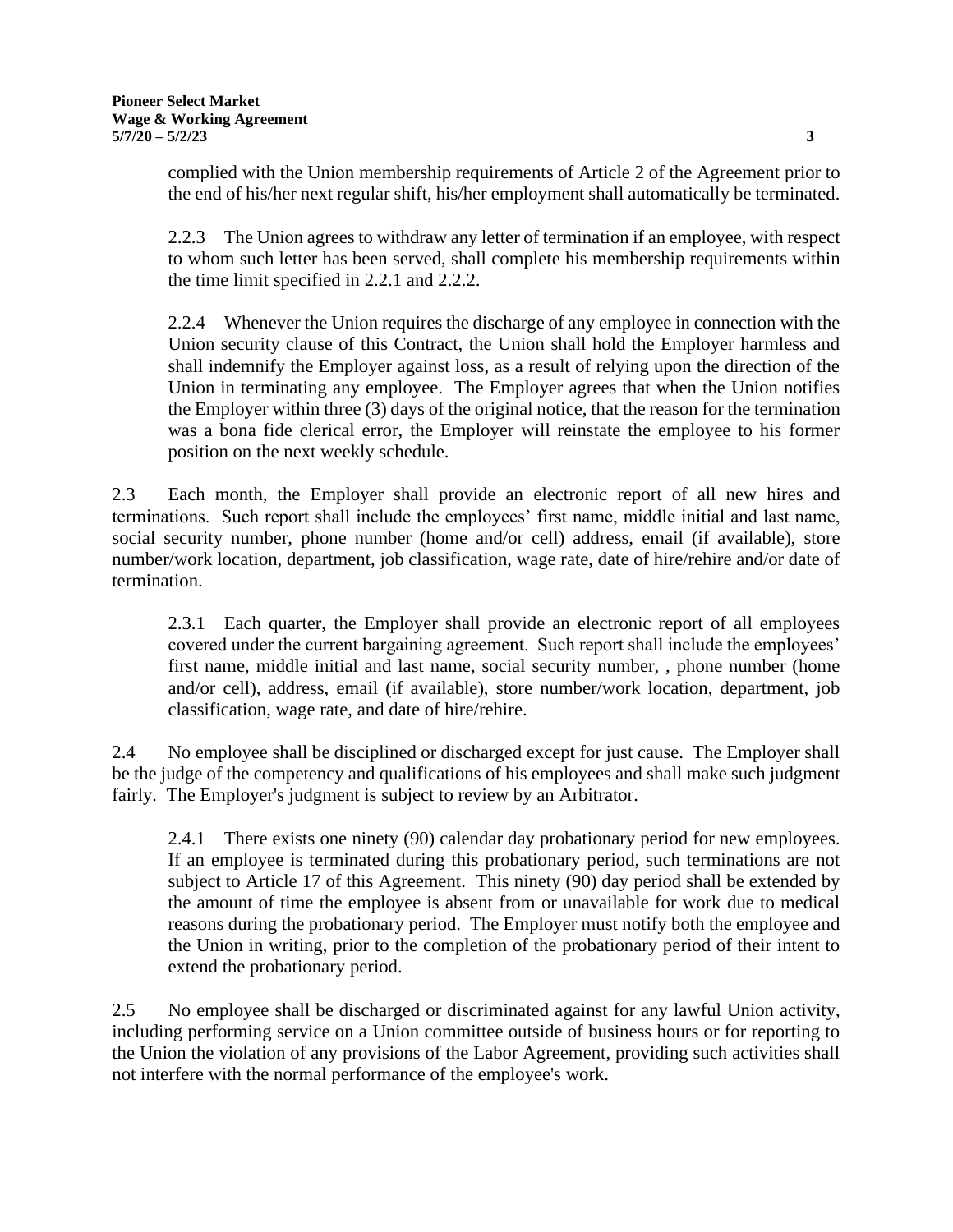complied with the Union membership requirements of Article 2 of the Agreement prior to the end of his/her next regular shift, his/her employment shall automatically be terminated.

2.2.3 The Union agrees to withdraw any letter of termination if an employee, with respect to whom such letter has been served, shall complete his membership requirements within the time limit specified in 2.2.1 and 2.2.2.

2.2.4 Whenever the Union requires the discharge of any employee in connection with the Union security clause of this Contract, the Union shall hold the Employer harmless and shall indemnify the Employer against loss, as a result of relying upon the direction of the Union in terminating any employee. The Employer agrees that when the Union notifies the Employer within three (3) days of the original notice, that the reason for the termination was a bona fide clerical error, the Employer will reinstate the employee to his former position on the next weekly schedule.

2.3 Each month, the Employer shall provide an electronic report of all new hires and terminations. Such report shall include the employees' first name, middle initial and last name, social security number, phone number (home and/or cell) address, email (if available), store number/work location, department, job classification, wage rate, date of hire/rehire and/or date of termination.

2.3.1 Each quarter, the Employer shall provide an electronic report of all employees covered under the current bargaining agreement. Such report shall include the employees' first name, middle initial and last name, social security number, , phone number (home and/or cell), address, email (if available), store number/work location, department, job classification, wage rate, and date of hire/rehire.

2.4 No employee shall be disciplined or discharged except for just cause. The Employer shall be the judge of the competency and qualifications of his employees and shall make such judgment fairly. The Employer's judgment is subject to review by an Arbitrator.

2.4.1 There exists one ninety (90) calendar day probationary period for new employees. If an employee is terminated during this probationary period, such terminations are not subject to Article 17 of this Agreement. This ninety (90) day period shall be extended by the amount of time the employee is absent from or unavailable for work due to medical reasons during the probationary period. The Employer must notify both the employee and the Union in writing, prior to the completion of the probationary period of their intent to extend the probationary period.

2.5 No employee shall be discharged or discriminated against for any lawful Union activity, including performing service on a Union committee outside of business hours or for reporting to the Union the violation of any provisions of the Labor Agreement, providing such activities shall not interfere with the normal performance of the employee's work.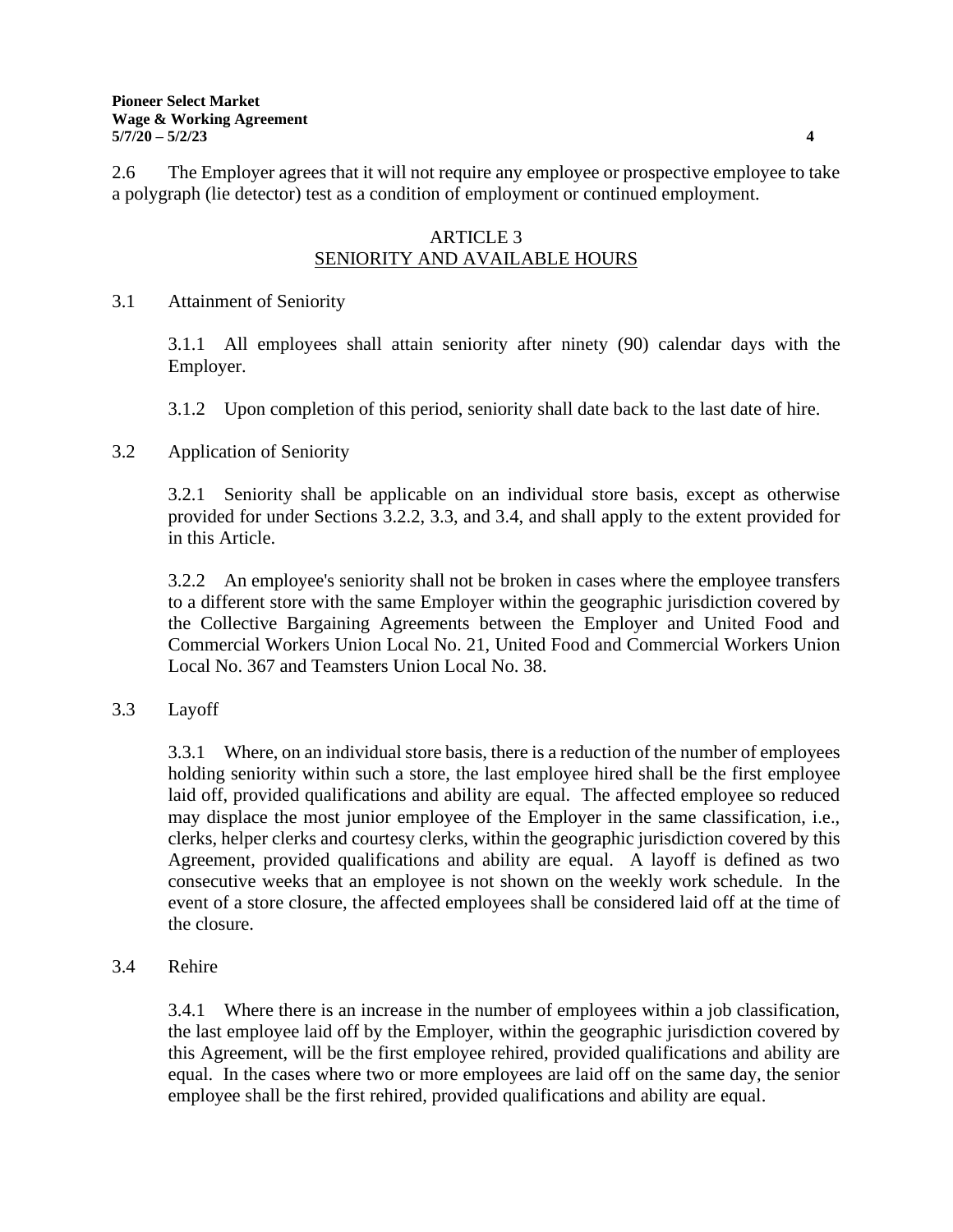2.6 The Employer agrees that it will not require any employee or prospective employee to take a polygraph (lie detector) test as a condition of employment or continued employment.

## ARTICLE 3
## SENIORITY AND AVAILABLE HOURS

3.1 Attainment of Seniority

3.1.1 All employees shall attain seniority after ninety (90) calendar days with the Employer.

3.1.2 Upon completion of this period, seniority shall date back to the last date of hire.

3.2 Application of Seniority

3.2.1 Seniority shall be applicable on an individual store basis, except as otherwise provided for under Sections 3.2.2, 3.3, and 3.4, and shall apply to the extent provided for in this Article.

3.2.2 An employee's seniority shall not be broken in cases where the employee transfers to a different store with the same Employer within the geographic jurisdiction covered by the Collective Bargaining Agreements between the Employer and United Food and Commercial Workers Union Local No. 21, United Food and Commercial Workers Union Local No. 367 and Teamsters Union Local No. 38.

3.3 Layoff

3.3.1 Where, on an individual store basis, there is a reduction of the number of employees holding seniority within such a store, the last employee hired shall be the first employee laid off, provided qualifications and ability are equal. The affected employee so reduced may displace the most junior employee of the Employer in the same classification, i.e., clerks, helper clerks and courtesy clerks, within the geographic jurisdiction covered by this Agreement, provided qualifications and ability are equal. A layoff is defined as two consecutive weeks that an employee is not shown on the weekly work schedule. In the event of a store closure, the affected employees shall be considered laid off at the time of the closure.

3.4 Rehire

3.4.1 Where there is an increase in the number of employees within a job classification, the last employee laid off by the Employer, within the geographic jurisdiction covered by this Agreement, will be the first employee rehired, provided qualifications and ability are equal. In the cases where two or more employees are laid off on the same day, the senior employee shall be the first rehired, provided qualifications and ability are equal.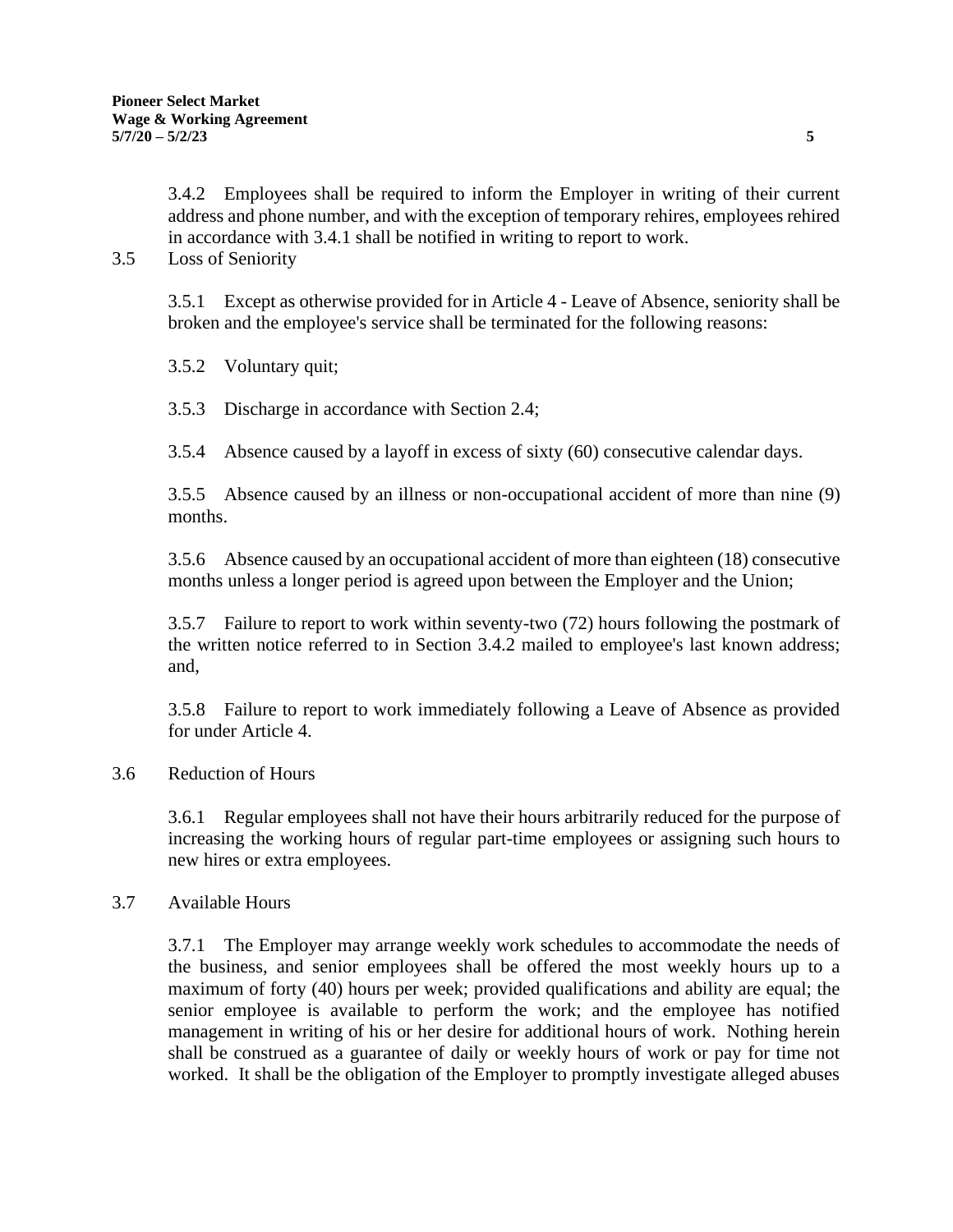3.4.2 Employees shall be required to inform the Employer in writing of their current address and phone number, and with the exception of temporary rehires, employees rehired in accordance with 3.4.1 shall be notified in writing to report to work.

3.5 Loss of Seniority

3.5.1 Except as otherwise provided for in Article 4 - Leave of Absence, seniority shall be broken and the employee's service shall be terminated for the following reasons:

3.5.2 Voluntary quit;

3.5.3 Discharge in accordance with Section 2.4;

3.5.4 Absence caused by a layoff in excess of sixty (60) consecutive calendar days.

3.5.5 Absence caused by an illness or non-occupational accident of more than nine (9) months.

3.5.6 Absence caused by an occupational accident of more than eighteen (18) consecutive months unless a longer period is agreed upon between the Employer and the Union;

3.5.7 Failure to report to work within seventy-two (72) hours following the postmark of the written notice referred to in Section 3.4.2 mailed to employee's last known address; and,

3.5.8 Failure to report to work immediately following a Leave of Absence as provided for under Article 4.

3.6 Reduction of Hours

3.6.1 Regular employees shall not have their hours arbitrarily reduced for the purpose of increasing the working hours of regular part-time employees or assigning such hours to new hires or extra employees.

3.7 Available Hours

3.7.1 The Employer may arrange weekly work schedules to accommodate the needs of the business, and senior employees shall be offered the most weekly hours up to a maximum of forty (40) hours per week; provided qualifications and ability are equal; the senior employee is available to perform the work; and the employee has notified management in writing of his or her desire for additional hours of work. Nothing herein shall be construed as a guarantee of daily or weekly hours of work or pay for time not worked. It shall be the obligation of the Employer to promptly investigate alleged abuses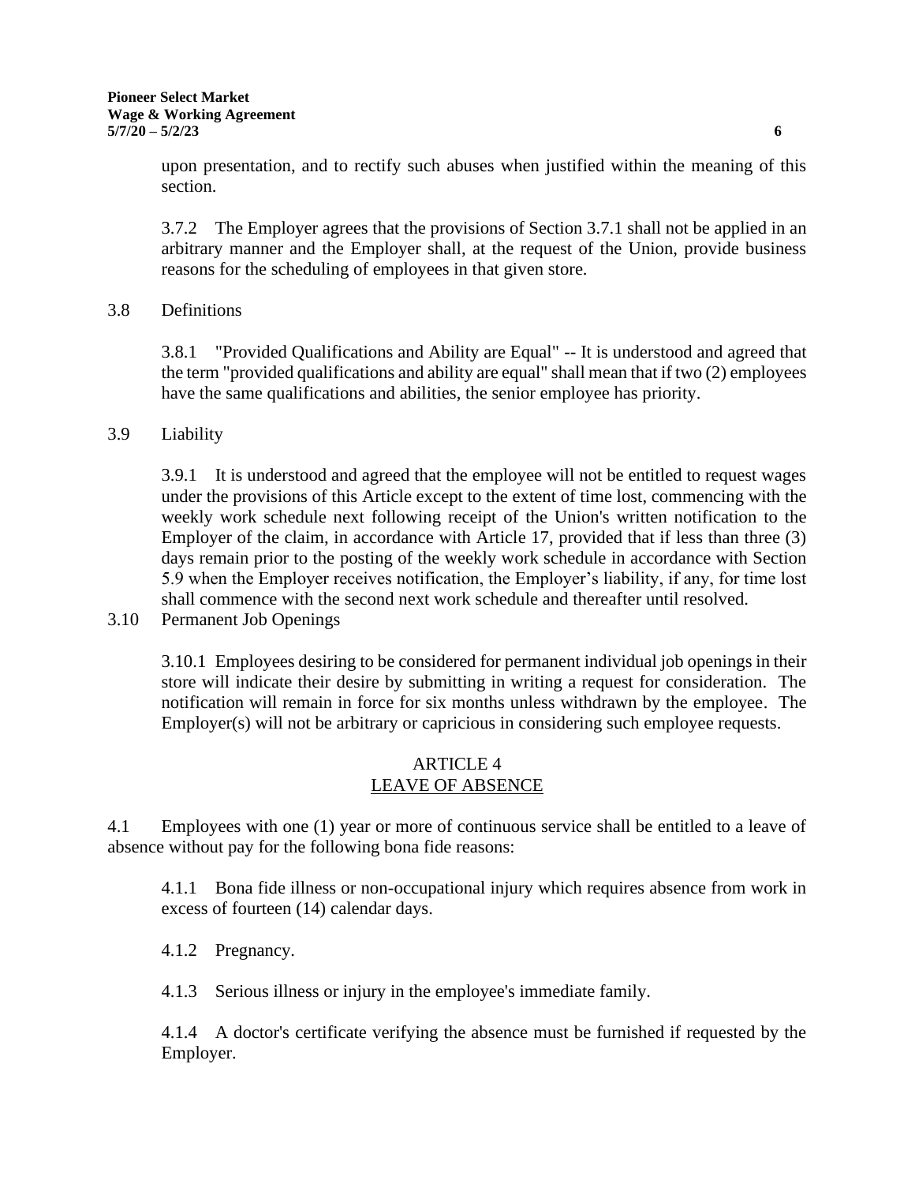upon presentation, and to rectify such abuses when justified within the meaning of this section.

3.7.2 The Employer agrees that the provisions of Section 3.7.1 shall not be applied in an arbitrary manner and the Employer shall, at the request of the Union, provide business reasons for the scheduling of employees in that given store.

3.8 Definitions

3.8.1 "Provided Qualifications and Ability are Equal" -- It is understood and agreed that the term "provided qualifications and ability are equal" shall mean that if two (2) employees have the same qualifications and abilities, the senior employee has priority.

3.9 Liability

3.9.1 It is understood and agreed that the employee will not be entitled to request wages under the provisions of this Article except to the extent of time lost, commencing with the weekly work schedule next following receipt of the Union's written notification to the Employer of the claim, in accordance with Article 17, provided that if less than three (3) days remain prior to the posting of the weekly work schedule in accordance with Section 5.9 when the Employer receives notification, the Employer's liability, if any, for time lost shall commence with the second next work schedule and thereafter until resolved.

3.10 Permanent Job Openings

3.10.1 Employees desiring to be considered for permanent individual job openings in their store will indicate their desire by submitting in writing a request for consideration. The notification will remain in force for six months unless withdrawn by the employee. The Employer(s) will not be arbitrary or capricious in considering such employee requests.

## ARTICLE 4
## LEAVE OF ABSENCE

4.1 Employees with one (1) year or more of continuous service shall be entitled to a leave of absence without pay for the following bona fide reasons:

4.1.1 Bona fide illness or non-occupational injury which requires absence from work in excess of fourteen (14) calendar days.

4.1.2 Pregnancy.

4.1.3 Serious illness or injury in the employee's immediate family.

4.1.4 A doctor's certificate verifying the absence must be furnished if requested by the Employer.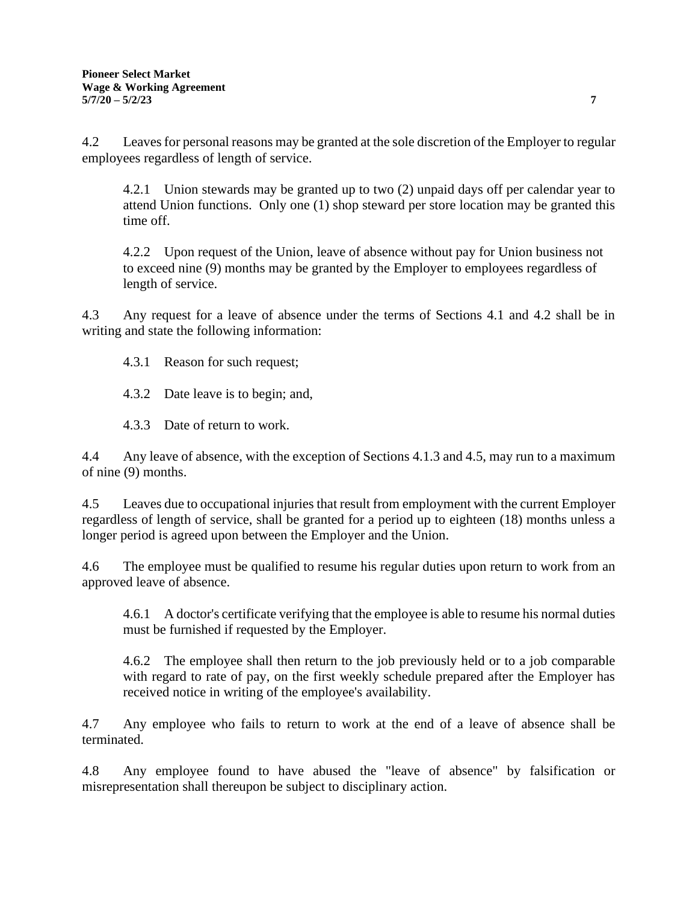4.2 Leaves for personal reasons may be granted at the sole discretion of the Employer to regular employees regardless of length of service.

> 4.2.1 Union stewards may be granted up to two (2) unpaid days off per calendar year to attend Union functions. Only one (1) shop steward per store location may be granted this time off.
>
> 4.2.2 Upon request of the Union, leave of absence without pay for Union business not to exceed nine (9) months may be granted by the Employer to employees regardless of length of service.

4.3 Any request for a leave of absence under the terms of Sections 4.1 and 4.2 shall be in writing and state the following information:

> 4.3.1 Reason for such request;
>
> 4.3.2 Date leave is to begin; and,
>
> 4.3.3 Date of return to work.

4.4 Any leave of absence, with the exception of Sections 4.1.3 and 4.5, may run to a maximum of nine (9) months.

4.5 Leaves due to occupational injuries that result from employment with the current Employer regardless of length of service, shall be granted for a period up to eighteen (18) months unless a longer period is agreed upon between the Employer and the Union.

4.6 The employee must be qualified to resume his regular duties upon return to work from an approved leave of absence.

> 4.6.1 A doctor's certificate verifying that the employee is able to resume his normal duties must be furnished if requested by the Employer.
>
> 4.6.2 The employee shall then return to the job previously held or to a job comparable with regard to rate of pay, on the first weekly schedule prepared after the Employer has received notice in writing of the employee's availability.

4.7 Any employee who fails to return to work at the end of a leave of absence shall be terminated.

4.8 Any employee found to have abused the "leave of absence" by falsification or misrepresentation shall thereupon be subject to disciplinary action.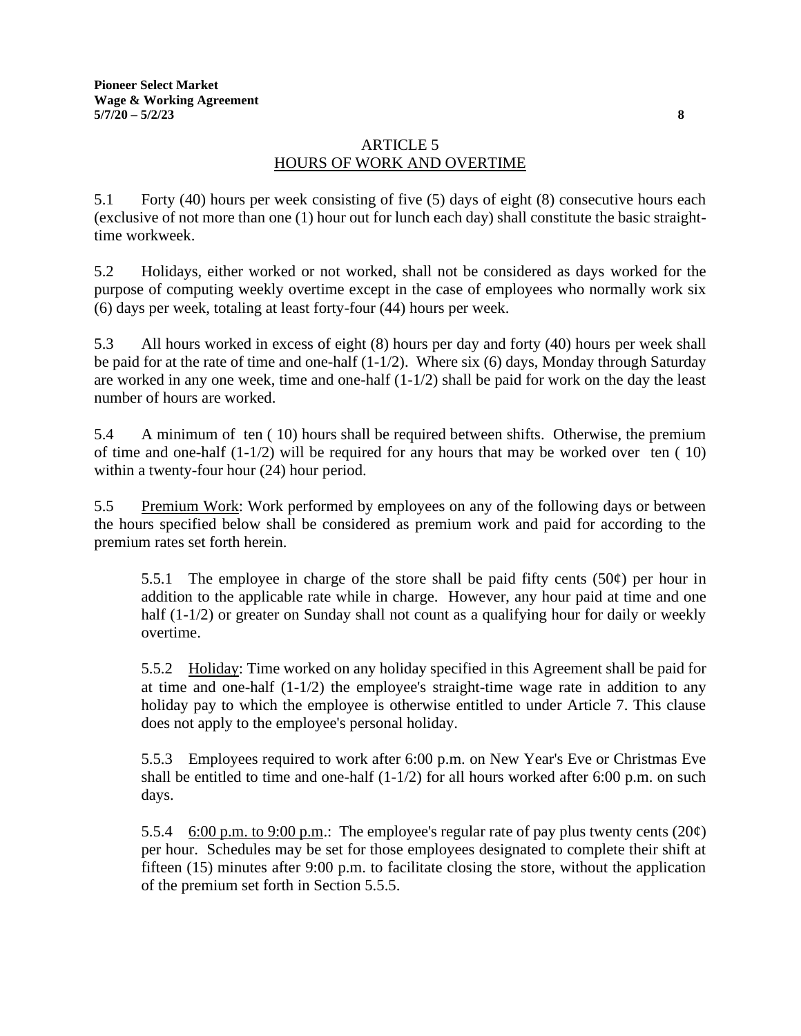# ARTICLE 5
## HOURS OF WORK AND OVERTIME

5.1 Forty (40) hours per week consisting of five (5) days of eight (8) consecutive hours each (exclusive of not more than one (1) hour out for lunch each day) shall constitute the basic straight-time workweek.

5.2 Holidays, either worked or not worked, shall not be considered as days worked for the purpose of computing weekly overtime except in the case of employees who normally work six (6) days per week, totaling at least forty-four (44) hours per week.

5.3 All hours worked in excess of eight (8) hours per day and forty (40) hours per week shall be paid for at the rate of time and one-half (1-1/2). Where six (6) days, Monday through Saturday are worked in any one week, time and one-half (1-1/2) shall be paid for work on the day the least number of hours are worked.

5.4 A minimum of ten ( 10) hours shall be required between shifts. Otherwise, the premium of time and one-half (1-1/2) will be required for any hours that may be worked over ten ( 10) within a twenty-four hour (24) hour period.

5.5 Premium Work: Work performed by employees on any of the following days or between the hours specified below shall be considered as premium work and paid for according to the premium rates set forth herein.

> 5.5.1 The employee in charge of the store shall be paid fifty cents (50¢) per hour in addition to the applicable rate while in charge. However, any hour paid at time and one half (1-1/2) or greater on Sunday shall not count as a qualifying hour for daily or weekly overtime.
>
> 5.5.2 Holiday: Time worked on any holiday specified in this Agreement shall be paid for at time and one-half (1-1/2) the employee's straight-time wage rate in addition to any holiday pay to which the employee is otherwise entitled to under Article 7. This clause does not apply to the employee's personal holiday.
>
> 5.5.3 Employees required to work after 6:00 p.m. on New Year's Eve or Christmas Eve shall be entitled to time and one-half (1-1/2) for all hours worked after 6:00 p.m. on such days.
>
> 5.5.4 6:00 p.m. to 9:00 p.m.: The employee's regular rate of pay plus twenty cents (20¢) per hour. Schedules may be set for those employees designated to complete their shift at fifteen (15) minutes after 9:00 p.m. to facilitate closing the store, without the application of the premium set forth in Section 5.5.5.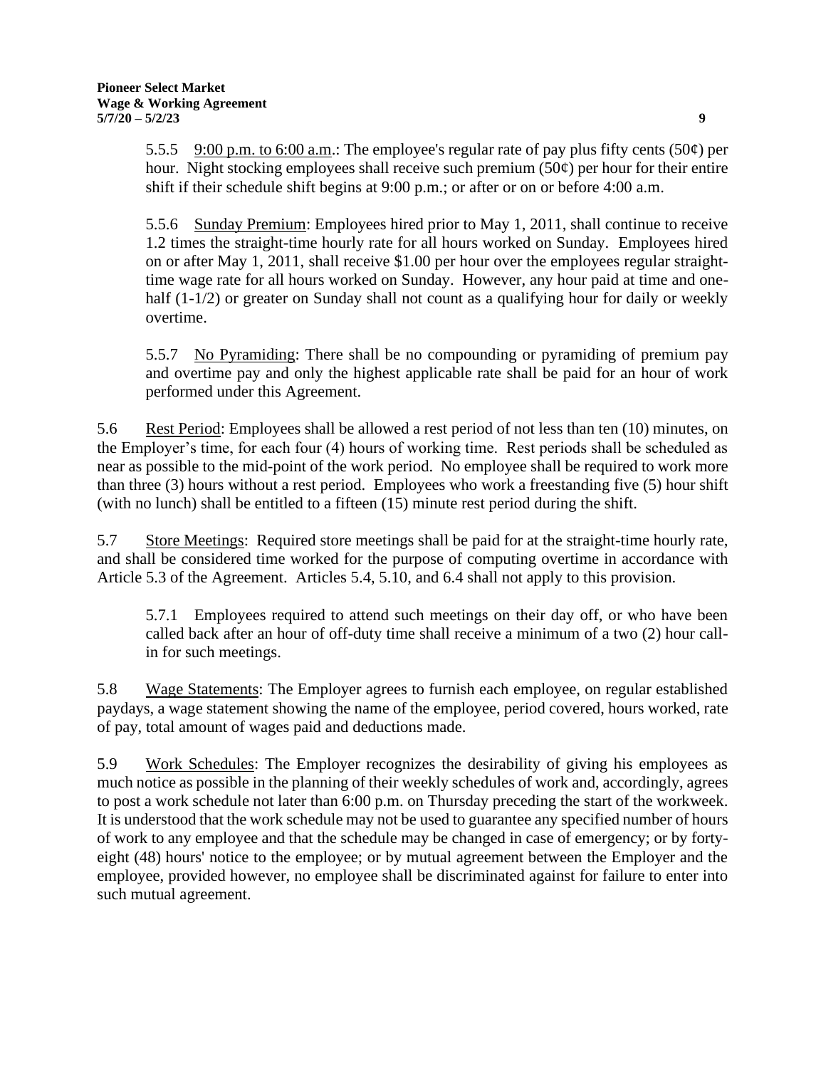5.5.5 9:00 p.m. to 6:00 a.m.: The employee's regular rate of pay plus fifty cents (50¢) per hour. Night stocking employees shall receive such premium (50¢) per hour for their entire shift if their schedule shift begins at 9:00 p.m.; or after or on or before 4:00 a.m.

5.5.6 Sunday Premium: Employees hired prior to May 1, 2011, shall continue to receive 1.2 times the straight-time hourly rate for all hours worked on Sunday. Employees hired on or after May 1, 2011, shall receive $1.00 per hour over the employees regular straight-time wage rate for all hours worked on Sunday. However, any hour paid at time and one-half (1-1/2) or greater on Sunday shall not count as a qualifying hour for daily or weekly overtime.

5.5.7 No Pyramiding: There shall be no compounding or pyramiding of premium pay and overtime pay and only the highest applicable rate shall be paid for an hour of work performed under this Agreement.

5.6 Rest Period: Employees shall be allowed a rest period of not less than ten (10) minutes, on the Employer's time, for each four (4) hours of working time. Rest periods shall be scheduled as near as possible to the mid-point of the work period. No employee shall be required to work more than three (3) hours without a rest period. Employees who work a freestanding five (5) hour shift (with no lunch) shall be entitled to a fifteen (15) minute rest period during the shift.

5.7 Store Meetings: Required store meetings shall be paid for at the straight-time hourly rate, and shall be considered time worked for the purpose of computing overtime in accordance with Article 5.3 of the Agreement. Articles 5.4, 5.10, and 6.4 shall not apply to this provision.

5.7.1 Employees required to attend such meetings on their day off, or who have been called back after an hour of off-duty time shall receive a minimum of a two (2) hour call-in for such meetings.

5.8 Wage Statements: The Employer agrees to furnish each employee, on regular established paydays, a wage statement showing the name of the employee, period covered, hours worked, rate of pay, total amount of wages paid and deductions made.

5.9 Work Schedules: The Employer recognizes the desirability of giving his employees as much notice as possible in the planning of their weekly schedules of work and, accordingly, agrees to post a work schedule not later than 6:00 p.m. on Thursday preceding the start of the workweek. It is understood that the work schedule may not be used to guarantee any specified number of hours of work to any employee and that the schedule may be changed in case of emergency; or by forty-eight (48) hours' notice to the employee; or by mutual agreement between the Employer and the employee, provided however, no employee shall be discriminated against for failure to enter into such mutual agreement.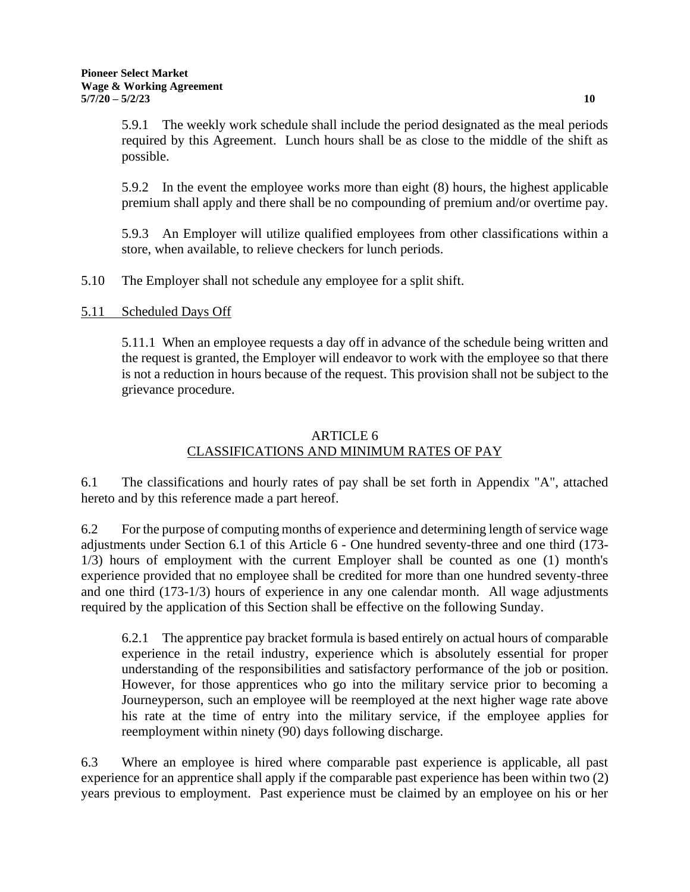5.9.1 The weekly work schedule shall include the period designated as the meal periods required by this Agreement. Lunch hours shall be as close to the middle of the shift as possible.

5.9.2 In the event the employee works more than eight (8) hours, the highest applicable premium shall apply and there shall be no compounding of premium and/or overtime pay.

5.9.3 An Employer will utilize qualified employees from other classifications within a store, when available, to relieve checkers for lunch periods.

5.10 The Employer shall not schedule any employee for a split shift.

5.11 Scheduled Days Off

5.11.1 When an employee requests a day off in advance of the schedule being written and the request is granted, the Employer will endeavor to work with the employee so that there is not a reduction in hours because of the request. This provision shall not be subject to the grievance procedure.

## ARTICLE 6
## CLASSIFICATIONS AND MINIMUM RATES OF PAY

6.1 The classifications and hourly rates of pay shall be set forth in Appendix "A", attached hereto and by this reference made a part hereof.

6.2 For the purpose of computing months of experience and determining length of service wage adjustments under Section 6.1 of this Article 6 - One hundred seventy-three and one third (173-1/3) hours of employment with the current Employer shall be counted as one (1) month's experience provided that no employee shall be credited for more than one hundred seventy-three and one third (173-1/3) hours of experience in any one calendar month. All wage adjustments required by the application of this Section shall be effective on the following Sunday.

6.2.1 The apprentice pay bracket formula is based entirely on actual hours of comparable experience in the retail industry, experience which is absolutely essential for proper understanding of the responsibilities and satisfactory performance of the job or position. However, for those apprentices who go into the military service prior to becoming a Journeyperson, such an employee will be reemployed at the next higher wage rate above his rate at the time of entry into the military service, if the employee applies for reemployment within ninety (90) days following discharge.

6.3 Where an employee is hired where comparable past experience is applicable, all past experience for an apprentice shall apply if the comparable past experience has been within two (2) years previous to employment. Past experience must be claimed by an employee on his or her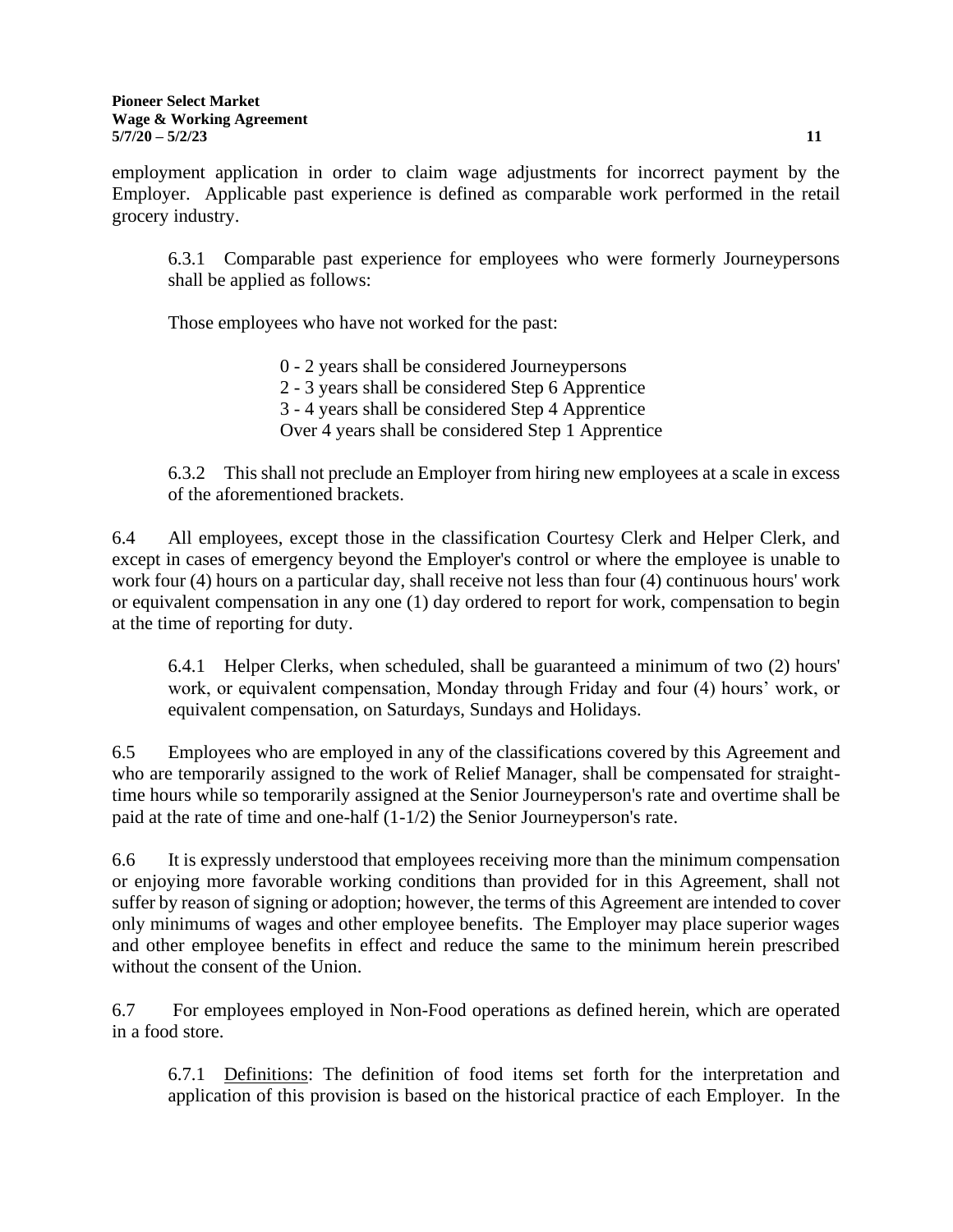employment application in order to claim wage adjustments for incorrect payment by the Employer. Applicable past experience is defined as comparable work performed in the retail grocery industry.

6.3.1 Comparable past experience for employees who were formerly Journeypersons shall be applied as follows:

Those employees who have not worked for the past:

0 - 2 years shall be considered Journeypersons
2 - 3 years shall be considered Step 6 Apprentice
3 - 4 years shall be considered Step 4 Apprentice
Over 4 years shall be considered Step 1 Apprentice

6.3.2 This shall not preclude an Employer from hiring new employees at a scale in excess of the aforementioned brackets.

6.4 All employees, except those in the classification Courtesy Clerk and Helper Clerk, and except in cases of emergency beyond the Employer's control or where the employee is unable to work four (4) hours on a particular day, shall receive not less than four (4) continuous hours' work or equivalent compensation in any one (1) day ordered to report for work, compensation to begin at the time of reporting for duty.

6.4.1 Helper Clerks, when scheduled, shall be guaranteed a minimum of two (2) hours' work, or equivalent compensation, Monday through Friday and four (4) hours' work, or equivalent compensation, on Saturdays, Sundays and Holidays.

6.5 Employees who are employed in any of the classifications covered by this Agreement and who are temporarily assigned to the work of Relief Manager, shall be compensated for straight-time hours while so temporarily assigned at the Senior Journeyperson's rate and overtime shall be paid at the rate of time and one-half (1-1/2) the Senior Journeyperson's rate.

6.6 It is expressly understood that employees receiving more than the minimum compensation or enjoying more favorable working conditions than provided for in this Agreement, shall not suffer by reason of signing or adoption; however, the terms of this Agreement are intended to cover only minimums of wages and other employee benefits. The Employer may place superior wages and other employee benefits in effect and reduce the same to the minimum herein prescribed without the consent of the Union.

6.7 For employees employed in Non-Food operations as defined herein, which are operated in a food store.

6.7.1 Definitions: The definition of food items set forth for the interpretation and application of this provision is based on the historical practice of each Employer. In the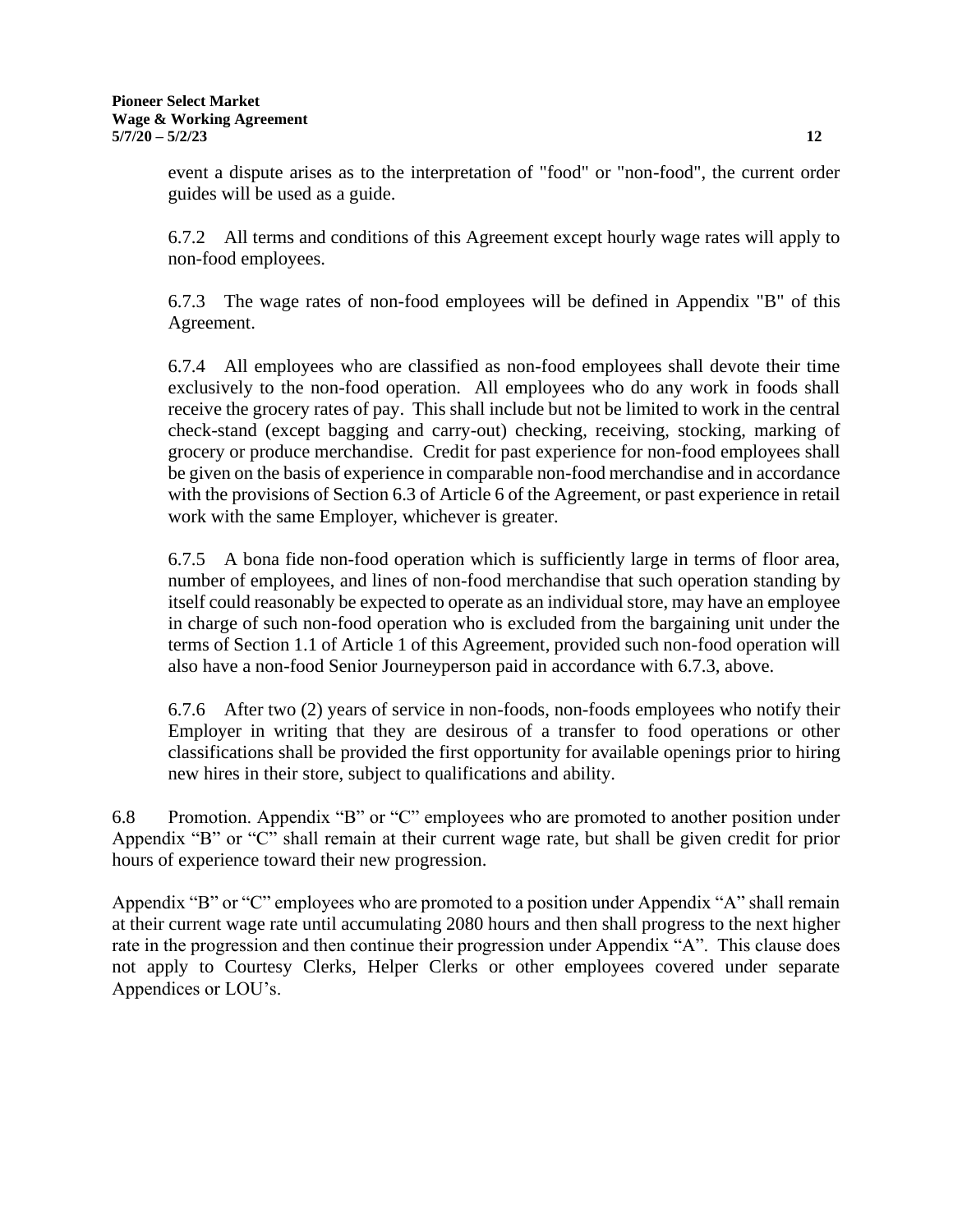event a dispute arises as to the interpretation of "food" or "non-food", the current order guides will be used as a guide.

6.7.2 All terms and conditions of this Agreement except hourly wage rates will apply to non-food employees.

6.7.3 The wage rates of non-food employees will be defined in Appendix "B" of this Agreement.

6.7.4 All employees who are classified as non-food employees shall devote their time exclusively to the non-food operation. All employees who do any work in foods shall receive the grocery rates of pay. This shall include but not be limited to work in the central check-stand (except bagging and carry-out) checking, receiving, stocking, marking of grocery or produce merchandise. Credit for past experience for non-food employees shall be given on the basis of experience in comparable non-food merchandise and in accordance with the provisions of Section 6.3 of Article 6 of the Agreement, or past experience in retail work with the same Employer, whichever is greater.

6.7.5 A bona fide non-food operation which is sufficiently large in terms of floor area, number of employees, and lines of non-food merchandise that such operation standing by itself could reasonably be expected to operate as an individual store, may have an employee in charge of such non-food operation who is excluded from the bargaining unit under the terms of Section 1.1 of Article 1 of this Agreement, provided such non-food operation will also have a non-food Senior Journeyperson paid in accordance with 6.7.3, above.

6.7.6 After two (2) years of service in non-foods, non-foods employees who notify their Employer in writing that they are desirous of a transfer to food operations or other classifications shall be provided the first opportunity for available openings prior to hiring new hires in their store, subject to qualifications and ability.

6.8 Promotion. Appendix "B" or "C" employees who are promoted to another position under Appendix "B" or "C" shall remain at their current wage rate, but shall be given credit for prior hours of experience toward their new progression.

Appendix "B" or "C" employees who are promoted to a position under Appendix "A" shall remain at their current wage rate until accumulating 2080 hours and then shall progress to the next higher rate in the progression and then continue their progression under Appendix "A". This clause does not apply to Courtesy Clerks, Helper Clerks or other employees covered under separate Appendices or LOU's.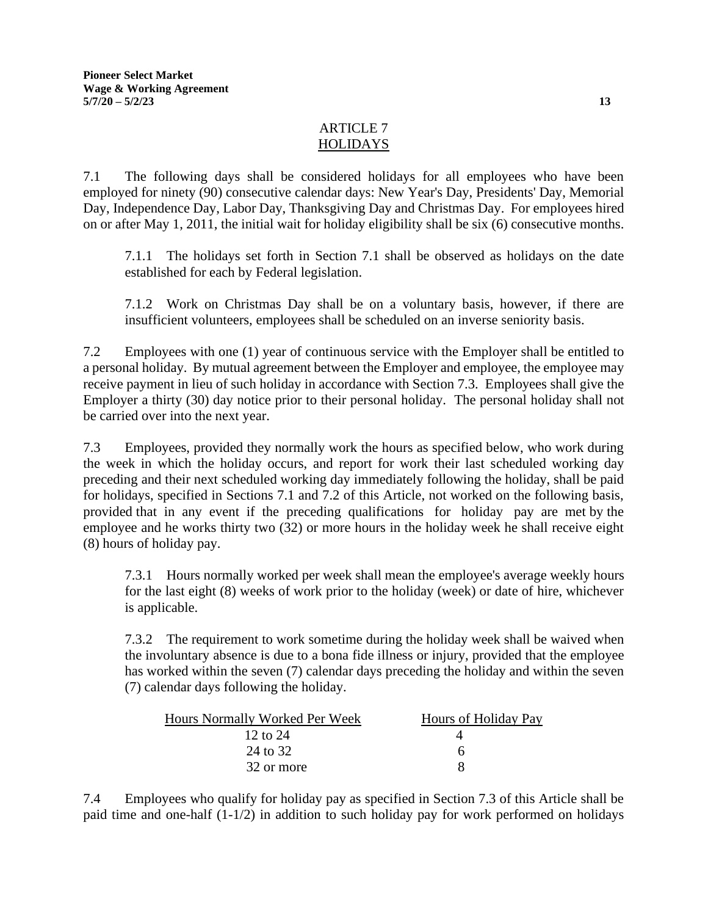# ARTICLE 7
## HOLIDAYS

7.1 The following days shall be considered holidays for all employees who have been employed for ninety (90) consecutive calendar days: New Year's Day, Presidents' Day, Memorial Day, Independence Day, Labor Day, Thanksgiving Day and Christmas Day. For employees hired on or after May 1, 2011, the initial wait for holiday eligibility shall be six (6) consecutive months.

7.1.1 The holidays set forth in Section 7.1 shall be observed as holidays on the date established for each by Federal legislation.

7.1.2 Work on Christmas Day shall be on a voluntary basis, however, if there are insufficient volunteers, employees shall be scheduled on an inverse seniority basis.

7.2 Employees with one (1) year of continuous service with the Employer shall be entitled to a personal holiday. By mutual agreement between the Employer and employee, the employee may receive payment in lieu of such holiday in accordance with Section 7.3. Employees shall give the Employer a thirty (30) day notice prior to their personal holiday. The personal holiday shall not be carried over into the next year.

7.3 Employees, provided they normally work the hours as specified below, who work during the week in which the holiday occurs, and report for work their last scheduled working day preceding and their next scheduled working day immediately following the holiday, shall be paid for holidays, specified in Sections 7.1 and 7.2 of this Article, not worked on the following basis, provided that in any event if the preceding qualifications for holiday pay are met by the employee and he works thirty two (32) or more hours in the holiday week he shall receive eight (8) hours of holiday pay.

7.3.1 Hours normally worked per week shall mean the employee's average weekly hours for the last eight (8) weeks of work prior to the holiday (week) or date of hire, whichever is applicable.

7.3.2 The requirement to work sometime during the holiday week shall be waived when the involuntary absence is due to a bona fide illness or injury, provided that the employee has worked within the seven (7) calendar days preceding the holiday and within the seven (7) calendar days following the holiday.

| Hours Normally Worked Per Week | Hours of Holiday Pay |
|---|---|
| 12 to 24 | 4 |
| 24 to 32 | 6 |
| 32 or more | 8 |

7.4 Employees who qualify for holiday pay as specified in Section 7.3 of this Article shall be paid time and one-half (1-1/2) in addition to such holiday pay for work performed on holidays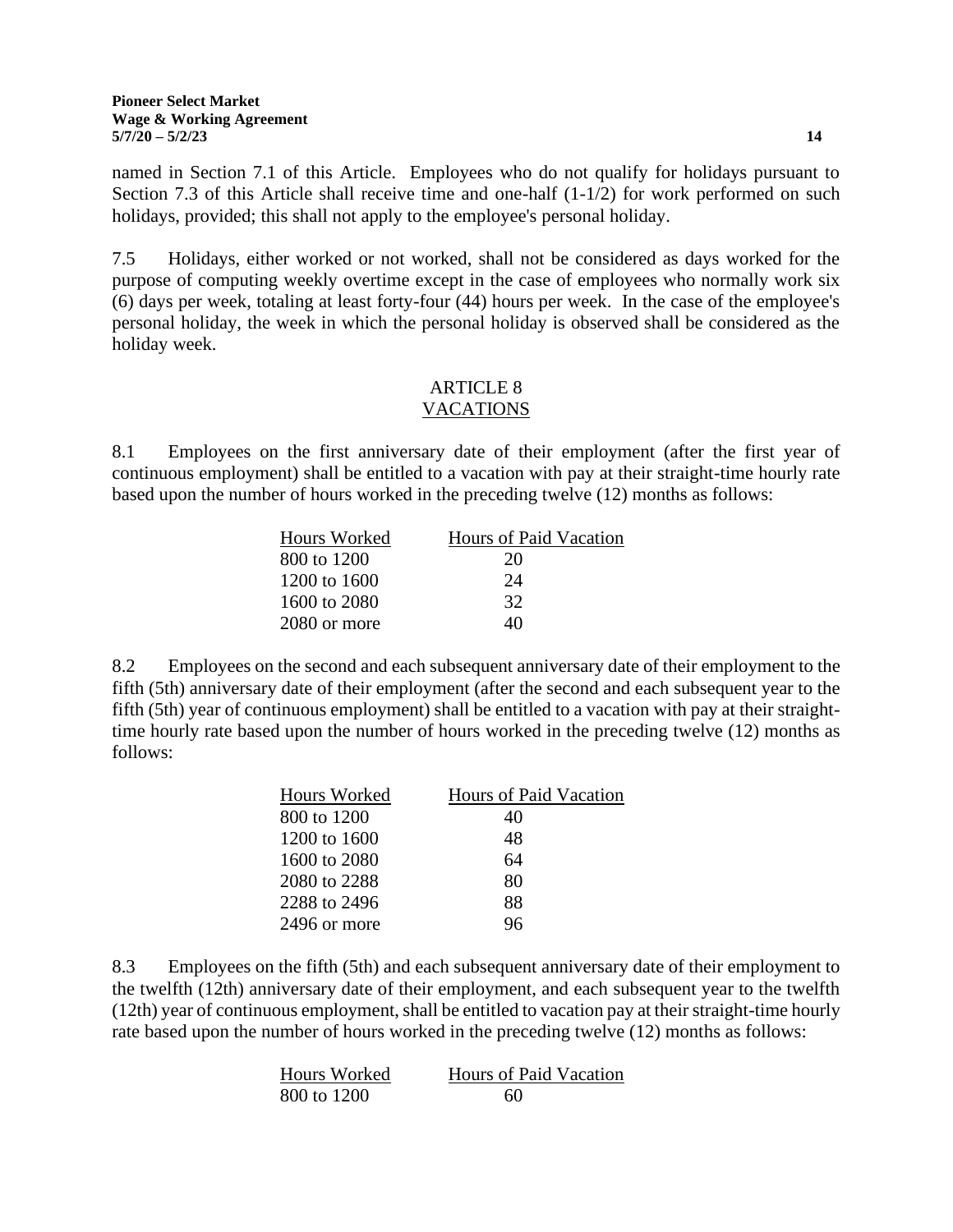named in Section 7.1 of this Article. Employees who do not qualify for holidays pursuant to Section 7.3 of this Article shall receive time and one-half (1-1/2) for work performed on such holidays, provided; this shall not apply to the employee's personal holiday.

7.5 Holidays, either worked or not worked, shall not be considered as days worked for the purpose of computing weekly overtime except in the case of employees who normally work six (6) days per week, totaling at least forty-four (44) hours per week. In the case of the employee's personal holiday, the week in which the personal holiday is observed shall be considered as the holiday week.

## ARTICLE 8
## VACATIONS

8.1 Employees on the first anniversary date of their employment (after the first year of continuous employment) shall be entitled to a vacation with pay at their straight-time hourly rate based upon the number of hours worked in the preceding twelve (12) months as follows:

| Hours Worked | Hours of Paid Vacation |
|---|---|
| 800 to 1200 | 20 |
| 1200 to 1600 | 24 |
| 1600 to 2080 | 32 |
| 2080 or more | 40 |

8.2 Employees on the second and each subsequent anniversary date of their employment to the fifth (5th) anniversary date of their employment (after the second and each subsequent year to the fifth (5th) year of continuous employment) shall be entitled to a vacation with pay at their straight-time hourly rate based upon the number of hours worked in the preceding twelve (12) months as follows:

| Hours Worked | Hours of Paid Vacation |
|---|---|
| 800 to 1200 | 40 |
| 1200 to 1600 | 48 |
| 1600 to 2080 | 64 |
| 2080 to 2288 | 80 |
| 2288 to 2496 | 88 |
| 2496 or more | 96 |

8.3 Employees on the fifth (5th) and each subsequent anniversary date of their employment to the twelfth (12th) anniversary date of their employment, and each subsequent year to the twelfth (12th) year of continuous employment, shall be entitled to vacation pay at their straight-time hourly rate based upon the number of hours worked in the preceding twelve (12) months as follows:

| Hours Worked | Hours of Paid Vacation |
|---|---|
| 800 to 1200 | 60 |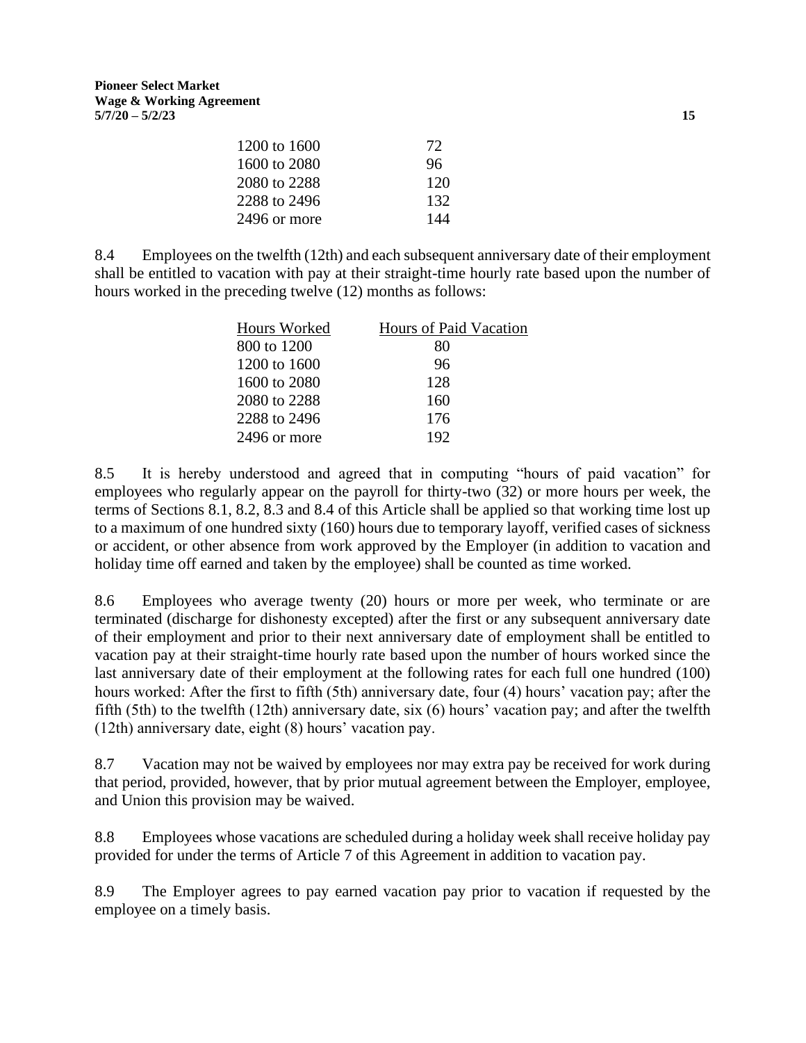| | |
|---|---|
| 1200 to 1600 | 72 |
| 1600 to 2080 | 96 |
| 2080 to 2288 | 120 |
| 2288 to 2496 | 132 |
| 2496 or more | 144 |

8.4 Employees on the twelfth (12th) and each subsequent anniversary date of their employment shall be entitled to vacation with pay at their straight-time hourly rate based upon the number of hours worked in the preceding twelve (12) months as follows:

| Hours Worked | Hours of Paid Vacation |
|---|---|
| 800 to 1200 | 80 |
| 1200 to 1600 | 96 |
| 1600 to 2080 | 128 |
| 2080 to 2288 | 160 |
| 2288 to 2496 | 176 |
| 2496 or more | 192 |

8.5 It is hereby understood and agreed that in computing "hours of paid vacation" for employees who regularly appear on the payroll for thirty-two (32) or more hours per week, the terms of Sections 8.1, 8.2, 8.3 and 8.4 of this Article shall be applied so that working time lost up to a maximum of one hundred sixty (160) hours due to temporary layoff, verified cases of sickness or accident, or other absence from work approved by the Employer (in addition to vacation and holiday time off earned and taken by the employee) shall be counted as time worked.

8.6 Employees who average twenty (20) hours or more per week, who terminate or are terminated (discharge for dishonesty excepted) after the first or any subsequent anniversary date of their employment and prior to their next anniversary date of employment shall be entitled to vacation pay at their straight-time hourly rate based upon the number of hours worked since the last anniversary date of their employment at the following rates for each full one hundred (100) hours worked: After the first to fifth (5th) anniversary date, four (4) hours' vacation pay; after the fifth (5th) to the twelfth (12th) anniversary date, six (6) hours' vacation pay; and after the twelfth (12th) anniversary date, eight (8) hours' vacation pay.

8.7 Vacation may not be waived by employees nor may extra pay be received for work during that period, provided, however, that by prior mutual agreement between the Employer, employee, and Union this provision may be waived.

8.8 Employees whose vacations are scheduled during a holiday week shall receive holiday pay provided for under the terms of Article 7 of this Agreement in addition to vacation pay.

8.9 The Employer agrees to pay earned vacation pay prior to vacation if requested by the employee on a timely basis.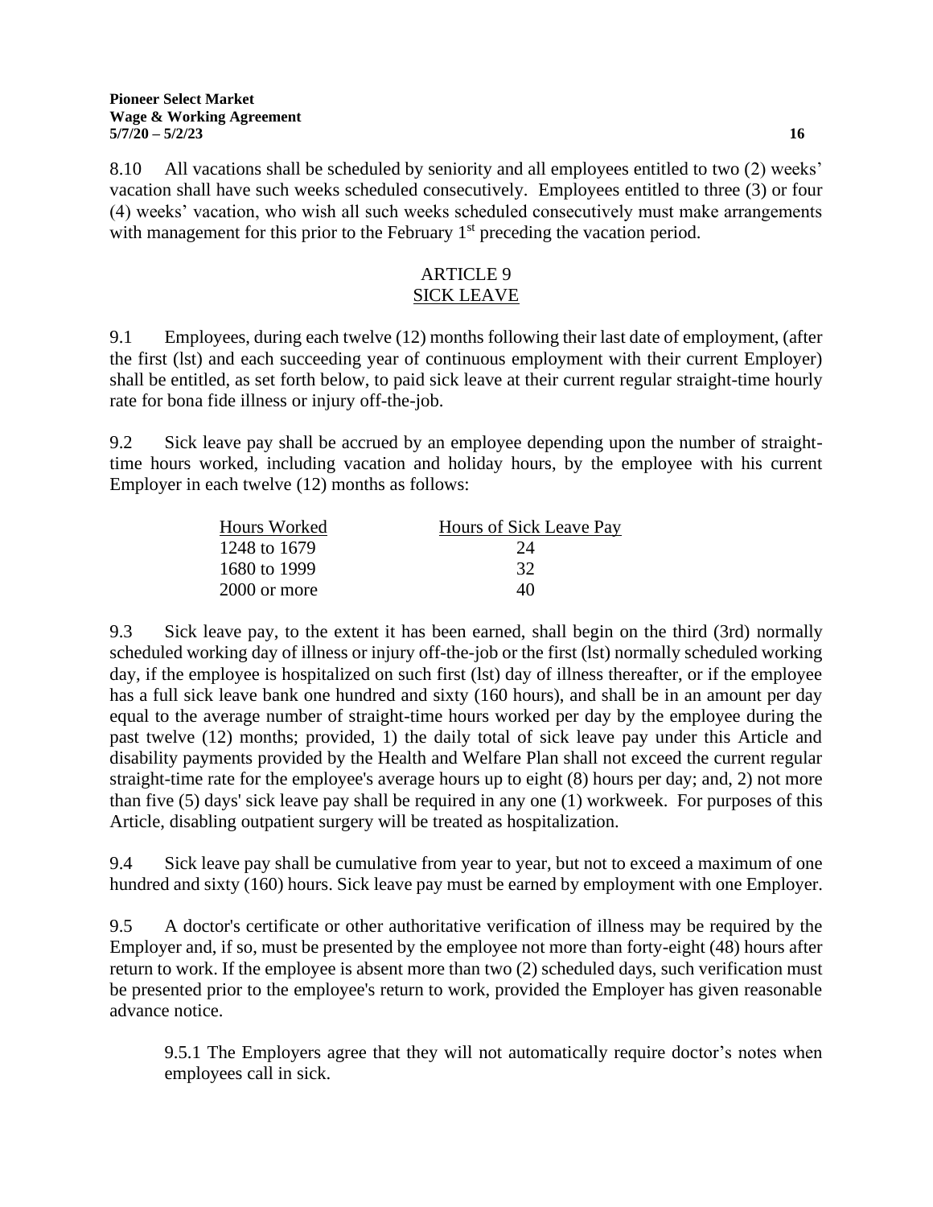8.10 All vacations shall be scheduled by seniority and all employees entitled to two (2) weeks' vacation shall have such weeks scheduled consecutively. Employees entitled to three (3) or four (4) weeks' vacation, who wish all such weeks scheduled consecutively must make arrangements with management for this prior to the February 1st preceding the vacation period.

## ARTICLE 9
## SICK LEAVE

9.1 Employees, during each twelve (12) months following their last date of employment, (after the first (lst) and each succeeding year of continuous employment with their current Employer) shall be entitled, as set forth below, to paid sick leave at their current regular straight-time hourly rate for bona fide illness or injury off-the-job.

9.2 Sick leave pay shall be accrued by an employee depending upon the number of straight-time hours worked, including vacation and holiday hours, by the employee with his current Employer in each twelve (12) months as follows:

| Hours Worked | Hours of Sick Leave Pay |
|---|---|
| 1248 to 1679 | 24 |
| 1680 to 1999 | 32 |
| 2000 or more | 40 |

9.3 Sick leave pay, to the extent it has been earned, shall begin on the third (3rd) normally scheduled working day of illness or injury off-the-job or the first (lst) normally scheduled working day, if the employee is hospitalized on such first (lst) day of illness thereafter, or if the employee has a full sick leave bank one hundred and sixty (160 hours), and shall be in an amount per day equal to the average number of straight-time hours worked per day by the employee during the past twelve (12) months; provided, 1) the daily total of sick leave pay under this Article and disability payments provided by the Health and Welfare Plan shall not exceed the current regular straight-time rate for the employee's average hours up to eight (8) hours per day; and, 2) not more than five (5) days' sick leave pay shall be required in any one (1) workweek. For purposes of this Article, disabling outpatient surgery will be treated as hospitalization.

9.4 Sick leave pay shall be cumulative from year to year, but not to exceed a maximum of one hundred and sixty (160) hours. Sick leave pay must be earned by employment with one Employer.

9.5 A doctor's certificate or other authoritative verification of illness may be required by the Employer and, if so, must be presented by the employee not more than forty-eight (48) hours after return to work. If the employee is absent more than two (2) scheduled days, such verification must be presented prior to the employee's return to work, provided the Employer has given reasonable advance notice.

> 9.5.1 The Employers agree that they will not automatically require doctor's notes when employees call in sick.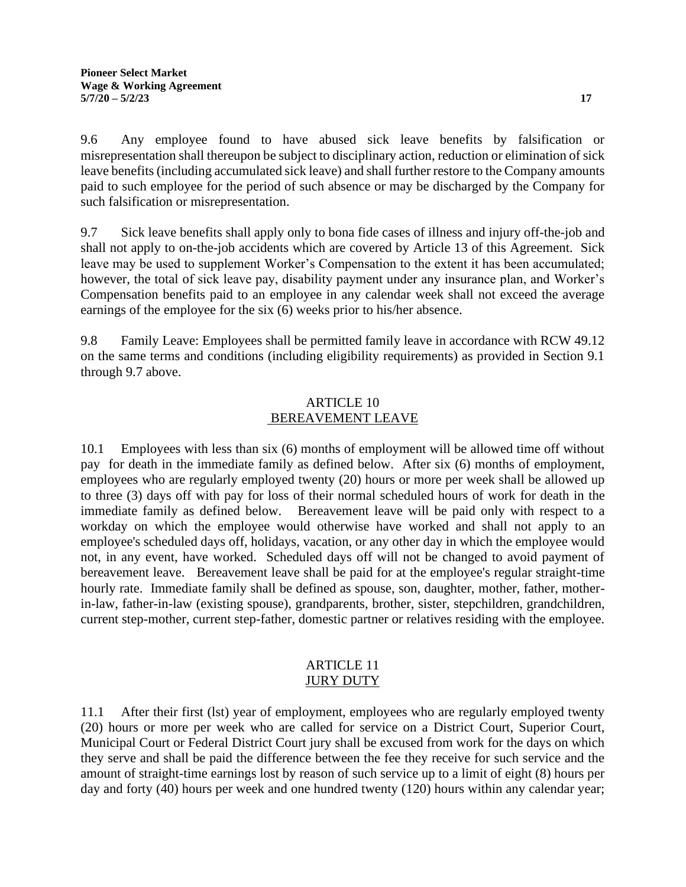9.6 Any employee found to have abused sick leave benefits by falsification or misrepresentation shall thereupon be subject to disciplinary action, reduction or elimination of sick leave benefits (including accumulated sick leave) and shall further restore to the Company amounts paid to such employee for the period of such absence or may be discharged by the Company for such falsification or misrepresentation.

9.7 Sick leave benefits shall apply only to bona fide cases of illness and injury off-the-job and shall not apply to on-the-job accidents which are covered by Article 13 of this Agreement. Sick leave may be used to supplement Worker's Compensation to the extent it has been accumulated; however, the total of sick leave pay, disability payment under any insurance plan, and Worker's Compensation benefits paid to an employee in any calendar week shall not exceed the average earnings of the employee for the six (6) weeks prior to his/her absence.

9.8 Family Leave: Employees shall be permitted family leave in accordance with RCW 49.12 on the same terms and conditions (including eligibility requirements) as provided in Section 9.1 through 9.7 above.

## ARTICLE 10
## BEREAVEMENT LEAVE

10.1 Employees with less than six (6) months of employment will be allowed time off without pay for death in the immediate family as defined below. After six (6) months of employment, employees who are regularly employed twenty (20) hours or more per week shall be allowed up to three (3) days off with pay for loss of their normal scheduled hours of work for death in the immediate family as defined below. Bereavement leave will be paid only with respect to a workday on which the employee would otherwise have worked and shall not apply to an employee's scheduled days off, holidays, vacation, or any other day in which the employee would not, in any event, have worked. Scheduled days off will not be changed to avoid payment of bereavement leave. Bereavement leave shall be paid for at the employee's regular straight-time hourly rate. Immediate family shall be defined as spouse, son, daughter, mother, father, mother-in-law, father-in-law (existing spouse), grandparents, brother, sister, stepchildren, grandchildren, current step-mother, current step-father, domestic partner or relatives residing with the employee.

## ARTICLE 11
## JURY DUTY

11.1 After their first (lst) year of employment, employees who are regularly employed twenty (20) hours or more per week who are called for service on a District Court, Superior Court, Municipal Court or Federal District Court jury shall be excused from work for the days on which they serve and shall be paid the difference between the fee they receive for such service and the amount of straight-time earnings lost by reason of such service up to a limit of eight (8) hours per day and forty (40) hours per week and one hundred twenty (120) hours within any calendar year;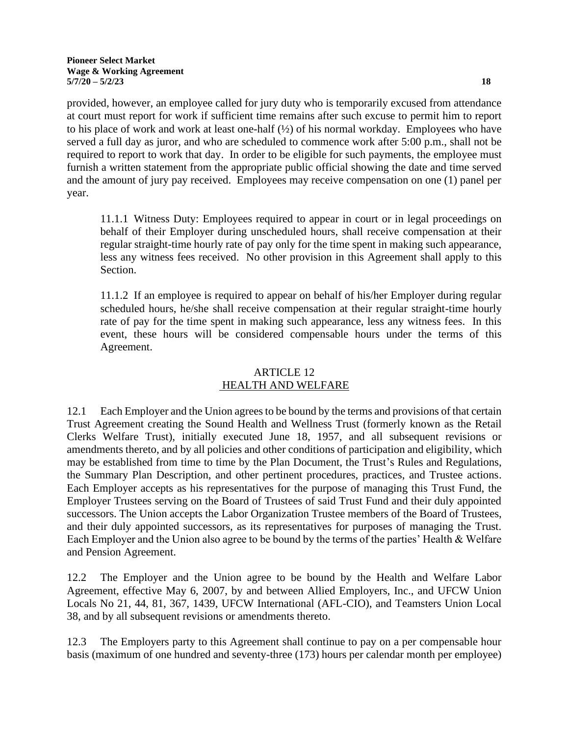provided, however, an employee called for jury duty who is temporarily excused from attendance at court must report for work if sufficient time remains after such excuse to permit him to report to his place of work and work at least one-half (½) of his normal workday. Employees who have served a full day as juror, and who are scheduled to commence work after 5:00 p.m., shall not be required to report to work that day. In order to be eligible for such payments, the employee must furnish a written statement from the appropriate public official showing the date and time served and the amount of jury pay received. Employees may receive compensation on one (1) panel per year.

> 11.1.1 Witness Duty: Employees required to appear in court or in legal proceedings on behalf of their Employer during unscheduled hours, shall receive compensation at their regular straight-time hourly rate of pay only for the time spent in making such appearance, less any witness fees received. No other provision in this Agreement shall apply to this Section.
>
> 11.1.2 If an employee is required to appear on behalf of his/her Employer during regular scheduled hours, he/she shall receive compensation at their regular straight-time hourly rate of pay for the time spent in making such appearance, less any witness fees. In this event, these hours will be considered compensable hours under the terms of this Agreement.

## ARTICLE 12
## HEALTH AND WELFARE

12.1 Each Employer and the Union agrees to be bound by the terms and provisions of that certain Trust Agreement creating the Sound Health and Wellness Trust (formerly known as the Retail Clerks Welfare Trust), initially executed June 18, 1957, and all subsequent revisions or amendments thereto, and by all policies and other conditions of participation and eligibility, which may be established from time to time by the Plan Document, the Trust's Rules and Regulations, the Summary Plan Description, and other pertinent procedures, practices, and Trustee actions. Each Employer accepts as his representatives for the purpose of managing this Trust Fund, the Employer Trustees serving on the Board of Trustees of said Trust Fund and their duly appointed successors. The Union accepts the Labor Organization Trustee members of the Board of Trustees, and their duly appointed successors, as its representatives for purposes of managing the Trust. Each Employer and the Union also agree to be bound by the terms of the parties' Health & Welfare and Pension Agreement.

12.2 The Employer and the Union agree to be bound by the Health and Welfare Labor Agreement, effective May 6, 2007, by and between Allied Employers, Inc., and UFCW Union Locals No 21, 44, 81, 367, 1439, UFCW International (AFL-CIO), and Teamsters Union Local 38, and by all subsequent revisions or amendments thereto.

12.3 The Employers party to this Agreement shall continue to pay on a per compensable hour basis (maximum of one hundred and seventy-three (173) hours per calendar month per employee)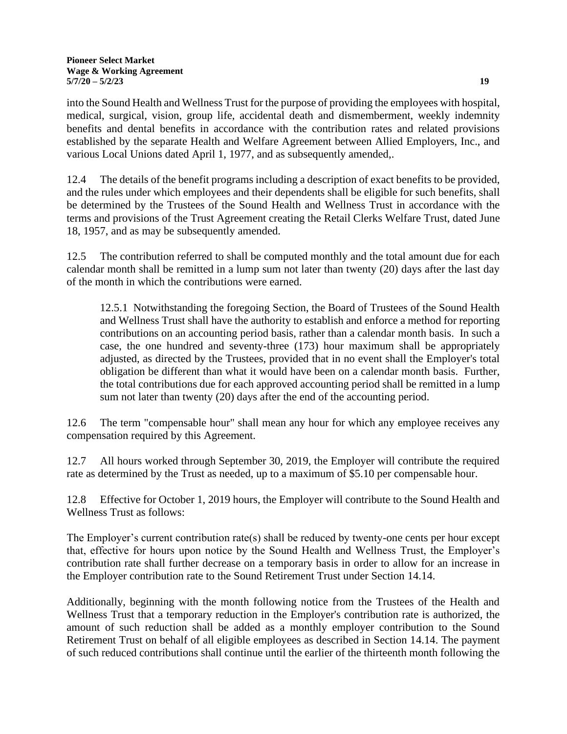into the Sound Health and Wellness Trust for the purpose of providing the employees with hospital, medical, surgical, vision, group life, accidental death and dismemberment, weekly indemnity benefits and dental benefits in accordance with the contribution rates and related provisions established by the separate Health and Welfare Agreement between Allied Employers, Inc., and various Local Unions dated April 1, 1977, and as subsequently amended,.

12.4 The details of the benefit programs including a description of exact benefits to be provided, and the rules under which employees and their dependents shall be eligible for such benefits, shall be determined by the Trustees of the Sound Health and Wellness Trust in accordance with the terms and provisions of the Trust Agreement creating the Retail Clerks Welfare Trust, dated June 18, 1957, and as may be subsequently amended.

12.5 The contribution referred to shall be computed monthly and the total amount due for each calendar month shall be remitted in a lump sum not later than twenty (20) days after the last day of the month in which the contributions were earned.

> 12.5.1 Notwithstanding the foregoing Section, the Board of Trustees of the Sound Health and Wellness Trust shall have the authority to establish and enforce a method for reporting contributions on an accounting period basis, rather than a calendar month basis. In such a case, the one hundred and seventy-three (173) hour maximum shall be appropriately adjusted, as directed by the Trustees, provided that in no event shall the Employer's total obligation be different than what it would have been on a calendar month basis. Further, the total contributions due for each approved accounting period shall be remitted in a lump sum not later than twenty (20) days after the end of the accounting period.

12.6 The term "compensable hour" shall mean any hour for which any employee receives any compensation required by this Agreement.

12.7 All hours worked through September 30, 2019, the Employer will contribute the required rate as determined by the Trust as needed, up to a maximum of $5.10 per compensable hour.

12.8 Effective for October 1, 2019 hours, the Employer will contribute to the Sound Health and Wellness Trust as follows:

The Employer's current contribution rate(s) shall be reduced by twenty-one cents per hour except that, effective for hours upon notice by the Sound Health and Wellness Trust, the Employer's contribution rate shall further decrease on a temporary basis in order to allow for an increase in the Employer contribution rate to the Sound Retirement Trust under Section 14.14.

Additionally, beginning with the month following notice from the Trustees of the Health and Wellness Trust that a temporary reduction in the Employer's contribution rate is authorized, the amount of such reduction shall be added as a monthly employer contribution to the Sound Retirement Trust on behalf of all eligible employees as described in Section 14.14. The payment of such reduced contributions shall continue until the earlier of the thirteenth month following the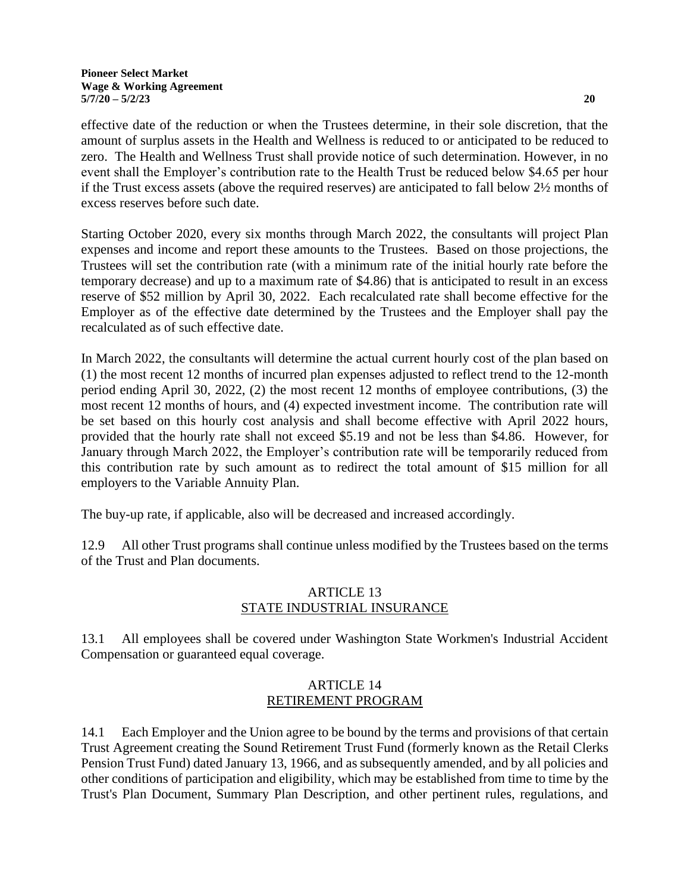effective date of the reduction or when the Trustees determine, in their sole discretion, that the amount of surplus assets in the Health and Wellness is reduced to or anticipated to be reduced to zero. The Health and Wellness Trust shall provide notice of such determination. However, in no event shall the Employer's contribution rate to the Health Trust be reduced below $4.65 per hour if the Trust excess assets (above the required reserves) are anticipated to fall below 2½ months of excess reserves before such date.

Starting October 2020, every six months through March 2022, the consultants will project Plan expenses and income and report these amounts to the Trustees. Based on those projections, the Trustees will set the contribution rate (with a minimum rate of the initial hourly rate before the temporary decrease) and up to a maximum rate of $4.86) that is anticipated to result in an excess reserve of $52 million by April 30, 2022. Each recalculated rate shall become effective for the Employer as of the effective date determined by the Trustees and the Employer shall pay the recalculated as of such effective date.

In March 2022, the consultants will determine the actual current hourly cost of the plan based on (1) the most recent 12 months of incurred plan expenses adjusted to reflect trend to the 12-month period ending April 30, 2022, (2) the most recent 12 months of employee contributions, (3) the most recent 12 months of hours, and (4) expected investment income. The contribution rate will be set based on this hourly cost analysis and shall become effective with April 2022 hours, provided that the hourly rate shall not exceed $5.19 and not be less than $4.86. However, for January through March 2022, the Employer's contribution rate will be temporarily reduced from this contribution rate by such amount as to redirect the total amount of $15 million for all employers to the Variable Annuity Plan.

The buy-up rate, if applicable, also will be decreased and increased accordingly.

12.9 All other Trust programs shall continue unless modified by the Trustees based on the terms of the Trust and Plan documents.

## ARTICLE 13
## STATE INDUSTRIAL INSURANCE

13.1 All employees shall be covered under Washington State Workmen's Industrial Accident Compensation or guaranteed equal coverage.

## ARTICLE 14
## RETIREMENT PROGRAM

14.1 Each Employer and the Union agree to be bound by the terms and provisions of that certain Trust Agreement creating the Sound Retirement Trust Fund (formerly known as the Retail Clerks Pension Trust Fund) dated January 13, 1966, and as subsequently amended, and by all policies and other conditions of participation and eligibility, which may be established from time to time by the Trust's Plan Document, Summary Plan Description, and other pertinent rules, regulations, and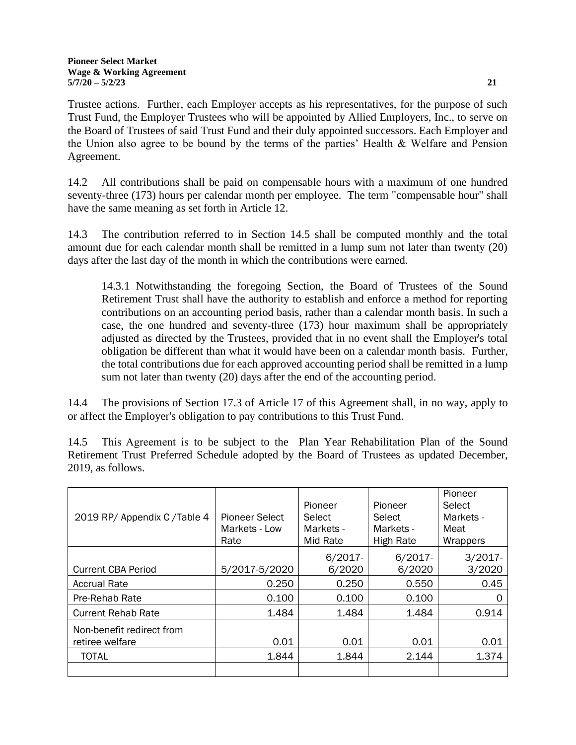Trustee actions. Further, each Employer accepts as his representatives, for the purpose of such Trust Fund, the Employer Trustees who will be appointed by Allied Employers, Inc., to serve on the Board of Trustees of said Trust Fund and their duly appointed successors. Each Employer and the Union also agree to be bound by the terms of the parties' Health & Welfare and Pension Agreement.

14.2 All contributions shall be paid on compensable hours with a maximum of one hundred seventy-three (173) hours per calendar month per employee. The term "compensable hour" shall have the same meaning as set forth in Article 12.

14.3 The contribution referred to in Section 14.5 shall be computed monthly and the total amount due for each calendar month shall be remitted in a lump sum not later than twenty (20) days after the last day of the month in which the contributions were earned.

> 14.3.1 Notwithstanding the foregoing Section, the Board of Trustees of the Sound Retirement Trust shall have the authority to establish and enforce a method for reporting contributions on an accounting period basis, rather than a calendar month basis. In such a case, the one hundred and seventy-three (173) hour maximum shall be appropriately adjusted as directed by the Trustees, provided that in no event shall the Employer's total obligation be different than what it would have been on a calendar month basis. Further, the total contributions due for each approved accounting period shall be remitted in a lump sum not later than twenty (20) days after the end of the accounting period.

14.4 The provisions of Section 17.3 of Article 17 of this Agreement shall, in no way, apply to or affect the Employer's obligation to pay contributions to this Trust Fund.

14.5 This Agreement is to be subject to the Plan Year Rehabilitation Plan of the Sound Retirement Trust Preferred Schedule adopted by the Board of Trustees as updated December, 2019, as follows.

| 2019 RP/ Appendix C /Table 4 | Pioneer Select Markets - Low Rate | Pioneer Select Markets - Mid Rate | Pioneer Select Markets - High Rate | Pioneer Select Markets - Meat Wrappers |
|---|---|---|---|---|
| Current CBA Period | 5/2017-5/2020 | 6/2017-6/2020 | 6/2017-6/2020 | 3/2017-3/2020 |
| Accrual Rate | 0.250 | 0.250 | 0.550 | 0.45 |
| Pre-Rehab Rate | 0.100 | 0.100 | 0.100 | 0 |
| Current Rehab Rate | 1.484 | 1.484 | 1.484 | 0.914 |
| Non-benefit redirect from retiree welfare | 0.01 | 0.01 | 0.01 | 0.01 |
| TOTAL | 1.844 | 1.844 | 2.144 | 1.374 |
| | | | | |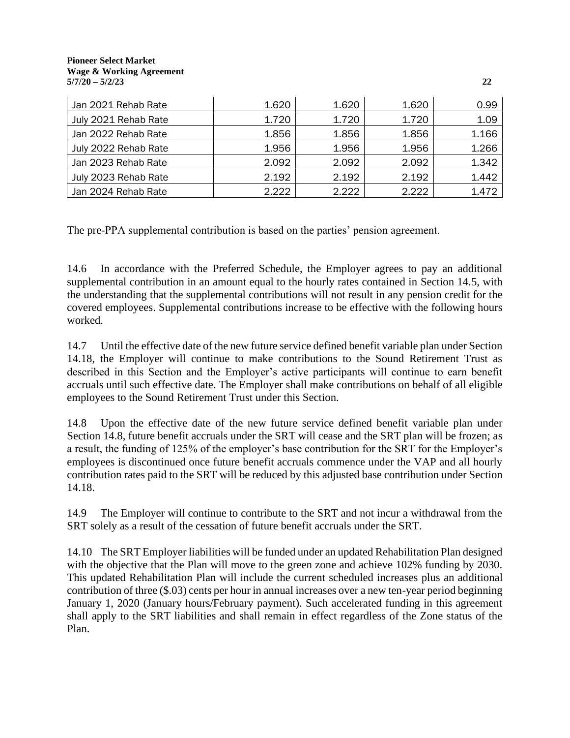| | | | | |
|---|---|---|---|---|
| Jan 2021 Rehab Rate | 1.620 | 1.620 | 1.620 | 0.99 |
| July 2021 Rehab Rate | 1.720 | 1.720 | 1.720 | 1.09 |
| Jan 2022 Rehab Rate | 1.856 | 1.856 | 1.856 | 1.166 |
| July 2022 Rehab Rate | 1.956 | 1.956 | 1.956 | 1.266 |
| Jan 2023 Rehab Rate | 2.092 | 2.092 | 2.092 | 1.342 |
| July 2023 Rehab Rate | 2.192 | 2.192 | 2.192 | 1.442 |
| Jan 2024 Rehab Rate | 2.222 | 2.222 | 2.222 | 1.472 |

The pre-PPA supplemental contribution is based on the parties' pension agreement.

14.6 In accordance with the Preferred Schedule, the Employer agrees to pay an additional supplemental contribution in an amount equal to the hourly rates contained in Section 14.5, with the understanding that the supplemental contributions will not result in any pension credit for the covered employees. Supplemental contributions increase to be effective with the following hours worked.

14.7 Until the effective date of the new future service defined benefit variable plan under Section 14.18, the Employer will continue to make contributions to the Sound Retirement Trust as described in this Section and the Employer's active participants will continue to earn benefit accruals until such effective date. The Employer shall make contributions on behalf of all eligible employees to the Sound Retirement Trust under this Section.

14.8 Upon the effective date of the new future service defined benefit variable plan under Section 14.8, future benefit accruals under the SRT will cease and the SRT plan will be frozen; as a result, the funding of 125% of the employer's base contribution for the SRT for the Employer's employees is discontinued once future benefit accruals commence under the VAP and all hourly contribution rates paid to the SRT will be reduced by this adjusted base contribution under Section 14.18.

14.9 The Employer will continue to contribute to the SRT and not incur a withdrawal from the SRT solely as a result of the cessation of future benefit accruals under the SRT.

14.10 The SRT Employer liabilities will be funded under an updated Rehabilitation Plan designed with the objective that the Plan will move to the green zone and achieve 102% funding by 2030. This updated Rehabilitation Plan will include the current scheduled increases plus an additional contribution of three ($.03) cents per hour in annual increases over a new ten-year period beginning January 1, 2020 (January hours/February payment). Such accelerated funding in this agreement shall apply to the SRT liabilities and shall remain in effect regardless of the Zone status of the Plan.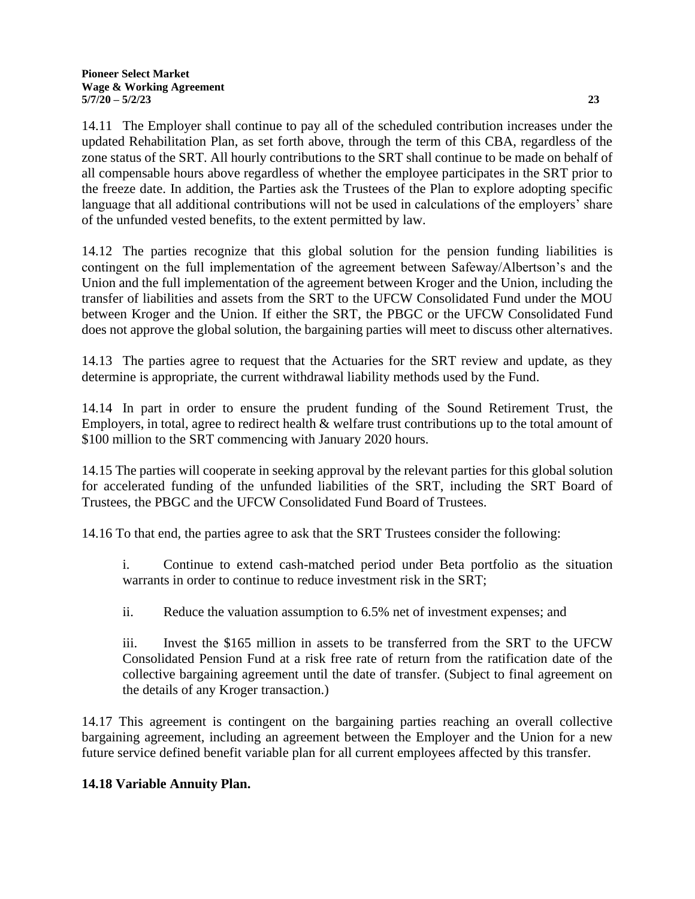14.11 The Employer shall continue to pay all of the scheduled contribution increases under the updated Rehabilitation Plan, as set forth above, through the term of this CBA, regardless of the zone status of the SRT. All hourly contributions to the SRT shall continue to be made on behalf of all compensable hours above regardless of whether the employee participates in the SRT prior to the freeze date. In addition, the Parties ask the Trustees of the Plan to explore adopting specific language that all additional contributions will not be used in calculations of the employers' share of the unfunded vested benefits, to the extent permitted by law.

14.12 The parties recognize that this global solution for the pension funding liabilities is contingent on the full implementation of the agreement between Safeway/Albertson's and the Union and the full implementation of the agreement between Kroger and the Union, including the transfer of liabilities and assets from the SRT to the UFCW Consolidated Fund under the MOU between Kroger and the Union. If either the SRT, the PBGC or the UFCW Consolidated Fund does not approve the global solution, the bargaining parties will meet to discuss other alternatives.

14.13 The parties agree to request that the Actuaries for the SRT review and update, as they determine is appropriate, the current withdrawal liability methods used by the Fund.

14.14 In part in order to ensure the prudent funding of the Sound Retirement Trust, the Employers, in total, agree to redirect health & welfare trust contributions up to the total amount of $100 million to the SRT commencing with January 2020 hours.

14.15 The parties will cooperate in seeking approval by the relevant parties for this global solution for accelerated funding of the unfunded liabilities of the SRT, including the SRT Board of Trustees, the PBGC and the UFCW Consolidated Fund Board of Trustees.

14.16 To that end, the parties agree to ask that the SRT Trustees consider the following:

i. Continue to extend cash-matched period under Beta portfolio as the situation warrants in order to continue to reduce investment risk in the SRT;

ii. Reduce the valuation assumption to 6.5% net of investment expenses; and

iii. Invest the $165 million in assets to be transferred from the SRT to the UFCW Consolidated Pension Fund at a risk free rate of return from the ratification date of the collective bargaining agreement until the date of transfer. (Subject to final agreement on the details of any Kroger transaction.)

14.17 This agreement is contingent on the bargaining parties reaching an overall collective bargaining agreement, including an agreement between the Employer and the Union for a new future service defined benefit variable plan for all current employees affected by this transfer.

**14.18 Variable Annuity Plan.**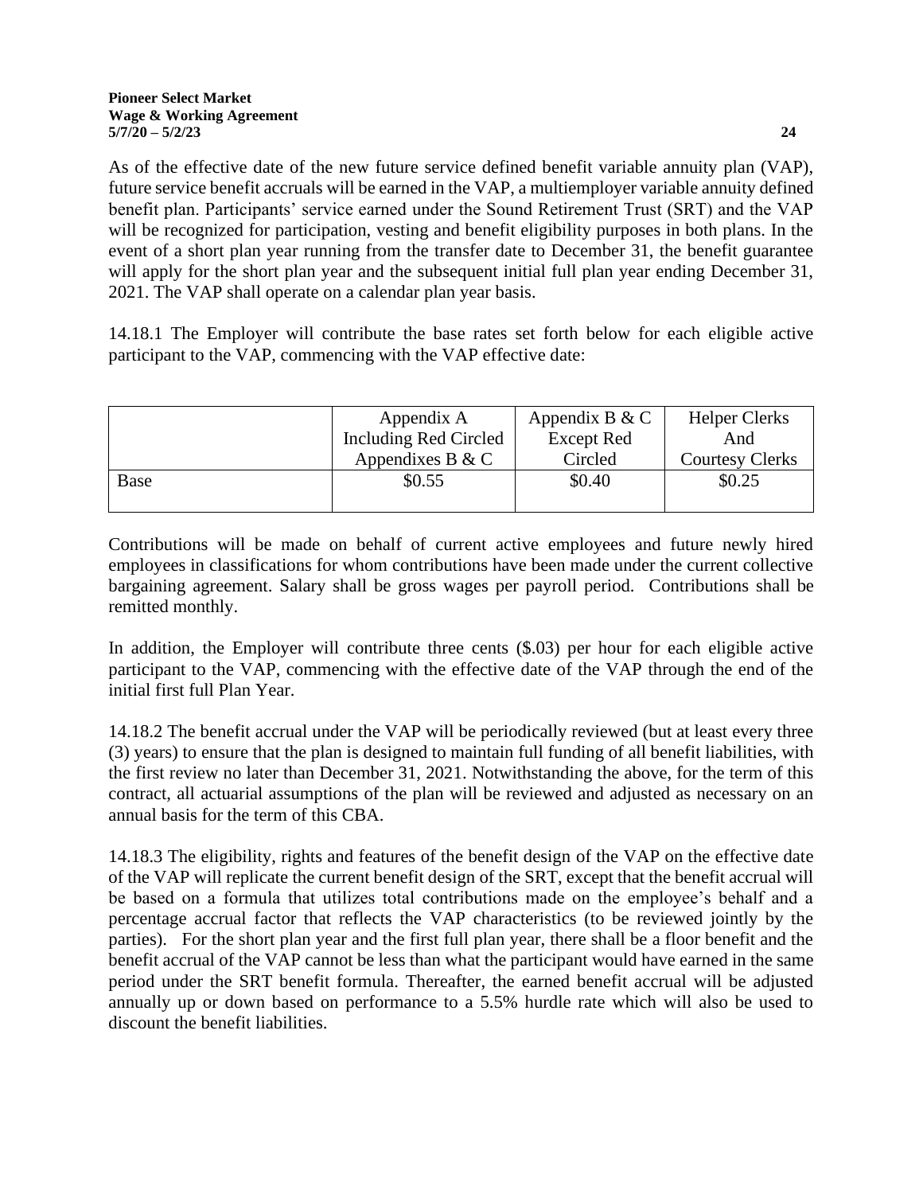As of the effective date of the new future service defined benefit variable annuity plan (VAP), future service benefit accruals will be earned in the VAP, a multiemployer variable annuity defined benefit plan. Participants' service earned under the Sound Retirement Trust (SRT) and the VAP will be recognized for participation, vesting and benefit eligibility purposes in both plans. In the event of a short plan year running from the transfer date to December 31, the benefit guarantee will apply for the short plan year and the subsequent initial full plan year ending December 31, 2021. The VAP shall operate on a calendar plan year basis.

14.18.1 The Employer will contribute the base rates set forth below for each eligible active participant to the VAP, commencing with the VAP effective date:

| | Appendix A Including Red Circled Appendixes B & C | Appendix B & C Except Red Circled | Helper Clerks And Courtesy Clerks |
|---|---|---|---|
| Base | $0.55 | $0.40 | $0.25 |

Contributions will be made on behalf of current active employees and future newly hired employees in classifications for whom contributions have been made under the current collective bargaining agreement. Salary shall be gross wages per payroll period. Contributions shall be remitted monthly.

In addition, the Employer will contribute three cents ($.03) per hour for each eligible active participant to the VAP, commencing with the effective date of the VAP through the end of the initial first full Plan Year.

14.18.2 The benefit accrual under the VAP will be periodically reviewed (but at least every three (3) years) to ensure that the plan is designed to maintain full funding of all benefit liabilities, with the first review no later than December 31, 2021. Notwithstanding the above, for the term of this contract, all actuarial assumptions of the plan will be reviewed and adjusted as necessary on an annual basis for the term of this CBA.

14.18.3 The eligibility, rights and features of the benefit design of the VAP on the effective date of the VAP will replicate the current benefit design of the SRT, except that the benefit accrual will be based on a formula that utilizes total contributions made on the employee's behalf and a percentage accrual factor that reflects the VAP characteristics (to be reviewed jointly by the parties). For the short plan year and the first full plan year, there shall be a floor benefit and the benefit accrual of the VAP cannot be less than what the participant would have earned in the same period under the SRT benefit formula. Thereafter, the earned benefit accrual will be adjusted annually up or down based on performance to a 5.5% hurdle rate which will also be used to discount the benefit liabilities.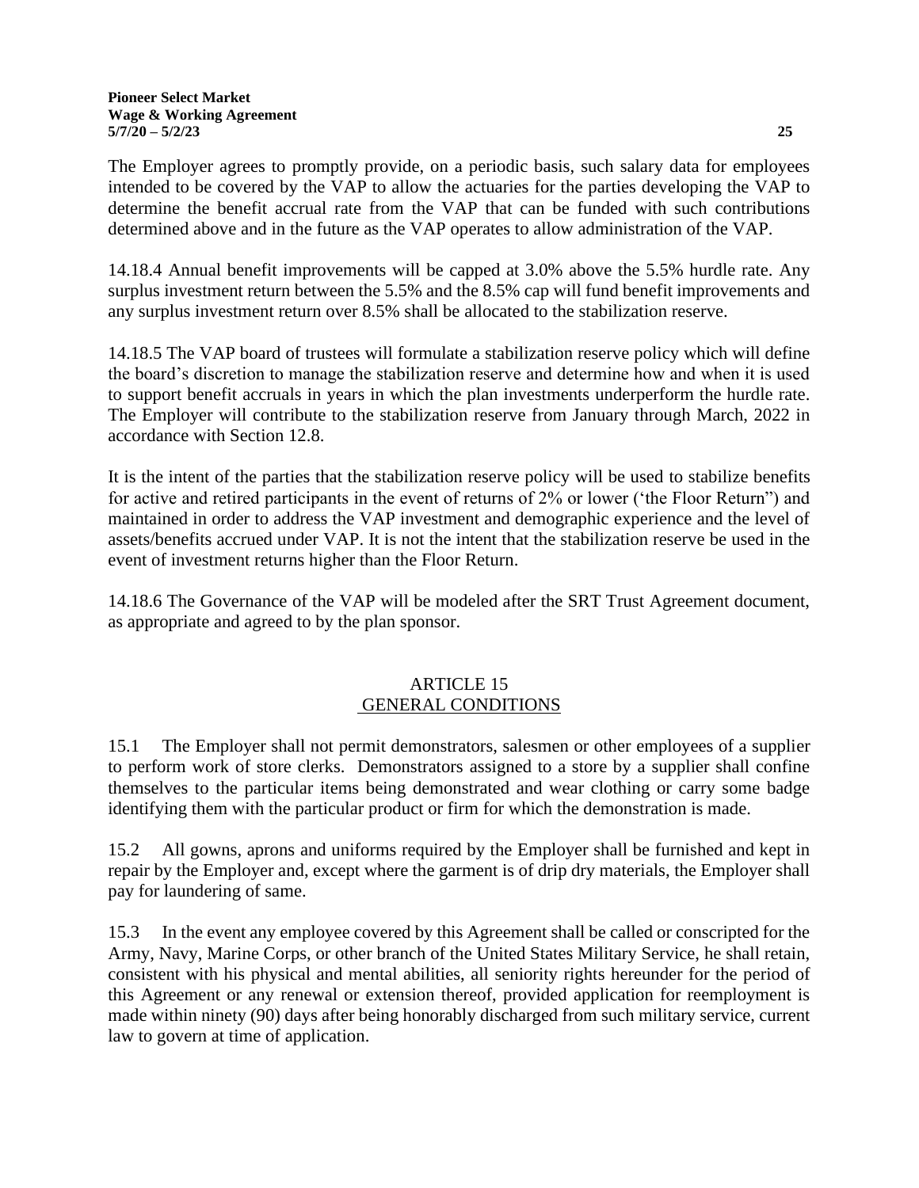The Employer agrees to promptly provide, on a periodic basis, such salary data for employees intended to be covered by the VAP to allow the actuaries for the parties developing the VAP to determine the benefit accrual rate from the VAP that can be funded with such contributions determined above and in the future as the VAP operates to allow administration of the VAP.

14.18.4 Annual benefit improvements will be capped at 3.0% above the 5.5% hurdle rate. Any surplus investment return between the 5.5% and the 8.5% cap will fund benefit improvements and any surplus investment return over 8.5% shall be allocated to the stabilization reserve.

14.18.5 The VAP board of trustees will formulate a stabilization reserve policy which will define the board's discretion to manage the stabilization reserve and determine how and when it is used to support benefit accruals in years in which the plan investments underperform the hurdle rate. The Employer will contribute to the stabilization reserve from January through March, 2022 in accordance with Section 12.8.

It is the intent of the parties that the stabilization reserve policy will be used to stabilize benefits for active and retired participants in the event of returns of 2% or lower ('the Floor Return") and maintained in order to address the VAP investment and demographic experience and the level of assets/benefits accrued under VAP. It is not the intent that the stabilization reserve be used in the event of investment returns higher than the Floor Return.

14.18.6 The Governance of the VAP will be modeled after the SRT Trust Agreement document, as appropriate and agreed to by the plan sponsor.

## ARTICLE 15
## GENERAL CONDITIONS

15.1 The Employer shall not permit demonstrators, salesmen or other employees of a supplier to perform work of store clerks. Demonstrators assigned to a store by a supplier shall confine themselves to the particular items being demonstrated and wear clothing or carry some badge identifying them with the particular product or firm for which the demonstration is made.

15.2 All gowns, aprons and uniforms required by the Employer shall be furnished and kept in repair by the Employer and, except where the garment is of drip dry materials, the Employer shall pay for laundering of same.

15.3 In the event any employee covered by this Agreement shall be called or conscripted for the Army, Navy, Marine Corps, or other branch of the United States Military Service, he shall retain, consistent with his physical and mental abilities, all seniority rights hereunder for the period of this Agreement or any renewal or extension thereof, provided application for reemployment is made within ninety (90) days after being honorably discharged from such military service, current law to govern at time of application.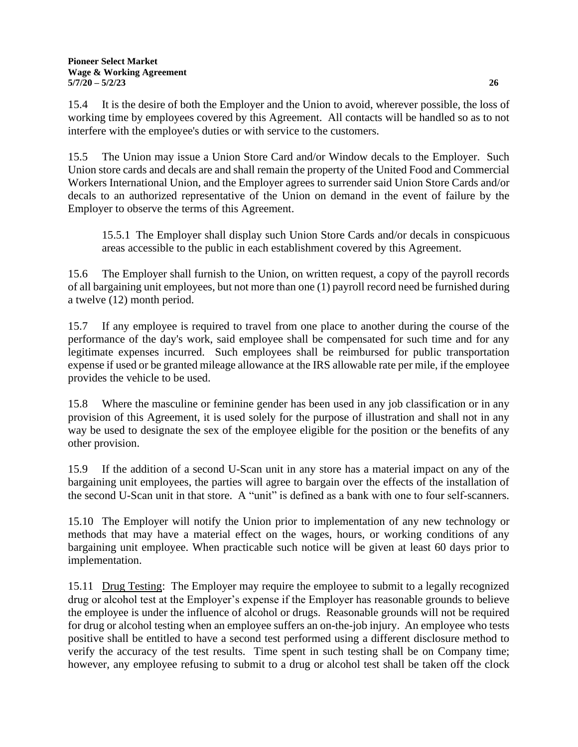15.4 It is the desire of both the Employer and the Union to avoid, wherever possible, the loss of working time by employees covered by this Agreement. All contacts will be handled so as to not interfere with the employee's duties or with service to the customers.

15.5 The Union may issue a Union Store Card and/or Window decals to the Employer. Such Union store cards and decals are and shall remain the property of the United Food and Commercial Workers International Union, and the Employer agrees to surrender said Union Store Cards and/or decals to an authorized representative of the Union on demand in the event of failure by the Employer to observe the terms of this Agreement.

> 15.5.1 The Employer shall display such Union Store Cards and/or decals in conspicuous areas accessible to the public in each establishment covered by this Agreement.

15.6 The Employer shall furnish to the Union, on written request, a copy of the payroll records of all bargaining unit employees, but not more than one (1) payroll record need be furnished during a twelve (12) month period.

15.7 If any employee is required to travel from one place to another during the course of the performance of the day's work, said employee shall be compensated for such time and for any legitimate expenses incurred. Such employees shall be reimbursed for public transportation expense if used or be granted mileage allowance at the IRS allowable rate per mile, if the employee provides the vehicle to be used.

15.8 Where the masculine or feminine gender has been used in any job classification or in any provision of this Agreement, it is used solely for the purpose of illustration and shall not in any way be used to designate the sex of the employee eligible for the position or the benefits of any other provision.

15.9 If the addition of a second U-Scan unit in any store has a material impact on any of the bargaining unit employees, the parties will agree to bargain over the effects of the installation of the second U-Scan unit in that store. A "unit" is defined as a bank with one to four self-scanners.

15.10 The Employer will notify the Union prior to implementation of any new technology or methods that may have a material effect on the wages, hours, or working conditions of any bargaining unit employee. When practicable such notice will be given at least 60 days prior to implementation.

15.11 <u>Drug Testing</u>: The Employer may require the employee to submit to a legally recognized drug or alcohol test at the Employer's expense if the Employer has reasonable grounds to believe the employee is under the influence of alcohol or drugs. Reasonable grounds will not be required for drug or alcohol testing when an employee suffers an on-the-job injury. An employee who tests positive shall be entitled to have a second test performed using a different disclosure method to verify the accuracy of the test results. Time spent in such testing shall be on Company time; however, any employee refusing to submit to a drug or alcohol test shall be taken off the clock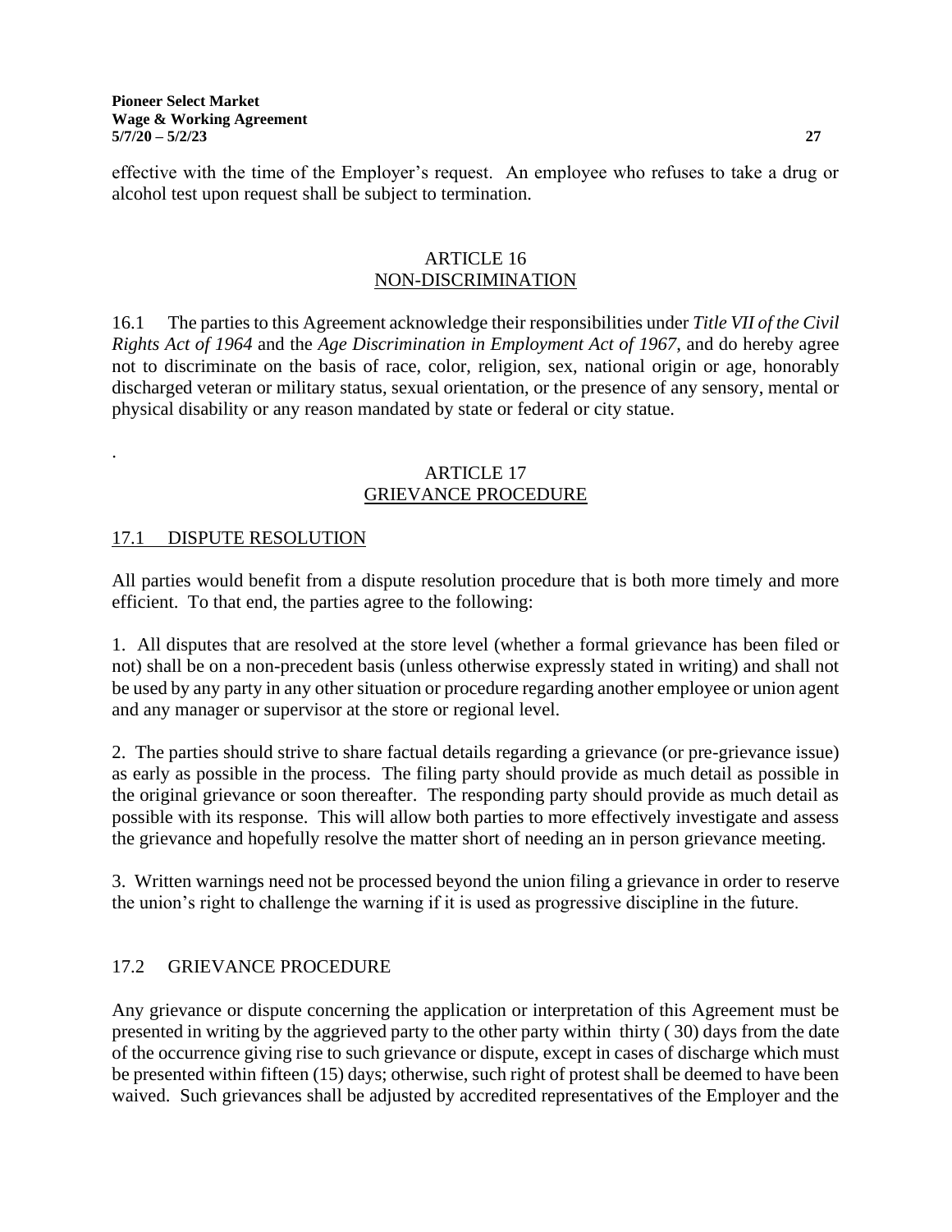effective with the time of the Employer's request. An employee who refuses to take a drug or alcohol test upon request shall be subject to termination.

## ARTICLE 16
## NON-DISCRIMINATION

16.1 The parties to this Agreement acknowledge their responsibilities under *Title VII of the Civil Rights Act of 1964* and the *Age Discrimination in Employment Act of 1967*, and do hereby agree not to discriminate on the basis of race, color, religion, sex, national origin or age, honorably discharged veteran or military status, sexual orientation, or the presence of any sensory, mental or physical disability or any reason mandated by state or federal or city statue.

.

## ARTICLE 17
## GRIEVANCE PROCEDURE

### 17.1 DISPUTE RESOLUTION

All parties would benefit from a dispute resolution procedure that is both more timely and more efficient. To that end, the parties agree to the following:

1. All disputes that are resolved at the store level (whether a formal grievance has been filed or not) shall be on a non-precedent basis (unless otherwise expressly stated in writing) and shall not be used by any party in any other situation or procedure regarding another employee or union agent and any manager or supervisor at the store or regional level.

2. The parties should strive to share factual details regarding a grievance (or pre-grievance issue) as early as possible in the process. The filing party should provide as much detail as possible in the original grievance or soon thereafter. The responding party should provide as much detail as possible with its response. This will allow both parties to more effectively investigate and assess the grievance and hopefully resolve the matter short of needing an in person grievance meeting.

3. Written warnings need not be processed beyond the union filing a grievance in order to reserve the union's right to challenge the warning if it is used as progressive discipline in the future.

### 17.2 GRIEVANCE PROCEDURE

Any grievance or dispute concerning the application or interpretation of this Agreement must be presented in writing by the aggrieved party to the other party within thirty ( 30) days from the date of the occurrence giving rise to such grievance or dispute, except in cases of discharge which must be presented within fifteen (15) days; otherwise, such right of protest shall be deemed to have been waived. Such grievances shall be adjusted by accredited representatives of the Employer and the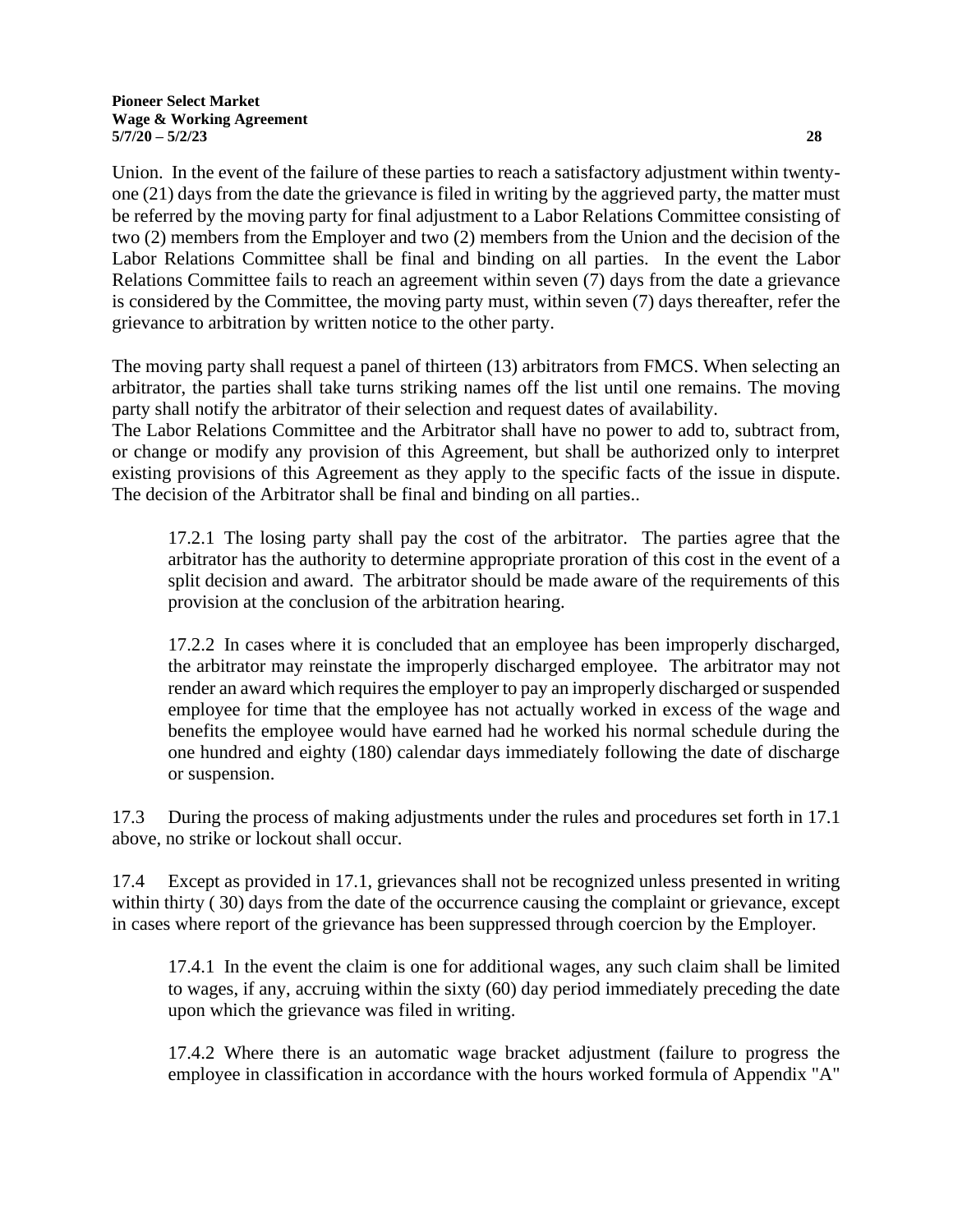Union. In the event of the failure of these parties to reach a satisfactory adjustment within twenty-one (21) days from the date the grievance is filed in writing by the aggrieved party, the matter must be referred by the moving party for final adjustment to a Labor Relations Committee consisting of two (2) members from the Employer and two (2) members from the Union and the decision of the Labor Relations Committee shall be final and binding on all parties. In the event the Labor Relations Committee fails to reach an agreement within seven (7) days from the date a grievance is considered by the Committee, the moving party must, within seven (7) days thereafter, refer the grievance to arbitration by written notice to the other party.

The moving party shall request a panel of thirteen (13) arbitrators from FMCS. When selecting an arbitrator, the parties shall take turns striking names off the list until one remains. The moving party shall notify the arbitrator of their selection and request dates of availability.
The Labor Relations Committee and the Arbitrator shall have no power to add to, subtract from, or change or modify any provision of this Agreement, but shall be authorized only to interpret existing provisions of this Agreement as they apply to the specific facts of the issue in dispute. The decision of the Arbitrator shall be final and binding on all parties..

> 17.2.1 The losing party shall pay the cost of the arbitrator. The parties agree that the arbitrator has the authority to determine appropriate proration of this cost in the event of a split decision and award. The arbitrator should be made aware of the requirements of this provision at the conclusion of the arbitration hearing.
>
> 17.2.2 In cases where it is concluded that an employee has been improperly discharged, the arbitrator may reinstate the improperly discharged employee. The arbitrator may not render an award which requires the employer to pay an improperly discharged or suspended employee for time that the employee has not actually worked in excess of the wage and benefits the employee would have earned had he worked his normal schedule during the one hundred and eighty (180) calendar days immediately following the date of discharge or suspension.

17.3 During the process of making adjustments under the rules and procedures set forth in 17.1 above, no strike or lockout shall occur.

17.4 Except as provided in 17.1, grievances shall not be recognized unless presented in writing within thirty ( 30) days from the date of the occurrence causing the complaint or grievance, except in cases where report of the grievance has been suppressed through coercion by the Employer.

> 17.4.1 In the event the claim is one for additional wages, any such claim shall be limited to wages, if any, accruing within the sixty (60) day period immediately preceding the date upon which the grievance was filed in writing.
>
> 17.4.2 Where there is an automatic wage bracket adjustment (failure to progress the employee in classification in accordance with the hours worked formula of Appendix "A"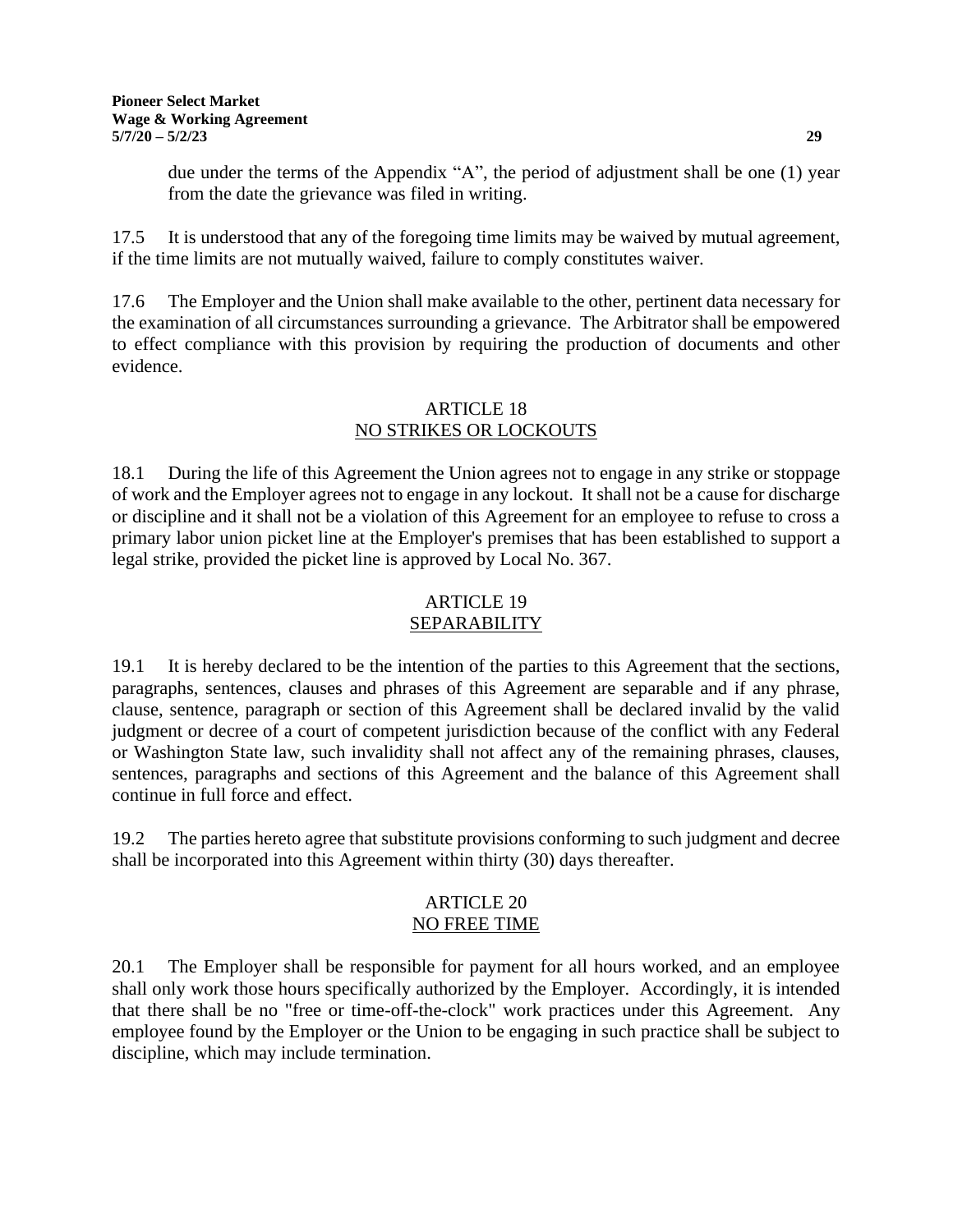due under the terms of the Appendix "A", the period of adjustment shall be one (1) year from the date the grievance was filed in writing.

17.5 It is understood that any of the foregoing time limits may be waived by mutual agreement, if the time limits are not mutually waived, failure to comply constitutes waiver.

17.6 The Employer and the Union shall make available to the other, pertinent data necessary for the examination of all circumstances surrounding a grievance. The Arbitrator shall be empowered to effect compliance with this provision by requiring the production of documents and other evidence.

## ARTICLE 18
## NO STRIKES OR LOCKOUTS

18.1 During the life of this Agreement the Union agrees not to engage in any strike or stoppage of work and the Employer agrees not to engage in any lockout. It shall not be a cause for discharge or discipline and it shall not be a violation of this Agreement for an employee to refuse to cross a primary labor union picket line at the Employer's premises that has been established to support a legal strike, provided the picket line is approved by Local No. 367.

## ARTICLE 19
## SEPARABILITY

19.1 It is hereby declared to be the intention of the parties to this Agreement that the sections, paragraphs, sentences, clauses and phrases of this Agreement are separable and if any phrase, clause, sentence, paragraph or section of this Agreement shall be declared invalid by the valid judgment or decree of a court of competent jurisdiction because of the conflict with any Federal or Washington State law, such invalidity shall not affect any of the remaining phrases, clauses, sentences, paragraphs and sections of this Agreement and the balance of this Agreement shall continue in full force and effect.

19.2 The parties hereto agree that substitute provisions conforming to such judgment and decree shall be incorporated into this Agreement within thirty (30) days thereafter.

## ARTICLE 20
## NO FREE TIME

20.1 The Employer shall be responsible for payment for all hours worked, and an employee shall only work those hours specifically authorized by the Employer. Accordingly, it is intended that there shall be no "free or time-off-the-clock" work practices under this Agreement. Any employee found by the Employer or the Union to be engaging in such practice shall be subject to discipline, which may include termination.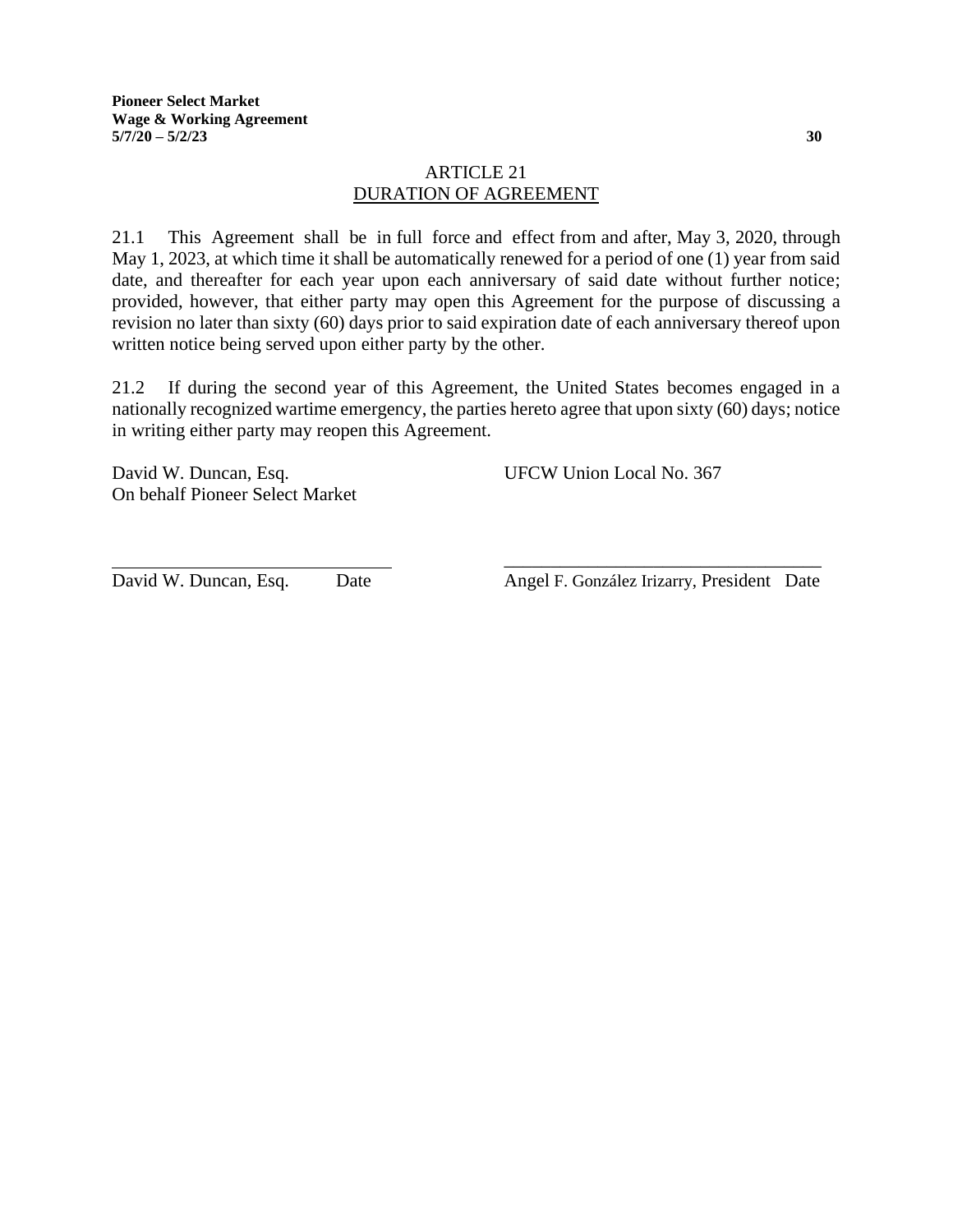## ARTICLE 21
## DURATION OF AGREEMENT

21.1 This Agreement shall be in full force and effect from and after, May 3, 2020, through May 1, 2023, at which time it shall be automatically renewed for a period of one (1) year from said date, and thereafter for each year upon each anniversary of said date without further notice; provided, however, that either party may open this Agreement for the purpose of discussing a revision no later than sixty (60) days prior to said expiration date of each anniversary thereof upon written notice being served upon either party by the other.

21.2 If during the second year of this Agreement, the United States becomes engaged in a nationally recognized wartime emergency, the parties hereto agree that upon sixty (60) days; notice in writing either party may reopen this Agreement.

| David W. Duncan, Esq.<br>On behalf Pioneer Select Market | UFCW Union Local No. 367 |
|---|---|
| \_\_\_\_\_\_\_\_\_\_\_\_\_\_\_\_\_\_\_\_\_\_\_\_\_\_\_\_ | \_\_\_\_\_\_\_\_\_\_\_\_\_\_\_\_\_\_\_\_\_\_\_\_\_\_\_\_ |
| David W. Duncan, Esq. &nbsp;&nbsp;&nbsp; Date | Angel F. González Irizarry, President &nbsp;&nbsp;&nbsp; Date |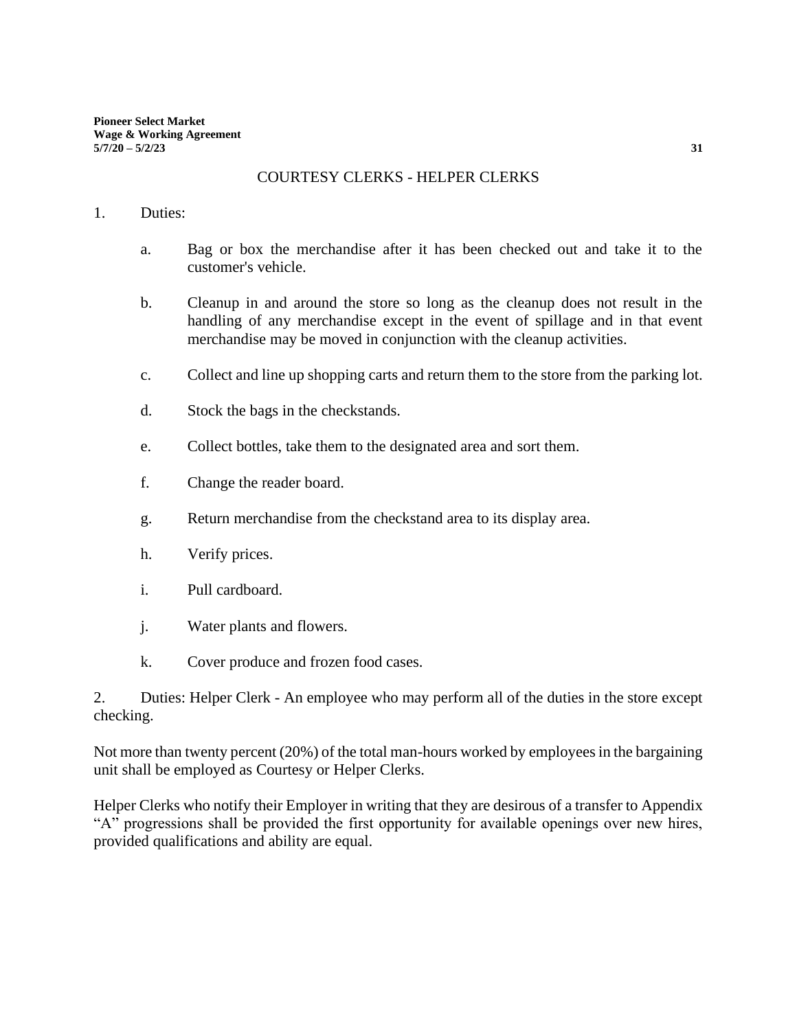## COURTESY CLERKS - HELPER CLERKS

1. Duties:

   a. Bag or box the merchandise after it has been checked out and take it to the customer's vehicle.

   b. Cleanup in and around the store so long as the cleanup does not result in the handling of any merchandise except in the event of spillage and in that event merchandise may be moved in conjunction with the cleanup activities.

   c. Collect and line up shopping carts and return them to the store from the parking lot.

   d. Stock the bags in the checkstands.

   e. Collect bottles, take them to the designated area and sort them.

   f. Change the reader board.

   g. Return merchandise from the checkstand area to its display area.

   h. Verify prices.

   i. Pull cardboard.

   j. Water plants and flowers.

   k. Cover produce and frozen food cases.

2. Duties: Helper Clerk - An employee who may perform all of the duties in the store except checking.

Not more than twenty percent (20%) of the total man-hours worked by employees in the bargaining unit shall be employed as Courtesy or Helper Clerks.

Helper Clerks who notify their Employer in writing that they are desirous of a transfer to Appendix "A" progressions shall be provided the first opportunity for available openings over new hires, provided qualifications and ability are equal.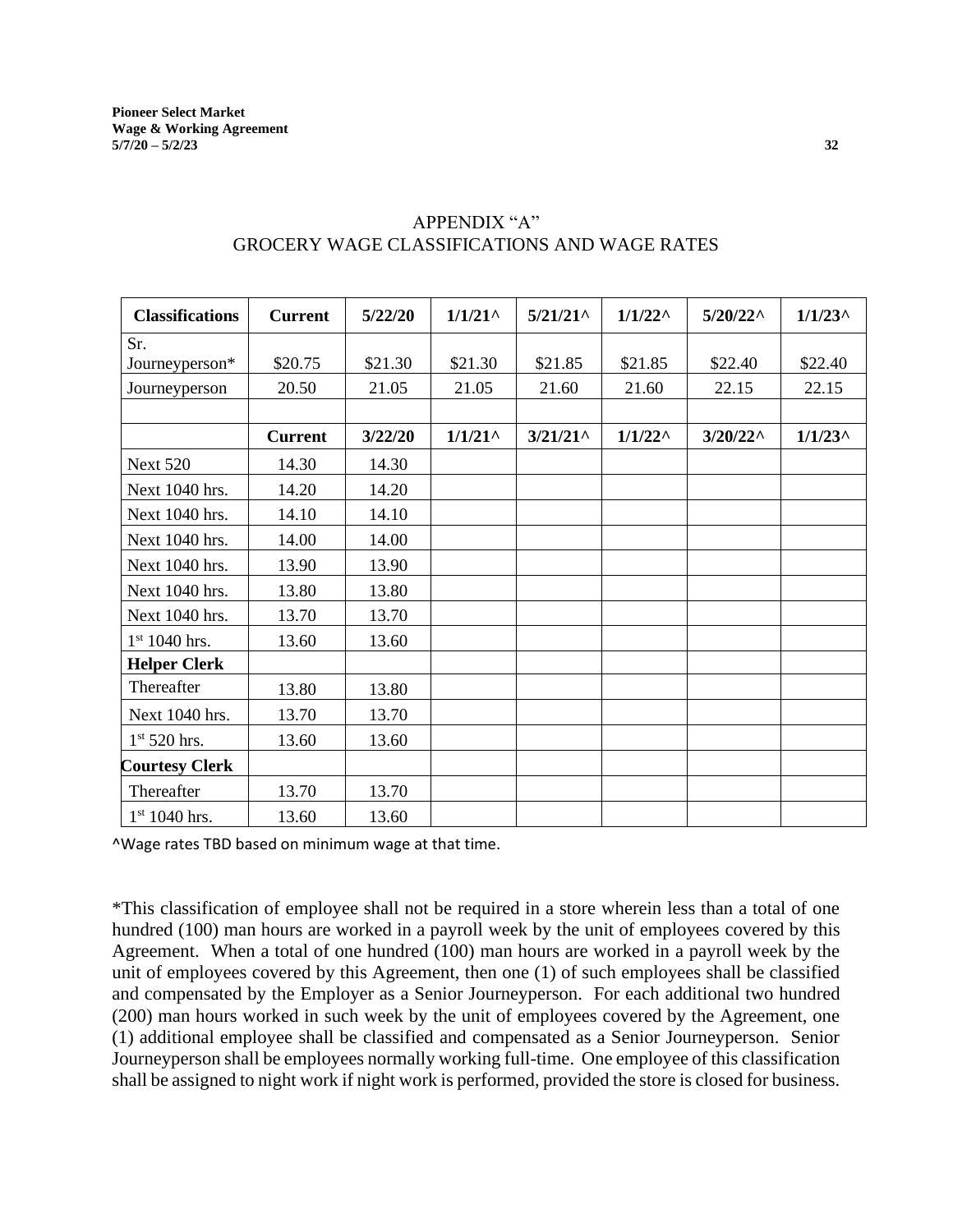# APPENDIX "A"
## GROCERY WAGE CLASSIFICATIONS AND WAGE RATES

| **Classifications** | **Current** | **5/22/20** | **1/1/21^** | **5/21/21^** | **1/1/22^** | **5/20/22^** | **1/1/23^** |
|---|---|---|---|---|---|---|---|
| Sr. Journeyperson* | $20.75 | $21.30 | $21.30 | $21.85 | $21.85 | $22.40 | $22.40 |
| Journeyperson | 20.50 | 21.05 | 21.05 | 21.60 | 21.60 | 22.15 | 22.15 |
| | | | | | | | |
| | **Current** | **3/22/20** | **1/1/21^** | **3/21/21^** | **1/1/22^** | **3/20/22^** | **1/1/23^** |
| Next 520 | 14.30 | 14.30 | | | | | |
| Next 1040 hrs. | 14.20 | 14.20 | | | | | |
| Next 1040 hrs. | 14.10 | 14.10 | | | | | |
| Next 1040 hrs. | 14.00 | 14.00 | | | | | |
| Next 1040 hrs. | 13.90 | 13.90 | | | | | |
| Next 1040 hrs. | 13.80 | 13.80 | | | | | |
| Next 1040 hrs. | 13.70 | 13.70 | | | | | |
| 1st 1040 hrs. | 13.60 | 13.60 | | | | | |
| **Helper Clerk** | | | | | | | |
| Thereafter | 13.80 | 13.80 | | | | | |
| Next 1040 hrs. | 13.70 | 13.70 | | | | | |
| 1st 520 hrs. | 13.60 | 13.60 | | | | | |
| **Courtesy Clerk** | | | | | | | |
| Thereafter | 13.70 | 13.70 | | | | | |
| 1st 1040 hrs. | 13.60 | 13.60 | | | | | |

^Wage rates TBD based on minimum wage at that time.

*This classification of employee shall not be required in a store wherein less than a total of one hundred (100) man hours are worked in a payroll week by the unit of employees covered by this Agreement. When a total of one hundred (100) man hours are worked in a payroll week by the unit of employees covered by this Agreement, then one (1) of such employees shall be classified and compensated by the Employer as a Senior Journeyperson. For each additional two hundred (200) man hours worked in such week by the unit of employees covered by the Agreement, one (1) additional employee shall be classified and compensated as a Senior Journeyperson. Senior Journeyperson shall be employees normally working full-time. One employee of this classification shall be assigned to night work if night work is performed, provided the store is closed for business.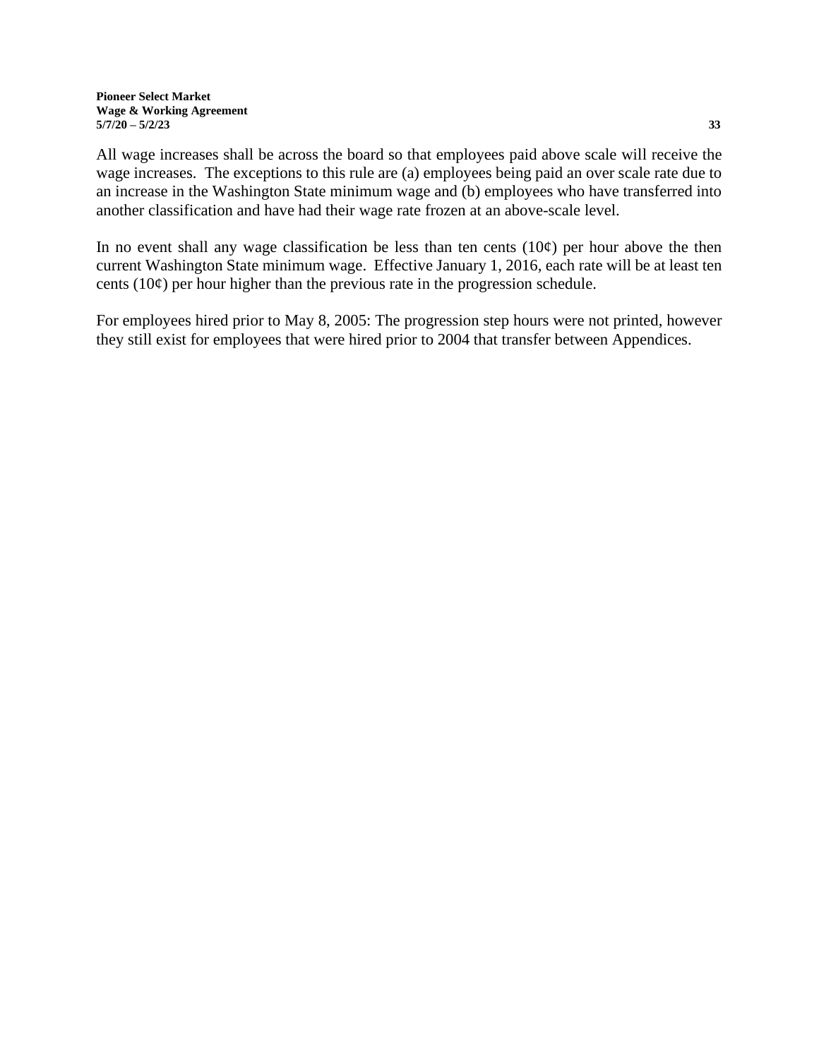All wage increases shall be across the board so that employees paid above scale will receive the wage increases. The exceptions to this rule are (a) employees being paid an over scale rate due to an increase in the Washington State minimum wage and (b) employees who have transferred into another classification and have had their wage rate frozen at an above-scale level.

In no event shall any wage classification be less than ten cents (10¢) per hour above the then current Washington State minimum wage. Effective January 1, 2016, each rate will be at least ten cents (10¢) per hour higher than the previous rate in the progression schedule.

For employees hired prior to May 8, 2005: The progression step hours were not printed, however they still exist for employees that were hired prior to 2004 that transfer between Appendices.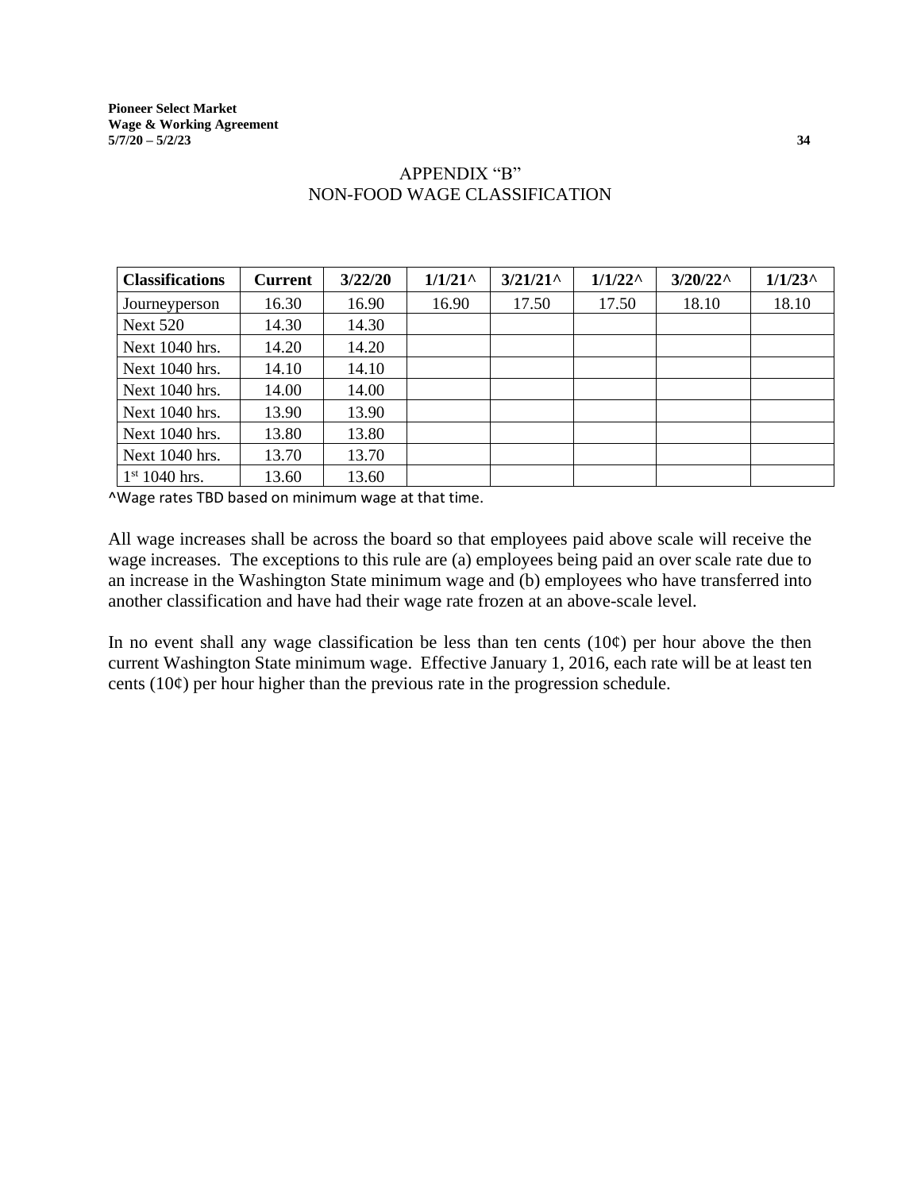## APPENDIX "B"
## NON-FOOD WAGE CLASSIFICATION

| Classifications | Current | 3/22/20 | 1/1/21^ | 3/21/21^ | 1/1/22^ | 3/20/22^ | 1/1/23^ |
|---|---|---|---|---|---|---|---|
| Journeyperson | 16.30 | 16.90 | 16.90 | 17.50 | 17.50 | 18.10 | 18.10 |
| Next 520 | 14.30 | 14.30 | | | | | |
| Next 1040 hrs. | 14.20 | 14.20 | | | | | |
| Next 1040 hrs. | 14.10 | 14.10 | | | | | |
| Next 1040 hrs. | 14.00 | 14.00 | | | | | |
| Next 1040 hrs. | 13.90 | 13.90 | | | | | |
| Next 1040 hrs. | 13.80 | 13.80 | | | | | |
| Next 1040 hrs. | 13.70 | 13.70 | | | | | |
| 1st 1040 hrs. | 13.60 | 13.60 | | | | | |

^Wage rates TBD based on minimum wage at that time.

All wage increases shall be across the board so that employees paid above scale will receive the wage increases. The exceptions to this rule are (a) employees being paid an over scale rate due to an increase in the Washington State minimum wage and (b) employees who have transferred into another classification and have had their wage rate frozen at an above-scale level.

In no event shall any wage classification be less than ten cents (10¢) per hour above the then current Washington State minimum wage. Effective January 1, 2016, each rate will be at least ten cents (10¢) per hour higher than the previous rate in the progression schedule.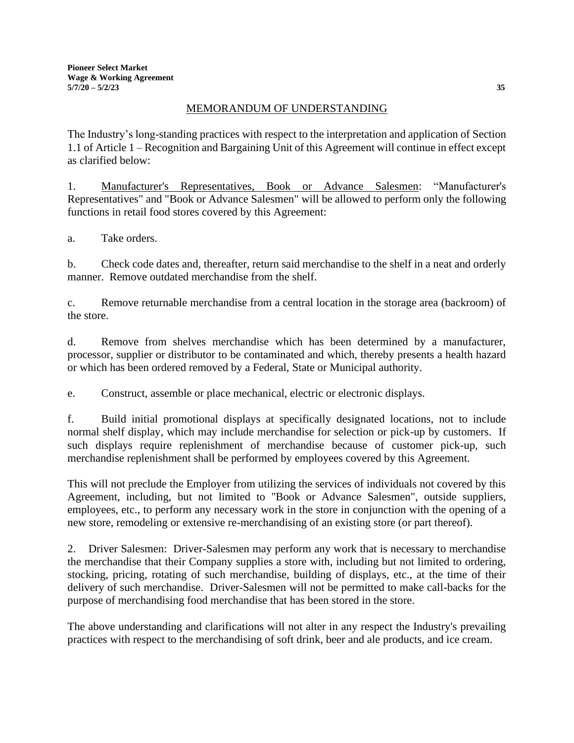## MEMORANDUM OF UNDERSTANDING

The Industry's long-standing practices with respect to the interpretation and application of Section 1.1 of Article 1 – Recognition and Bargaining Unit of this Agreement will continue in effect except as clarified below:

1. Manufacturer's Representatives, Book or Advance Salesmen: "Manufacturer's Representatives" and "Book or Advance Salesmen" will be allowed to perform only the following functions in retail food stores covered by this Agreement:

a. Take orders.

b. Check code dates and, thereafter, return said merchandise to the shelf in a neat and orderly manner. Remove outdated merchandise from the shelf.

c. Remove returnable merchandise from a central location in the storage area (backroom) of the store.

d. Remove from shelves merchandise which has been determined by a manufacturer, processor, supplier or distributor to be contaminated and which, thereby presents a health hazard or which has been ordered removed by a Federal, State or Municipal authority.

e. Construct, assemble or place mechanical, electric or electronic displays.

f. Build initial promotional displays at specifically designated locations, not to include normal shelf display, which may include merchandise for selection or pick-up by customers. If such displays require replenishment of merchandise because of customer pick-up, such merchandise replenishment shall be performed by employees covered by this Agreement.

This will not preclude the Employer from utilizing the services of individuals not covered by this Agreement, including, but not limited to "Book or Advance Salesmen", outside suppliers, employees, etc., to perform any necessary work in the store in conjunction with the opening of a new store, remodeling or extensive re-merchandising of an existing store (or part thereof).

2. Driver Salesmen: Driver-Salesmen may perform any work that is necessary to merchandise the merchandise that their Company supplies a store with, including but not limited to ordering, stocking, pricing, rotating of such merchandise, building of displays, etc., at the time of their delivery of such merchandise. Driver-Salesmen will not be permitted to make call-backs for the purpose of merchandising food merchandise that has been stored in the store.

The above understanding and clarifications will not alter in any respect the Industry's prevailing practices with respect to the merchandising of soft drink, beer and ale products, and ice cream.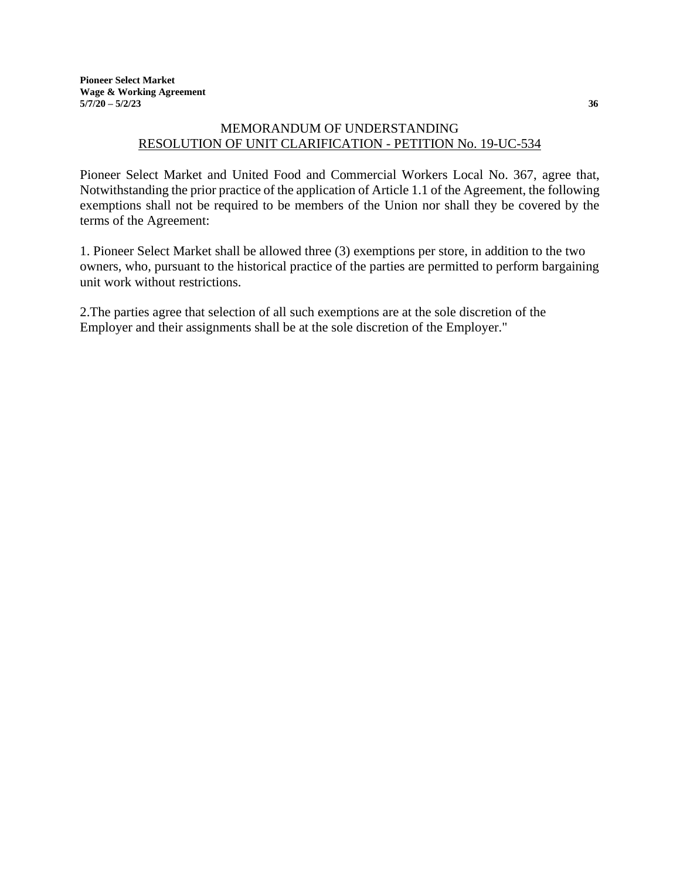## MEMORANDUM OF UNDERSTANDING
## RESOLUTION OF UNIT CLARIFICATION - PETITION No. 19-UC-534

Pioneer Select Market and United Food and Commercial Workers Local No. 367, agree that, Notwithstanding the prior practice of the application of Article 1.1 of the Agreement, the following exemptions shall not be required to be members of the Union nor shall they be covered by the terms of the Agreement:

1. Pioneer Select Market shall be allowed three (3) exemptions per store, in addition to the two owners, who, pursuant to the historical practice of the parties are permitted to perform bargaining unit work without restrictions.

2.The parties agree that selection of all such exemptions are at the sole discretion of the Employer and their assignments shall be at the sole discretion of the Employer."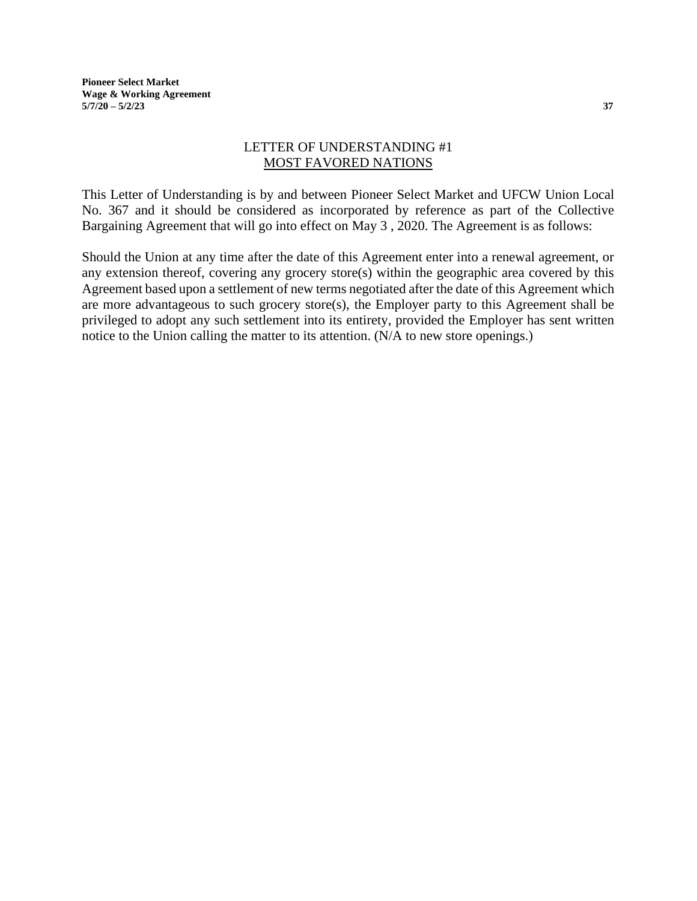## LETTER OF UNDERSTANDING #1
## MOST FAVORED NATIONS

This Letter of Understanding is by and between Pioneer Select Market and UFCW Union Local No. 367 and it should be considered as incorporated by reference as part of the Collective Bargaining Agreement that will go into effect on May 3 , 2020. The Agreement is as follows:

Should the Union at any time after the date of this Agreement enter into a renewal agreement, or any extension thereof, covering any grocery store(s) within the geographic area covered by this Agreement based upon a settlement of new terms negotiated after the date of this Agreement which are more advantageous to such grocery store(s), the Employer party to this Agreement shall be privileged to adopt any such settlement into its entirety, provided the Employer has sent written notice to the Union calling the matter to its attention. (N/A to new store openings.)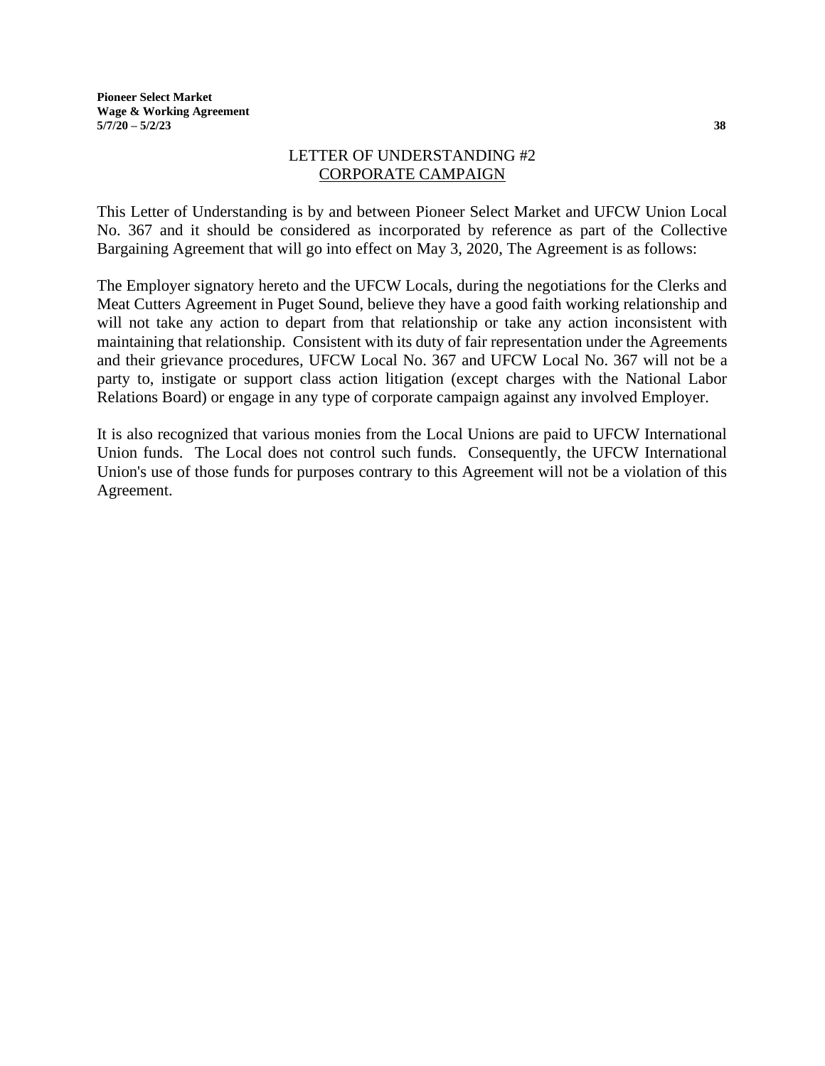# LETTER OF UNDERSTANDING #2
## CORPORATE CAMPAIGN

This Letter of Understanding is by and between Pioneer Select Market and UFCW Union Local No. 367 and it should be considered as incorporated by reference as part of the Collective Bargaining Agreement that will go into effect on May 3, 2020, The Agreement is as follows:

The Employer signatory hereto and the UFCW Locals, during the negotiations for the Clerks and Meat Cutters Agreement in Puget Sound, believe they have a good faith working relationship and will not take any action to depart from that relationship or take any action inconsistent with maintaining that relationship. Consistent with its duty of fair representation under the Agreements and their grievance procedures, UFCW Local No. 367 and UFCW Local No. 367 will not be a party to, instigate or support class action litigation (except charges with the National Labor Relations Board) or engage in any type of corporate campaign against any involved Employer.

It is also recognized that various monies from the Local Unions are paid to UFCW International Union funds. The Local does not control such funds. Consequently, the UFCW International Union's use of those funds for purposes contrary to this Agreement will not be a violation of this Agreement.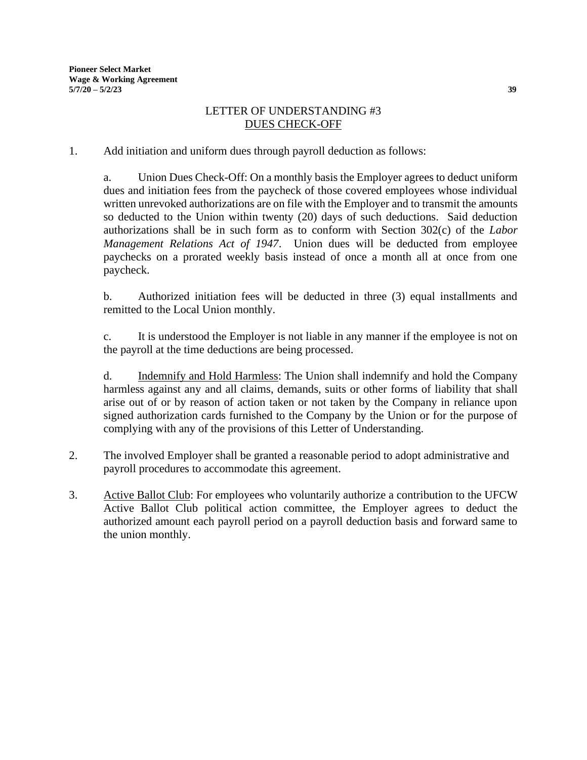# LETTER OF UNDERSTANDING #3

## DUES CHECK-OFF

1. Add initiation and uniform dues through payroll deduction as follows:

   a. Union Dues Check-Off: On a monthly basis the Employer agrees to deduct uniform dues and initiation fees from the paycheck of those covered employees whose individual written unrevoked authorizations are on file with the Employer and to transmit the amounts so deducted to the Union within twenty (20) days of such deductions. Said deduction authorizations shall be in such form as to conform with Section 302(c) of the *Labor Management Relations Act of 1947*. Union dues will be deducted from employee paychecks on a prorated weekly basis instead of once a month all at once from one paycheck.

   b. Authorized initiation fees will be deducted in three (3) equal installments and remitted to the Local Union monthly.

   c. It is understood the Employer is not liable in any manner if the employee is not on the payroll at the time deductions are being processed.

   d. Indemnify and Hold Harmless: The Union shall indemnify and hold the Company harmless against any and all claims, demands, suits or other forms of liability that shall arise out of or by reason of action taken or not taken by the Company in reliance upon signed authorization cards furnished to the Company by the Union or for the purpose of complying with any of the provisions of this Letter of Understanding.

2. The involved Employer shall be granted a reasonable period to adopt administrative and payroll procedures to accommodate this agreement.

3. Active Ballot Club: For employees who voluntarily authorize a contribution to the UFCW Active Ballot Club political action committee, the Employer agrees to deduct the authorized amount each payroll period on a payroll deduction basis and forward same to the union monthly.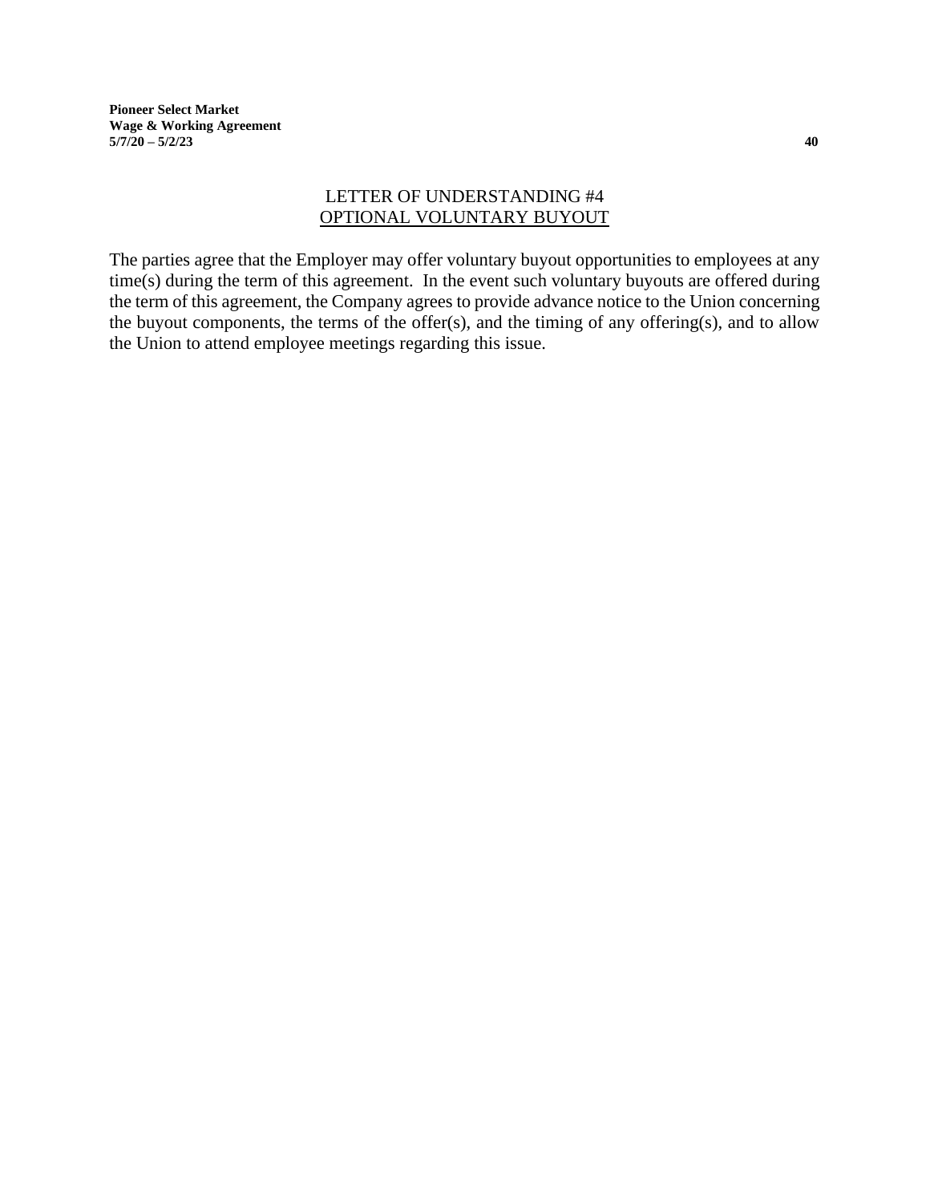## LETTER OF UNDERSTANDING #4
## OPTIONAL VOLUNTARY BUYOUT

The parties agree that the Employer may offer voluntary buyout opportunities to employees at any time(s) during the term of this agreement. In the event such voluntary buyouts are offered during the term of this agreement, the Company agrees to provide advance notice to the Union concerning the buyout components, the terms of the offer(s), and the timing of any offering(s), and to allow the Union to attend employee meetings regarding this issue.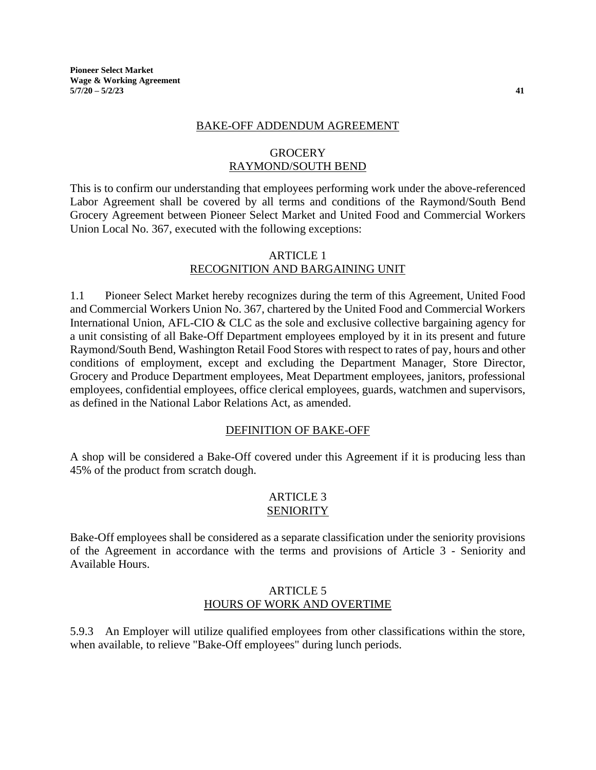## BAKE-OFF ADDENDUM AGREEMENT

### GROCERY
### RAYMOND/SOUTH BEND

This is to confirm our understanding that employees performing work under the above-referenced Labor Agreement shall be covered by all terms and conditions of the Raymond/South Bend Grocery Agreement between Pioneer Select Market and United Food and Commercial Workers Union Local No. 367, executed with the following exceptions:

### ARTICLE 1
### RECOGNITION AND BARGAINING UNIT

1.1 Pioneer Select Market hereby recognizes during the term of this Agreement, United Food and Commercial Workers Union No. 367, chartered by the United Food and Commercial Workers International Union, AFL-CIO & CLC as the sole and exclusive collective bargaining agency for a unit consisting of all Bake-Off Department employees employed by it in its present and future Raymond/South Bend, Washington Retail Food Stores with respect to rates of pay, hours and other conditions of employment, except and excluding the Department Manager, Store Director, Grocery and Produce Department employees, Meat Department employees, janitors, professional employees, confidential employees, office clerical employees, guards, watchmen and supervisors, as defined in the National Labor Relations Act, as amended.

### DEFINITION OF BAKE-OFF

A shop will be considered a Bake-Off covered under this Agreement if it is producing less than 45% of the product from scratch dough.

### ARTICLE 3
### SENIORITY

Bake-Off employees shall be considered as a separate classification under the seniority provisions of the Agreement in accordance with the terms and provisions of Article 3 - Seniority and Available Hours.

### ARTICLE 5
### HOURS OF WORK AND OVERTIME

5.9.3 An Employer will utilize qualified employees from other classifications within the store, when available, to relieve "Bake-Off employees" during lunch periods.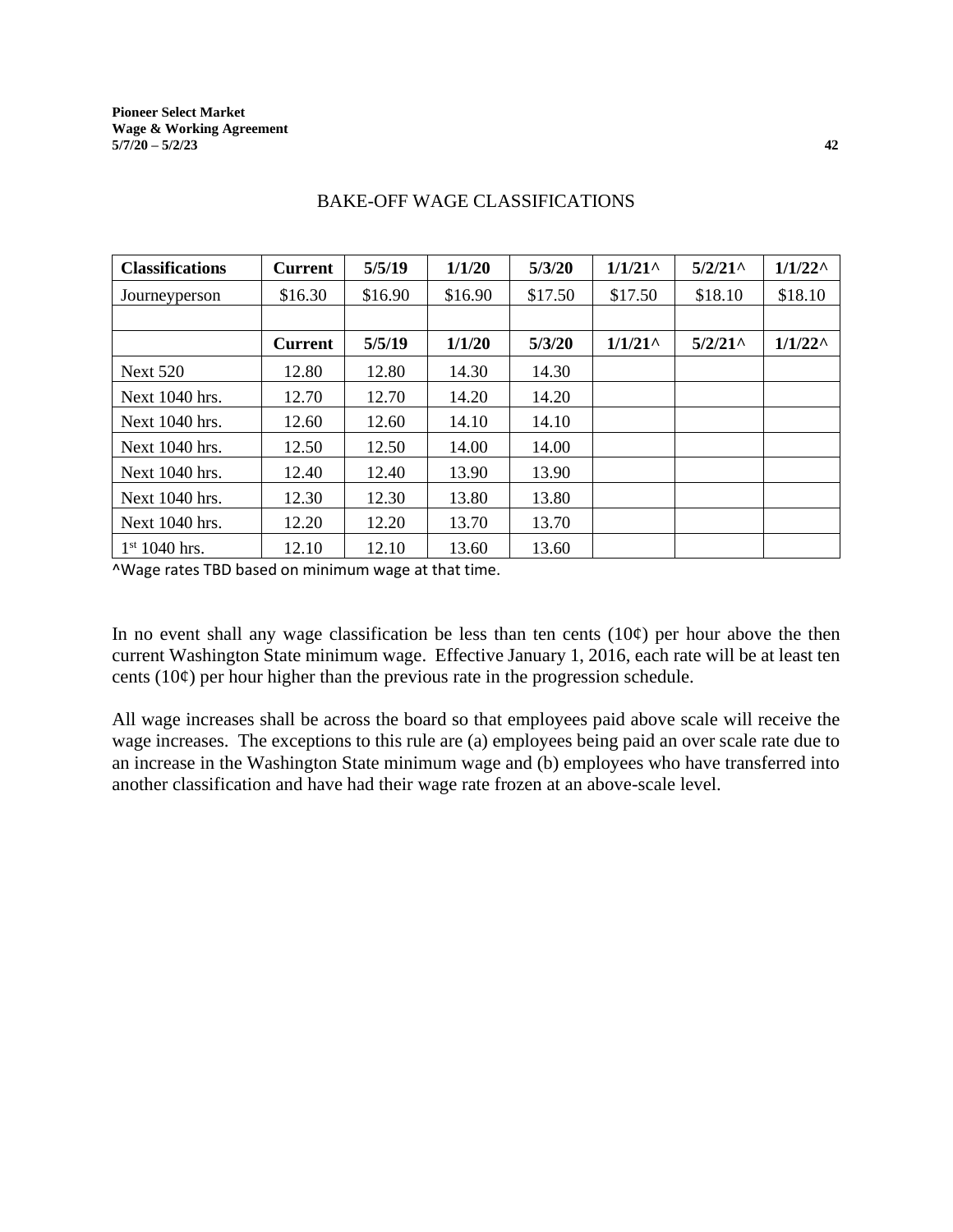BAKE-OFF WAGE CLASSIFICATIONS

| Classifications | Current | 5/5/19 | 1/1/20 | 5/3/20 | 1/1/21^ | 5/2/21^ | 1/1/22^ |
|---|---|---|---|---|---|---|---|
| Journeyperson | $16.30 | $16.90 | $16.90 | $17.50 | $17.50 | $18.10 | $18.10 |
| | | | | | | | |
| | **Current** | **5/5/19** | **1/1/20** | **5/3/20** | **1/1/21^** | **5/2/21^** | **1/1/22^** |
| Next 520 | 12.80 | 12.80 | 14.30 | 14.30 | | | |
| Next 1040 hrs. | 12.70 | 12.70 | 14.20 | 14.20 | | | |
| Next 1040 hrs. | 12.60 | 12.60 | 14.10 | 14.10 | | | |
| Next 1040 hrs. | 12.50 | 12.50 | 14.00 | 14.00 | | | |
| Next 1040 hrs. | 12.40 | 12.40 | 13.90 | 13.90 | | | |
| Next 1040 hrs. | 12.30 | 12.30 | 13.80 | 13.80 | | | |
| Next 1040 hrs. | 12.20 | 12.20 | 13.70 | 13.70 | | | |
| 1st 1040 hrs. | 12.10 | 12.10 | 13.60 | 13.60 | | | |

^Wage rates TBD based on minimum wage at that time.

In no event shall any wage classification be less than ten cents (10¢) per hour above the then current Washington State minimum wage. Effective January 1, 2016, each rate will be at least ten cents (10¢) per hour higher than the previous rate in the progression schedule.

All wage increases shall be across the board so that employees paid above scale will receive the wage increases. The exceptions to this rule are (a) employees being paid an over scale rate due to an increase in the Washington State minimum wage and (b) employees who have transferred into another classification and have had their wage rate frozen at an above-scale level.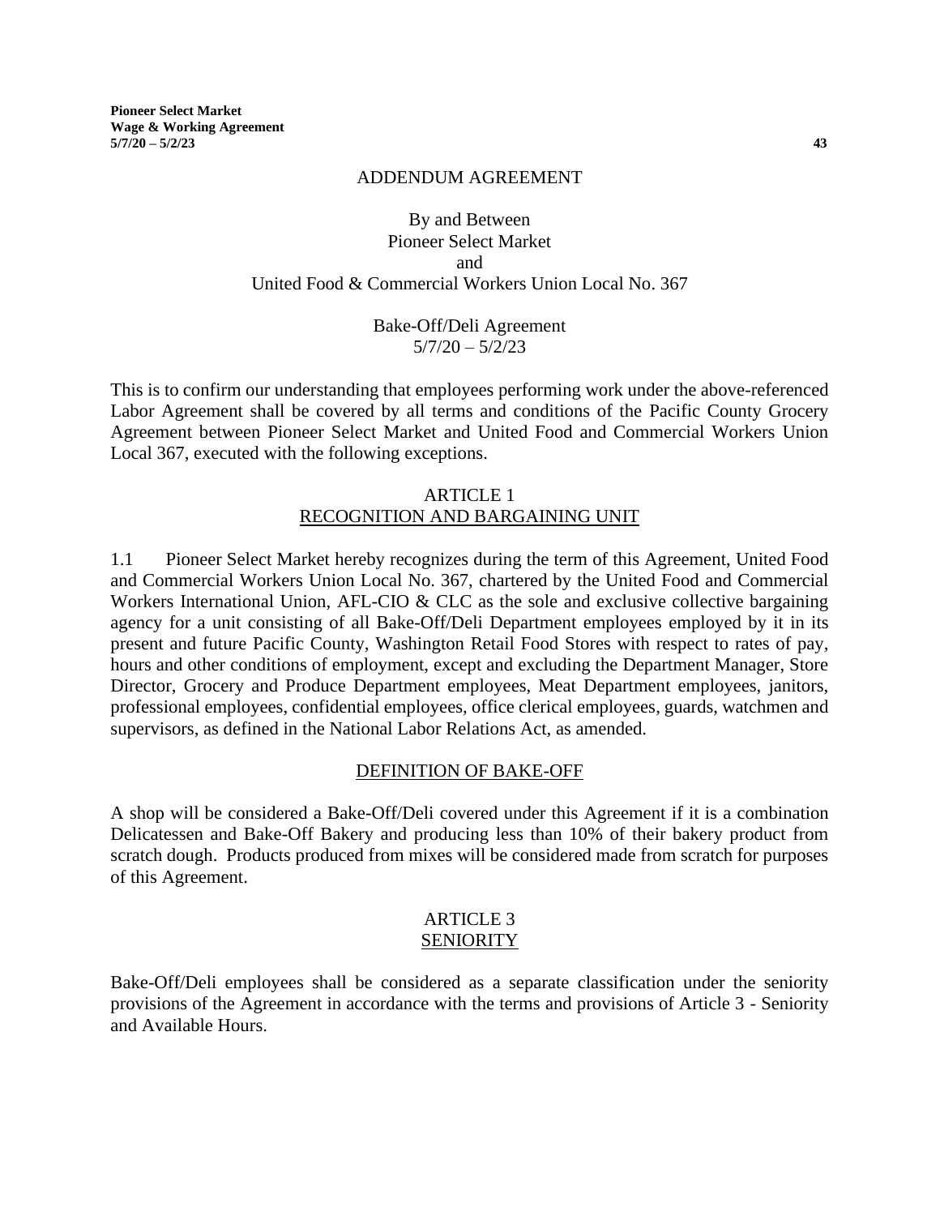# ADDENDUM AGREEMENT

By and Between
Pioneer Select Market
and
United Food & Commercial Workers Union Local No. 367

Bake-Off/Deli Agreement
5/7/20 – 5/2/23

This is to confirm our understanding that employees performing work under the above-referenced Labor Agreement shall be covered by all terms and conditions of the Pacific County Grocery Agreement between Pioneer Select Market and United Food and Commercial Workers Union Local 367, executed with the following exceptions.

## ARTICLE 1
## RECOGNITION AND BARGAINING UNIT

1.1 Pioneer Select Market hereby recognizes during the term of this Agreement, United Food and Commercial Workers Union Local No. 367, chartered by the United Food and Commercial Workers International Union, AFL-CIO & CLC as the sole and exclusive collective bargaining agency for a unit consisting of all Bake-Off/Deli Department employees employed by it in its present and future Pacific County, Washington Retail Food Stores with respect to rates of pay, hours and other conditions of employment, except and excluding the Department Manager, Store Director, Grocery and Produce Department employees, Meat Department employees, janitors, professional employees, confidential employees, office clerical employees, guards, watchmen and supervisors, as defined in the National Labor Relations Act, as amended.

## DEFINITION OF BAKE-OFF

A shop will be considered a Bake-Off/Deli covered under this Agreement if it is a combination Delicatessen and Bake-Off Bakery and producing less than 10% of their bakery product from scratch dough. Products produced from mixes will be considered made from scratch for purposes of this Agreement.

## ARTICLE 3
## SENIORITY

Bake-Off/Deli employees shall be considered as a separate classification under the seniority provisions of the Agreement in accordance with the terms and provisions of Article 3 - Seniority and Available Hours.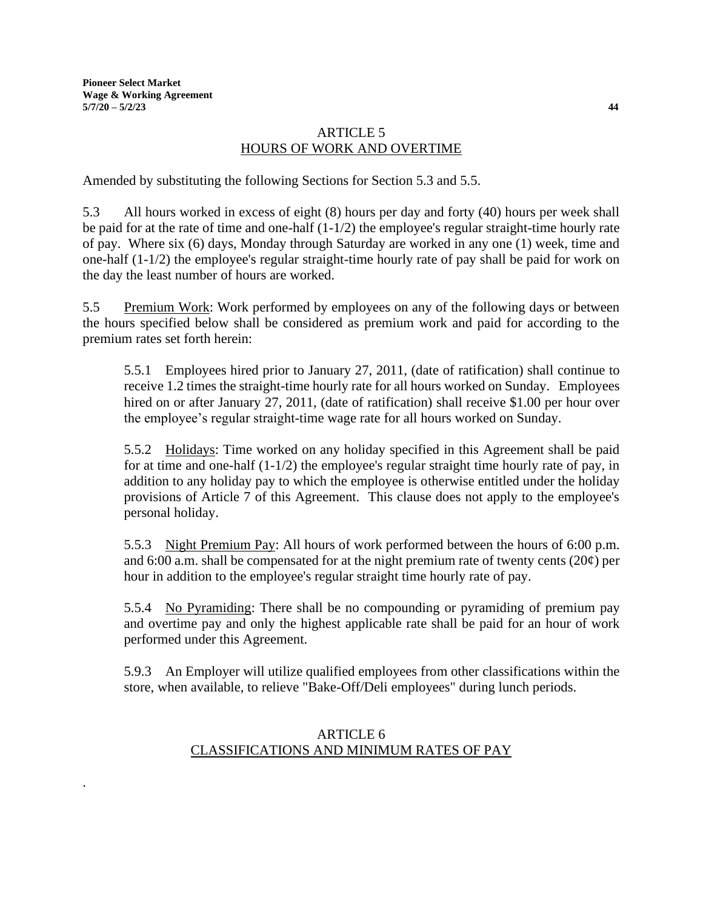## ARTICLE 5
## HOURS OF WORK AND OVERTIME

Amended by substituting the following Sections for Section 5.3 and 5.5.

5.3 All hours worked in excess of eight (8) hours per day and forty (40) hours per week shall be paid for at the rate of time and one-half (1-1/2) the employee's regular straight-time hourly rate of pay. Where six (6) days, Monday through Saturday are worked in any one (1) week, time and one-half (1-1/2) the employee's regular straight-time hourly rate of pay shall be paid for work on the day the least number of hours are worked.

5.5 Premium Work: Work performed by employees on any of the following days or between the hours specified below shall be considered as premium work and paid for according to the premium rates set forth herein:

> 5.5.1 Employees hired prior to January 27, 2011, (date of ratification) shall continue to receive 1.2 times the straight-time hourly rate for all hours worked on Sunday. Employees hired on or after January 27, 2011, (date of ratification) shall receive $1.00 per hour over the employee's regular straight-time wage rate for all hours worked on Sunday.
>
> 5.5.2 Holidays: Time worked on any holiday specified in this Agreement shall be paid for at time and one-half (1-1/2) the employee's regular straight time hourly rate of pay, in addition to any holiday pay to which the employee is otherwise entitled under the holiday provisions of Article 7 of this Agreement. This clause does not apply to the employee's personal holiday.
>
> 5.5.3 Night Premium Pay: All hours of work performed between the hours of 6:00 p.m. and 6:00 a.m. shall be compensated for at the night premium rate of twenty cents (20¢) per hour in addition to the employee's regular straight time hourly rate of pay.
>
> 5.5.4 No Pyramiding: There shall be no compounding or pyramiding of premium pay and overtime pay and only the highest applicable rate shall be paid for an hour of work performed under this Agreement.
>
> 5.9.3 An Employer will utilize qualified employees from other classifications within the store, when available, to relieve "Bake-Off/Deli employees" during lunch periods.

## ARTICLE 6
## CLASSIFICATIONS AND MINIMUM RATES OF PAY

.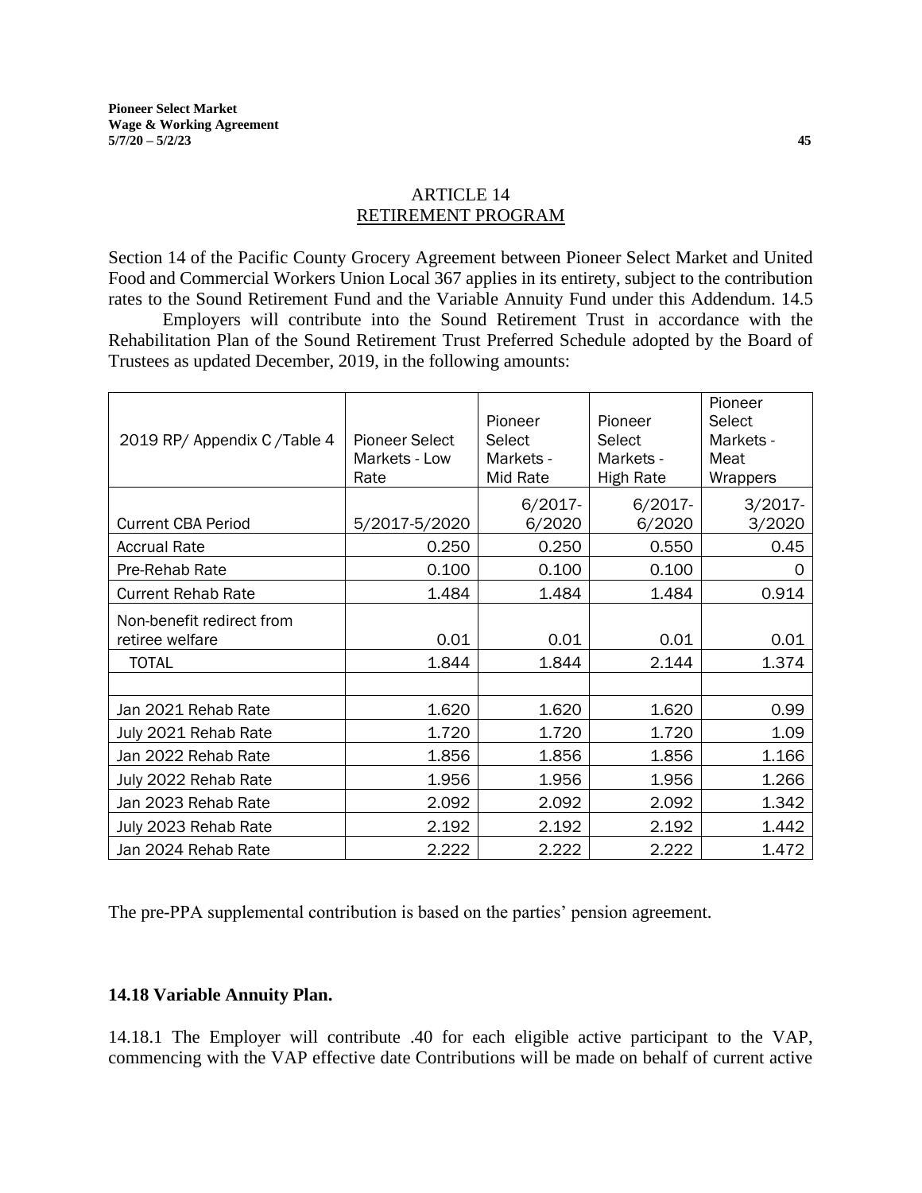## ARTICLE 14
## RETIREMENT PROGRAM

Section 14 of the Pacific County Grocery Agreement between Pioneer Select Market and United Food and Commercial Workers Union Local 367 applies in its entirety, subject to the contribution rates to the Sound Retirement Fund and the Variable Annuity Fund under this Addendum. 14.5

Employers will contribute into the Sound Retirement Trust in accordance with the Rehabilitation Plan of the Sound Retirement Trust Preferred Schedule adopted by the Board of Trustees as updated December, 2019, in the following amounts:

| 2019 RP/ Appendix C /Table 4 | Pioneer Select Markets - Low Rate | Pioneer Select Markets - Mid Rate | Pioneer Select Markets - High Rate | Pioneer Select Markets - Meat Wrappers |
|---|---|---|---|---|
| Current CBA Period | 5/2017-5/2020 | 6/2017-6/2020 | 6/2017-6/2020 | 3/2017-3/2020 |
| Accrual Rate | 0.250 | 0.250 | 0.550 | 0.45 |
| Pre-Rehab Rate | 0.100 | 0.100 | 0.100 | 0 |
| Current Rehab Rate | 1.484 | 1.484 | 1.484 | 0.914 |
| Non-benefit redirect from retiree welfare | 0.01 | 0.01 | 0.01 | 0.01 |
| TOTAL | 1.844 | 1.844 | 2.144 | 1.374 |
| | | | | |
| Jan 2021 Rehab Rate | 1.620 | 1.620 | 1.620 | 0.99 |
| July 2021 Rehab Rate | 1.720 | 1.720 | 1.720 | 1.09 |
| Jan 2022 Rehab Rate | 1.856 | 1.856 | 1.856 | 1.166 |
| July 2022 Rehab Rate | 1.956 | 1.956 | 1.956 | 1.266 |
| Jan 2023 Rehab Rate | 2.092 | 2.092 | 2.092 | 1.342 |
| July 2023 Rehab Rate | 2.192 | 2.192 | 2.192 | 1.442 |
| Jan 2024 Rehab Rate | 2.222 | 2.222 | 2.222 | 1.472 |

The pre-PPA supplemental contribution is based on the parties' pension agreement.

**14.18 Variable Annuity Plan.**

14.18.1 The Employer will contribute .40 for each eligible active participant to the VAP, commencing with the VAP effective date Contributions will be made on behalf of current active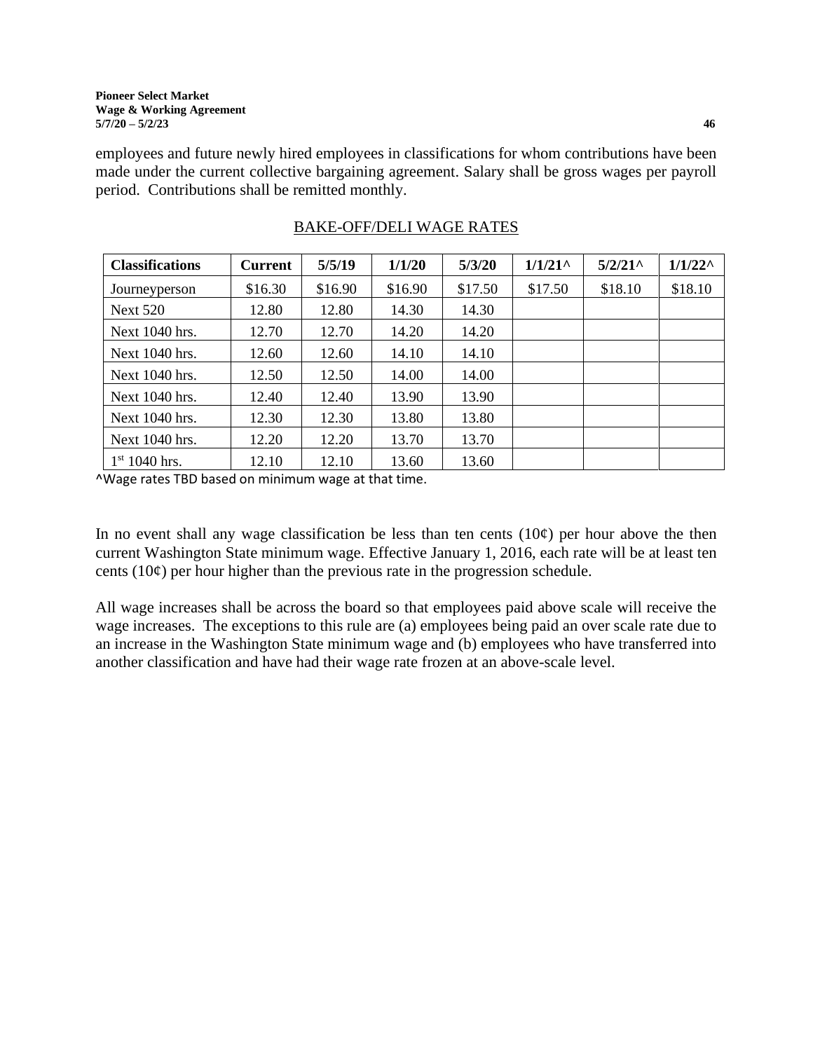employees and future newly hired employees in classifications for whom contributions have been made under the current collective bargaining agreement. Salary shall be gross wages per payroll period. Contributions shall be remitted monthly.

## BAKE-OFF/DELI WAGE RATES

| Classifications | Current | 5/5/19 | 1/1/20 | 5/3/20 | 1/1/21^ | 5/2/21^ | 1/1/22^ |
|---|---|---|---|---|---|---|---|
| Journeyperson | $16.30 | $16.90 | $16.90 | $17.50 | $17.50 | $18.10 | $18.10 |
| Next 520 | 12.80 | 12.80 | 14.30 | 14.30 | | | |
| Next 1040 hrs. | 12.70 | 12.70 | 14.20 | 14.20 | | | |
| Next 1040 hrs. | 12.60 | 12.60 | 14.10 | 14.10 | | | |
| Next 1040 hrs. | 12.50 | 12.50 | 14.00 | 14.00 | | | |
| Next 1040 hrs. | 12.40 | 12.40 | 13.90 | 13.90 | | | |
| Next 1040 hrs. | 12.30 | 12.30 | 13.80 | 13.80 | | | |
| Next 1040 hrs. | 12.20 | 12.20 | 13.70 | 13.70 | | | |
| 1st 1040 hrs. | 12.10 | 12.10 | 13.60 | 13.60 | | | |

^Wage rates TBD based on minimum wage at that time.

In no event shall any wage classification be less than ten cents (10¢) per hour above the then current Washington State minimum wage. Effective January 1, 2016, each rate will be at least ten cents (10¢) per hour higher than the previous rate in the progression schedule.

All wage increases shall be across the board so that employees paid above scale will receive the wage increases. The exceptions to this rule are (a) employees being paid an over scale rate due to an increase in the Washington State minimum wage and (b) employees who have transferred into another classification and have had their wage rate frozen at an above-scale level.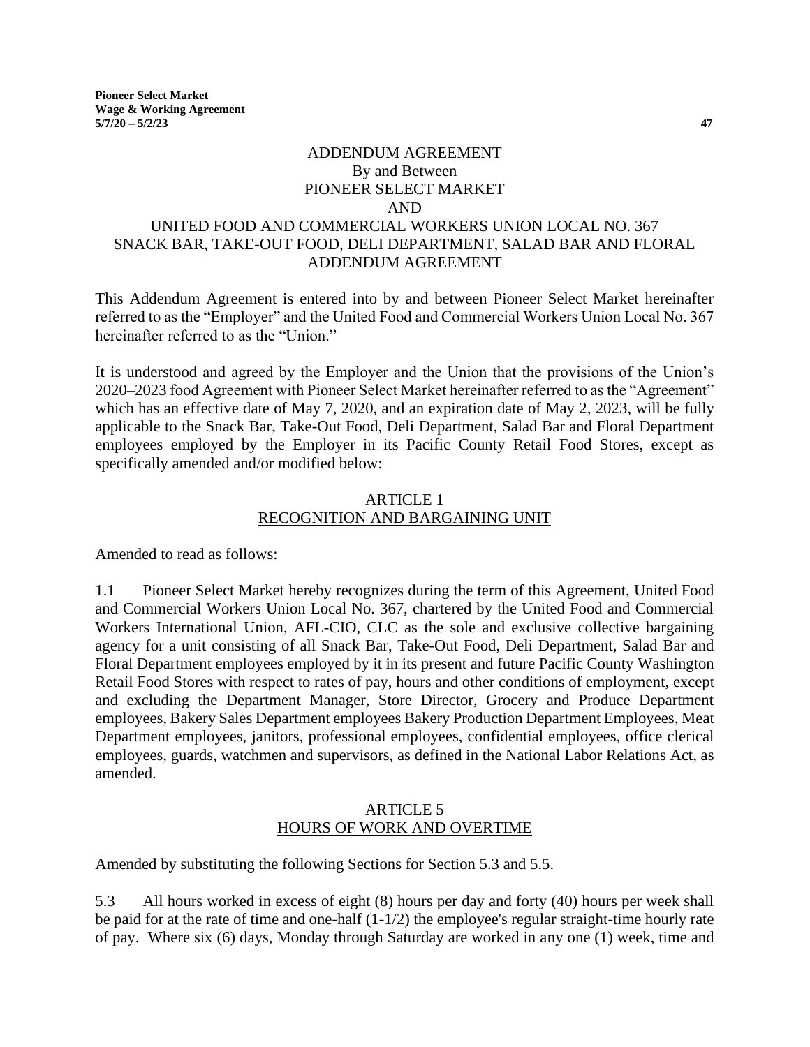# ADDENDUM AGREEMENT
## By and Between
## PIONEER SELECT MARKET
## AND
## UNITED FOOD AND COMMERCIAL WORKERS UNION LOCAL NO. 367
## SNACK BAR, TAKE-OUT FOOD, DELI DEPARTMENT, SALAD BAR AND FLORAL ADDENDUM AGREEMENT

This Addendum Agreement is entered into by and between Pioneer Select Market hereinafter referred to as the "Employer" and the United Food and Commercial Workers Union Local No. 367 hereinafter referred to as the "Union."

It is understood and agreed by the Employer and the Union that the provisions of the Union's 2020–2023 food Agreement with Pioneer Select Market hereinafter referred to as the "Agreement" which has an effective date of May 7, 2020, and an expiration date of May 2, 2023, will be fully applicable to the Snack Bar, Take-Out Food, Deli Department, Salad Bar and Floral Department employees employed by the Employer in its Pacific County Retail Food Stores, except as specifically amended and/or modified below:

### ARTICLE 1
### RECOGNITION AND BARGAINING UNIT

Amended to read as follows:

1.1 Pioneer Select Market hereby recognizes during the term of this Agreement, United Food and Commercial Workers Union Local No. 367, chartered by the United Food and Commercial Workers International Union, AFL-CIO, CLC as the sole and exclusive collective bargaining agency for a unit consisting of all Snack Bar, Take-Out Food, Deli Department, Salad Bar and Floral Department employees employed by it in its present and future Pacific County Washington Retail Food Stores with respect to rates of pay, hours and other conditions of employment, except and excluding the Department Manager, Store Director, Grocery and Produce Department employees, Bakery Sales Department employees Bakery Production Department Employees, Meat Department employees, janitors, professional employees, confidential employees, office clerical employees, guards, watchmen and supervisors, as defined in the National Labor Relations Act, as amended.

### ARTICLE 5
### HOURS OF WORK AND OVERTIME

Amended by substituting the following Sections for Section 5.3 and 5.5.

5.3 All hours worked in excess of eight (8) hours per day and forty (40) hours per week shall be paid for at the rate of time and one-half (1-1/2) the employee's regular straight-time hourly rate of pay. Where six (6) days, Monday through Saturday are worked in any one (1) week, time and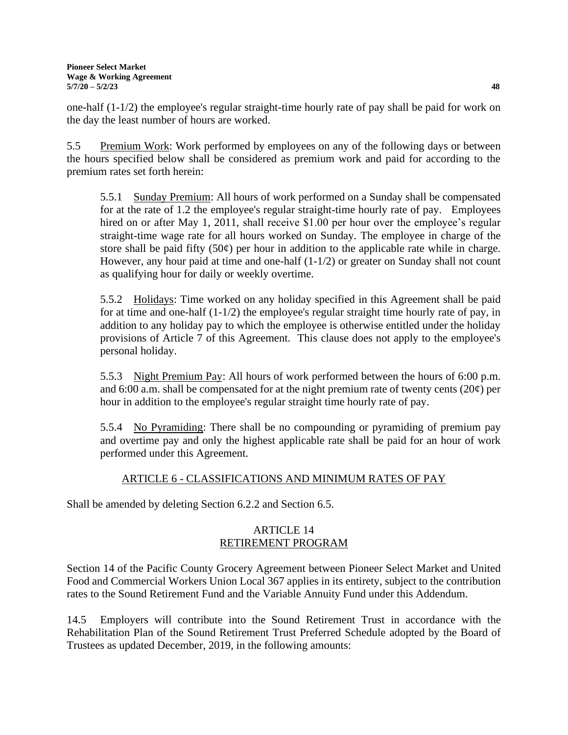one-half (1-1/2) the employee's regular straight-time hourly rate of pay shall be paid for work on the day the least number of hours are worked.

5.5 Premium Work: Work performed by employees on any of the following days or between the hours specified below shall be considered as premium work and paid for according to the premium rates set forth herein:

5.5.1 Sunday Premium: All hours of work performed on a Sunday shall be compensated for at the rate of 1.2 the employee's regular straight-time hourly rate of pay. Employees hired on or after May 1, 2011, shall receive $1.00 per hour over the employee's regular straight-time wage rate for all hours worked on Sunday. The employee in charge of the store shall be paid fifty (50¢) per hour in addition to the applicable rate while in charge. However, any hour paid at time and one-half (1-1/2) or greater on Sunday shall not count as qualifying hour for daily or weekly overtime.

5.5.2 Holidays: Time worked on any holiday specified in this Agreement shall be paid for at time and one-half (1-1/2) the employee's regular straight time hourly rate of pay, in addition to any holiday pay to which the employee is otherwise entitled under the holiday provisions of Article 7 of this Agreement. This clause does not apply to the employee's personal holiday.

5.5.3 Night Premium Pay: All hours of work performed between the hours of 6:00 p.m. and 6:00 a.m. shall be compensated for at the night premium rate of twenty cents (20¢) per hour in addition to the employee's regular straight time hourly rate of pay.

5.5.4 No Pyramiding: There shall be no compounding or pyramiding of premium pay and overtime pay and only the highest applicable rate shall be paid for an hour of work performed under this Agreement.

## ARTICLE 6 - CLASSIFICATIONS AND MINIMUM RATES OF PAY

Shall be amended by deleting Section 6.2.2 and Section 6.5.

## ARTICLE 14
## RETIREMENT PROGRAM

Section 14 of the Pacific County Grocery Agreement between Pioneer Select Market and United Food and Commercial Workers Union Local 367 applies in its entirety, subject to the contribution rates to the Sound Retirement Fund and the Variable Annuity Fund under this Addendum.

14.5 Employers will contribute into the Sound Retirement Trust in accordance with the Rehabilitation Plan of the Sound Retirement Trust Preferred Schedule adopted by the Board of Trustees as updated December, 2019, in the following amounts: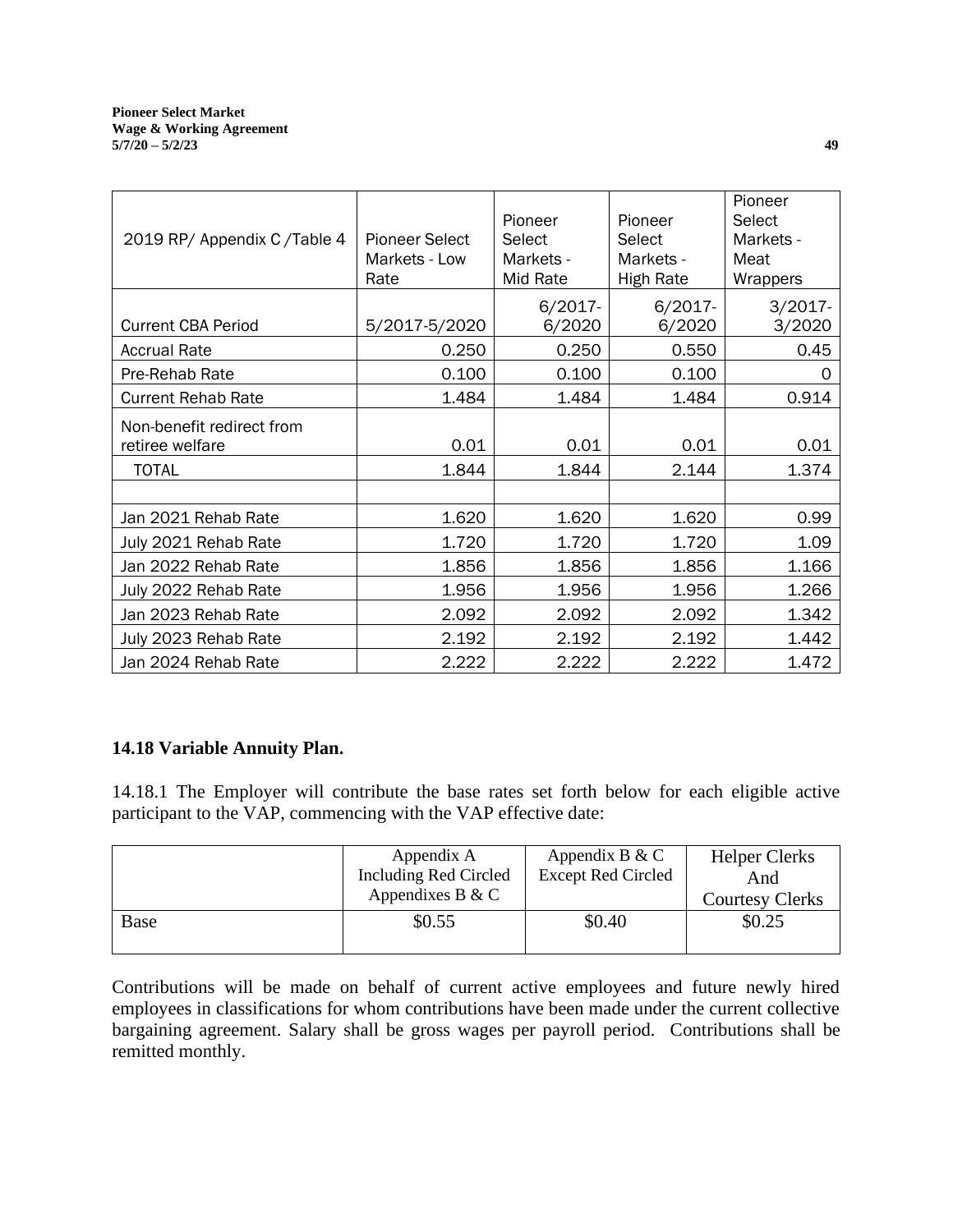| 2019 RP/ Appendix C /Table 4 | Pioneer Select Markets - Low Rate | Pioneer Select Markets - Mid Rate | Pioneer Select Markets - High Rate | Pioneer Select Markets - Meat Wrappers |
|---|---|---|---|---|
| Current CBA Period | 5/2017-5/2020 | 6/2017-6/2020 | 6/2017-6/2020 | 3/2017-3/2020 |
| Accrual Rate | 0.250 | 0.250 | 0.550 | 0.45 |
| Pre-Rehab Rate | 0.100 | 0.100 | 0.100 | 0 |
| Current Rehab Rate | 1.484 | 1.484 | 1.484 | 0.914 |
| Non-benefit redirect from retiree welfare | 0.01 | 0.01 | 0.01 | 0.01 |
| TOTAL | 1.844 | 1.844 | 2.144 | 1.374 |
| | | | | |
| Jan 2021 Rehab Rate | 1.620 | 1.620 | 1.620 | 0.99 |
| July 2021 Rehab Rate | 1.720 | 1.720 | 1.720 | 1.09 |
| Jan 2022 Rehab Rate | 1.856 | 1.856 | 1.856 | 1.166 |
| July 2022 Rehab Rate | 1.956 | 1.956 | 1.956 | 1.266 |
| Jan 2023 Rehab Rate | 2.092 | 2.092 | 2.092 | 1.342 |
| July 2023 Rehab Rate | 2.192 | 2.192 | 2.192 | 1.442 |
| Jan 2024 Rehab Rate | 2.222 | 2.222 | 2.222 | 1.472 |

### 14.18 Variable Annuity Plan.

14.18.1 The Employer will contribute the base rates set forth below for each eligible active participant to the VAP, commencing with the VAP effective date:

| | Appendix A Including Red Circled Appendixes B & C | Appendix B & C Except Red Circled | Helper Clerks And Courtesy Clerks |
|---|---|---|---|
| Base | $0.55 | $0.40 | $0.25 |

Contributions will be made on behalf of current active employees and future newly hired employees in classifications for whom contributions have been made under the current collective bargaining agreement. Salary shall be gross wages per payroll period. Contributions shall be remitted monthly.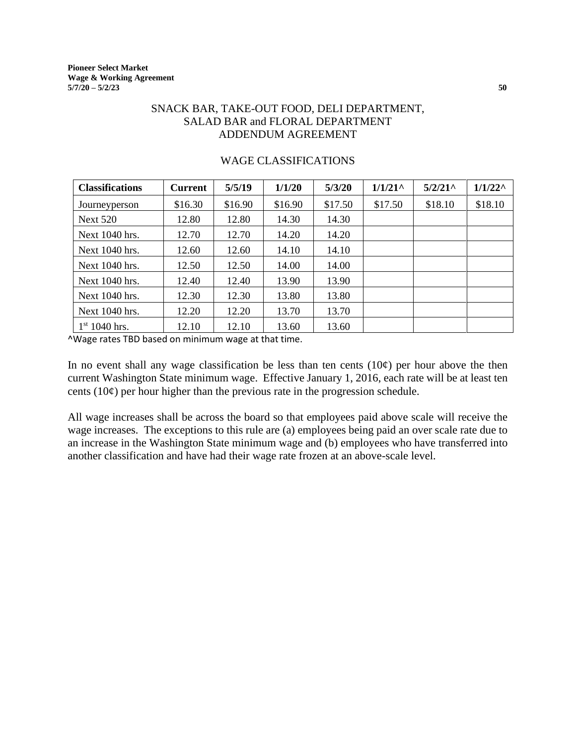## SNACK BAR, TAKE-OUT FOOD, DELI DEPARTMENT, SALAD BAR and FLORAL DEPARTMENT ADDENDUM AGREEMENT

### WAGE CLASSIFICATIONS

| **Classifications** | **Current** | **5/5/19** | **1/1/20** | **5/3/20** | **1/1/21^** | **5/2/21^** | **1/1/22^** |
|---|---|---|---|---|---|---|---|
| Journeyperson | $16.30 | $16.90 | $16.90 | $17.50 | $17.50 | $18.10 | $18.10 |
| Next 520 | 12.80 | 12.80 | 14.30 | 14.30 | | | |
| Next 1040 hrs. | 12.70 | 12.70 | 14.20 | 14.20 | | | |
| Next 1040 hrs. | 12.60 | 12.60 | 14.10 | 14.10 | | | |
| Next 1040 hrs. | 12.50 | 12.50 | 14.00 | 14.00 | | | |
| Next 1040 hrs. | 12.40 | 12.40 | 13.90 | 13.90 | | | |
| Next 1040 hrs. | 12.30 | 12.30 | 13.80 | 13.80 | | | |
| Next 1040 hrs. | 12.20 | 12.20 | 13.70 | 13.70 | | | |
| 1st 1040 hrs. | 12.10 | 12.10 | 13.60 | 13.60 | | | |

^Wage rates TBD based on minimum wage at that time.

In no event shall any wage classification be less than ten cents (10¢) per hour above the then current Washington State minimum wage. Effective January 1, 2016, each rate will be at least ten cents (10¢) per hour higher than the previous rate in the progression schedule.

All wage increases shall be across the board so that employees paid above scale will receive the wage increases. The exceptions to this rule are (a) employees being paid an over scale rate due to an increase in the Washington State minimum wage and (b) employees who have transferred into another classification and have had their wage rate frozen at an above-scale level.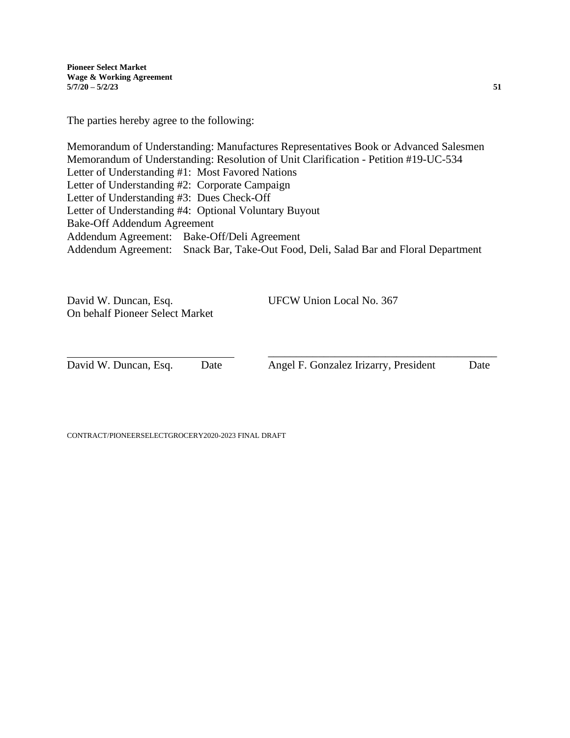The parties hereby agree to the following:

Memorandum of Understanding: Manufactures Representatives Book or Advanced Salesmen
Memorandum of Understanding: Resolution of Unit Clarification - Petition #19-UC-534
Letter of Understanding #1: Most Favored Nations
Letter of Understanding #2: Corporate Campaign
Letter of Understanding #3: Dues Check-Off
Letter of Understanding #4: Optional Voluntary Buyout
Bake-Off Addendum Agreement
Addendum Agreement: Bake-Off/Deli Agreement
Addendum Agreement: Snack Bar, Take-Out Food, Deli, Salad Bar and Floral Department

| | |
|---|---|
| David W. Duncan, Esq.<br>On behalf Pioneer Select Market | UFCW Union Local No. 367 |
| ______________________________ | ______________________________ |
| David W. Duncan, Esq. Date | Angel F. Gonzalez Irizarry, President Date |

CONTRACT/PIONEERSELECTGROCERY2020-2023 FINAL DRAFT